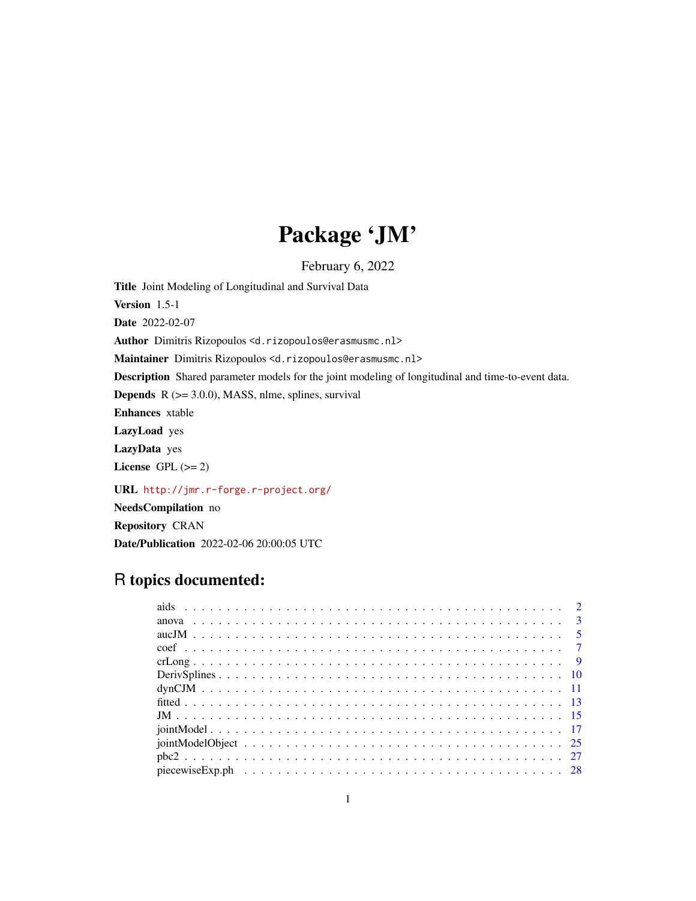# Package 'JM'

February 6, 2022

**Title** Joint Modeling of Longitudinal and Survival Data

**Version** 1.5-1

**Date** 2022-02-07

**Author** Dimitris Rizopoulos <d.rizopoulos@erasmusmc.nl>

**Maintainer** Dimitris Rizopoulos <d.rizopoulos@erasmusmc.nl>

**Description** Shared parameter models for the joint modeling of longitudinal and time-to-event data.

**Depends** R (>= 3.0.0), MASS, nlme, splines, survival

**Enhances** xtable

**LazyLoad** yes

**LazyData** yes

**License** GPL (>= 2)

**URL** http://jmr.r-forge.r-project.org/

**NeedsCompilation** no

**Repository** CRAN

**Date/Publication** 2022-02-06 20:00:05 UTC

## R topics documented:

| | |
|---|---|
| aids | 2 |
| anova | 3 |
| aucJM | 5 |
| coef | 7 |
| crLong | 9 |
| DerivSplines | 10 |
| dynCJM | 11 |
| fitted | 13 |
| JM | 15 |
| jointModel | 17 |
| jointModelObject | 25 |
| pbc2 | 27 |
| piecewiseExp.ph | 28 |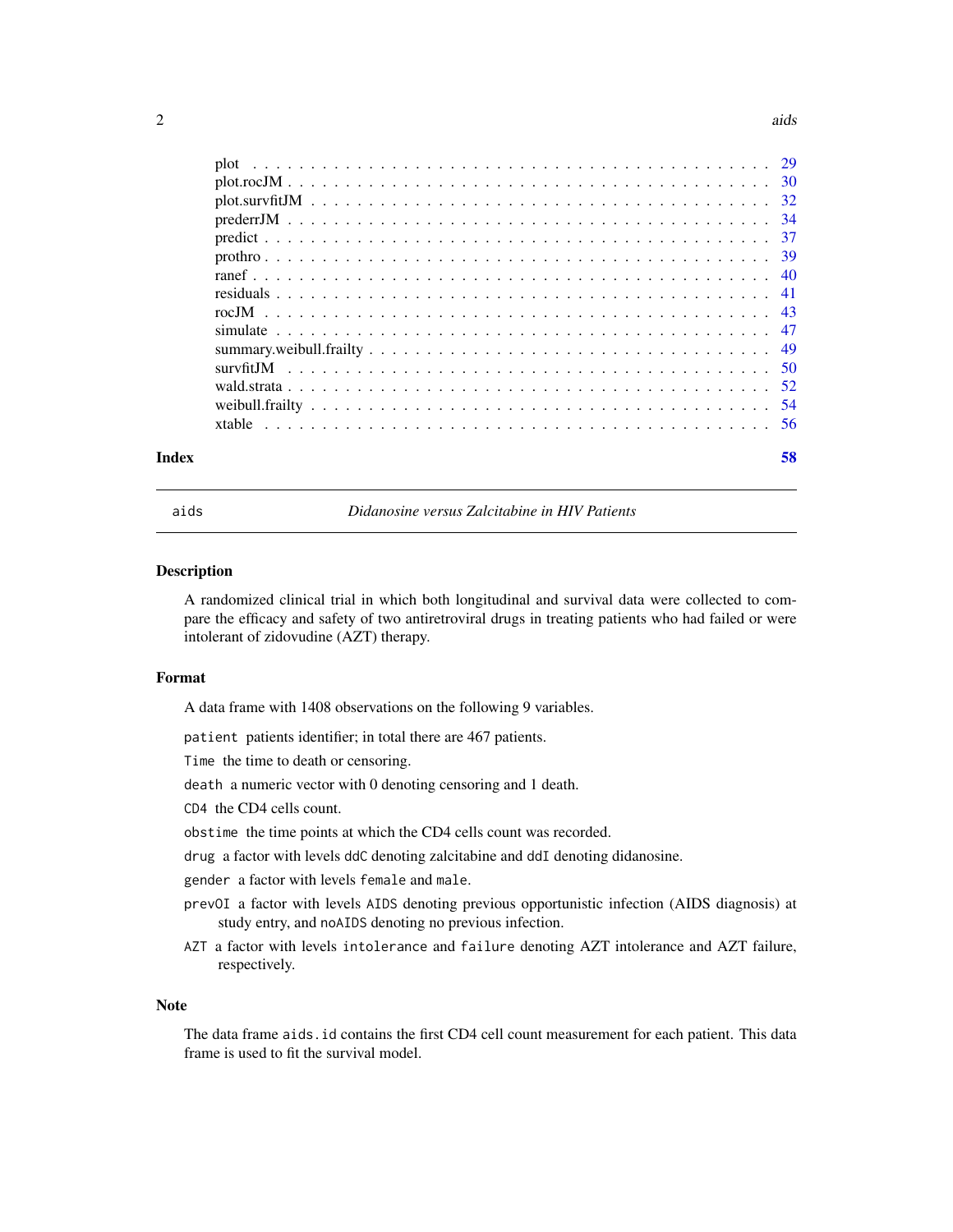plot . . . . . . . . . . . . . . . . . . . . . . . . . . . . . . . . . . . . . . . . . . 29
plot.rocJM . . . . . . . . . . . . . . . . . . . . . . . . . . . . . . . . . . . . . . . 30
plot.survfitJM . . . . . . . . . . . . . . . . . . . . . . . . . . . . . . . . . . . . . 32
prederrJM . . . . . . . . . . . . . . . . . . . . . . . . . . . . . . . . . . . . . . . 34
predict . . . . . . . . . . . . . . . . . . . . . . . . . . . . . . . . . . . . . . . . 37
prothro . . . . . . . . . . . . . . . . . . . . . . . . . . . . . . . . . . . . . . . . 39
ranef . . . . . . . . . . . . . . . . . . . . . . . . . . . . . . . . . . . . . . . . . 40
residuals . . . . . . . . . . . . . . . . . . . . . . . . . . . . . . . . . . . . . . . 41
rocJM . . . . . . . . . . . . . . . . . . . . . . . . . . . . . . . . . . . . . . . . . 43
simulate . . . . . . . . . . . . . . . . . . . . . . . . . . . . . . . . . . . . . . . 47
summary.weibull.frailty . . . . . . . . . . . . . . . . . . . . . . . . . . . . . . . 49
survfitJM . . . . . . . . . . . . . . . . . . . . . . . . . . . . . . . . . . . . . . . 50
wald.strata . . . . . . . . . . . . . . . . . . . . . . . . . . . . . . . . . . . . . . 52
weibull.frailty . . . . . . . . . . . . . . . . . . . . . . . . . . . . . . . . . . . . 54
xtable . . . . . . . . . . . . . . . . . . . . . . . . . . . . . . . . . . . . . . . . . 56

**Index** **58**

---

`aids` *Didanosine versus Zalcitabine in HIV Patients*

---

### Description

A randomized clinical trial in which both longitudinal and survival data were collected to compare the efficacy and safety of two antiretroviral drugs in treating patients who had failed or were intolerant of zidovudine (AZT) therapy.

### Format

A data frame with 1408 observations on the following 9 variables.

`patient` patients identifier; in total there are 467 patients.

`Time` the time to death or censoring.

`death` a numeric vector with 0 denoting censoring and 1 death.

`CD4` the CD4 cells count.

`obstime` the time points at which the CD4 cells count was recorded.

`drug` a factor with levels `ddC` denoting zalcitabine and `ddI` denoting didanosine.

`gender` a factor with levels `female` and `male`.

`prevOI` a factor with levels `AIDS` denoting previous opportunistic infection (AIDS diagnosis) at study entry, and `noAIDS` denoting no previous infection.

`AZT` a factor with levels `intolerance` and `failure` denoting AZT intolerance and AZT failure, respectively.

### Note

The data frame `aids.id` contains the first CD4 cell count measurement for each patient. This data frame is used to fit the survival model.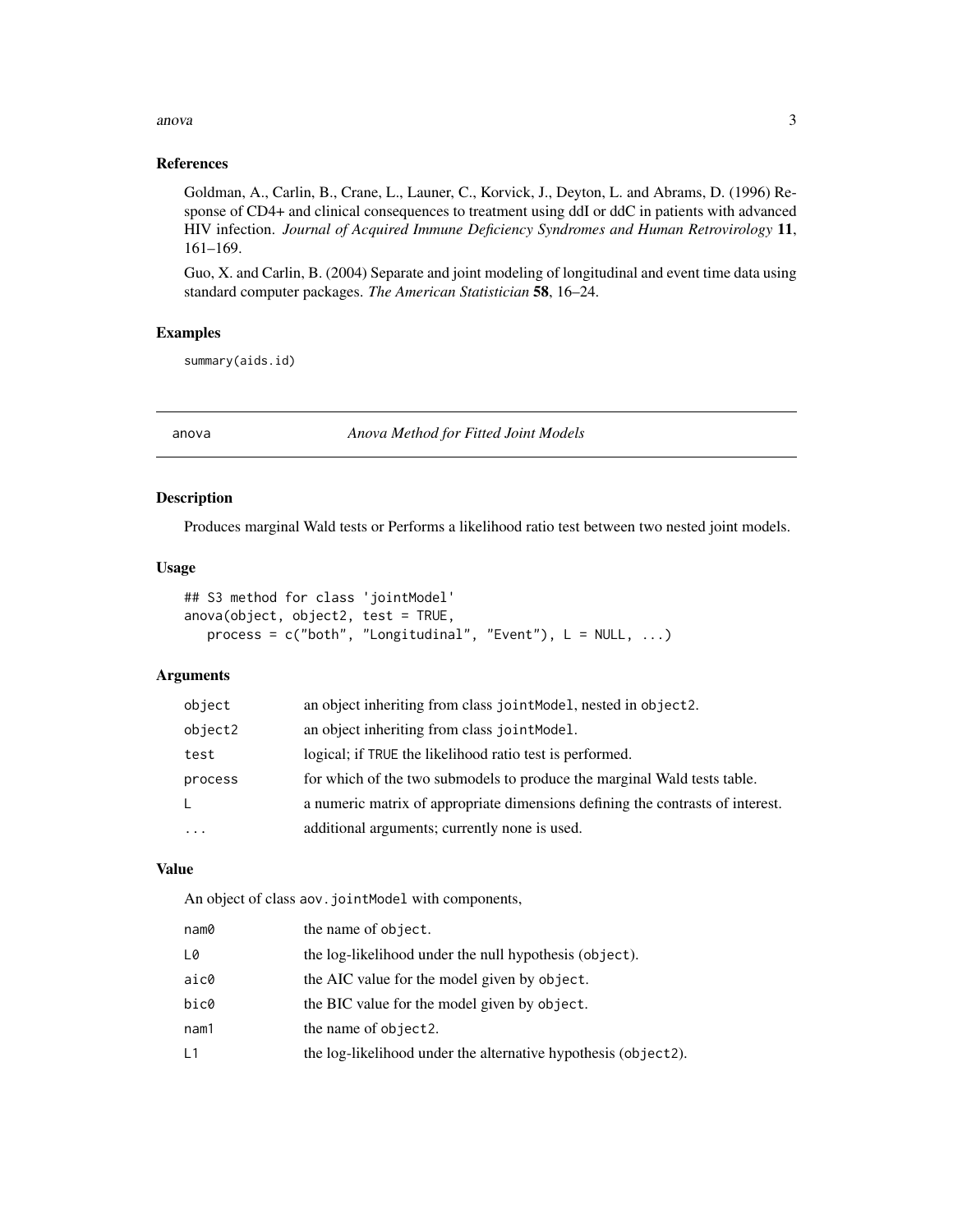### References

Goldman, A., Carlin, B., Crane, L., Launer, C., Korvick, J., Deyton, L. and Abrams, D. (1996) Response of CD4+ and clinical consequences to treatment using ddI or ddC in patients with advanced HIV infection. *Journal of Acquired Immune Deficiency Syndromes and Human Retrovirology* **11**, 161–169.

Guo, X. and Carlin, B. (2004) Separate and joint modeling of longitudinal and event time data using standard computer packages. *The American Statistician* **58**, 16–24.

### Examples

```
summary(aids.id)
```

---

## anova — *Anova Method for Fitted Joint Models*

---

### Description

Produces marginal Wald tests or Performs a likelihood ratio test between two nested joint models.

### Usage

```
## S3 method for class 'jointModel'
anova(object, object2, test = TRUE,
   process = c("both", "Longitudinal", "Event"), L = NULL, ...)
```

### Arguments

| | |
|---|---|
| `object` | an object inheriting from class `jointModel`, nested in `object2`. |
| `object2` | an object inheriting from class `jointModel`. |
| `test` | logical; if `TRUE` the likelihood ratio test is performed. |
| `process` | for which of the two submodels to produce the marginal Wald tests table. |
| `L` | a numeric matrix of appropriate dimensions defining the contrasts of interest. |
| `...` | additional arguments; currently none is used. |

### Value

An object of class `aov.jointModel` with components,

| | |
|---|---|
| `nam0` | the name of `object`. |
| `L0` | the log-likelihood under the null hypothesis (`object`). |
| `aic0` | the AIC value for the model given by `object`. |
| `bic0` | the BIC value for the model given by `object`. |
| `nam1` | the name of `object2`. |
| `L1` | the log-likelihood under the alternative hypothesis (`object2`). |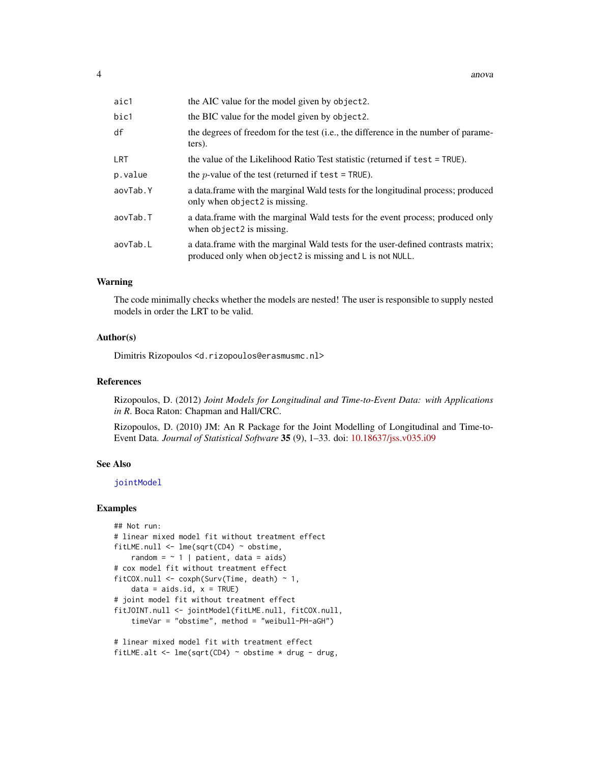| | |
|---|---|
| aic1 | the AIC value for the model given by `object2`. |
| bic1 | the BIC value for the model given by `object2`. |
| df | the degrees of freedom for the test (i.e., the difference in the number of parameters). |
| LRT | the value of the Likelihood Ratio Test statistic (returned if `test = TRUE`). |
| p.value | the $p$-value of the test (returned if `test = TRUE`). |
| aovTab.Y | a data.frame with the marginal Wald tests for the longitudinal process; produced only when `object2` is missing. |
| aovTab.T | a data.frame with the marginal Wald tests for the event process; produced only when `object2` is missing. |
| aovTab.L | a data.frame with the marginal Wald tests for the user-defined contrasts matrix; produced only when `object2` is missing and `L` is not `NULL`. |

## Warning

The code minimally checks whether the models are nested! The user is responsible to supply nested models in order the LRT to be valid.

## Author(s)

Dimitris Rizopoulos <d.rizopoulos@erasmusmc.nl>

## References

Rizopoulos, D. (2012) *Joint Models for Longitudinal and Time-to-Event Data: with Applications in R*. Boca Raton: Chapman and Hall/CRC.

Rizopoulos, D. (2010) JM: An R Package for the Joint Modelling of Longitudinal and Time-to-Event Data. *Journal of Statistical Software* **35** (9), 1–33. doi: 10.18637/jss.v035.i09

## See Also

jointModel

## Examples

```
## Not run:
# linear mixed model fit without treatment effect
fitLME.null <- lme(sqrt(CD4) ~ obstime,
    random = ~ 1 | patient, data = aids)
# cox model fit without treatment effect
fitCOX.null <- coxph(Surv(Time, death) ~ 1,
    data = aids.id, x = TRUE)
# joint model fit without treatment effect
fitJOINT.null <- jointModel(fitLME.null, fitCOX.null,
    timeVar = "obstime", method = "weibull-PH-aGH")

# linear mixed model fit with treatment effect
fitLME.alt <- lme(sqrt(CD4) ~ obstime * drug - drug,
```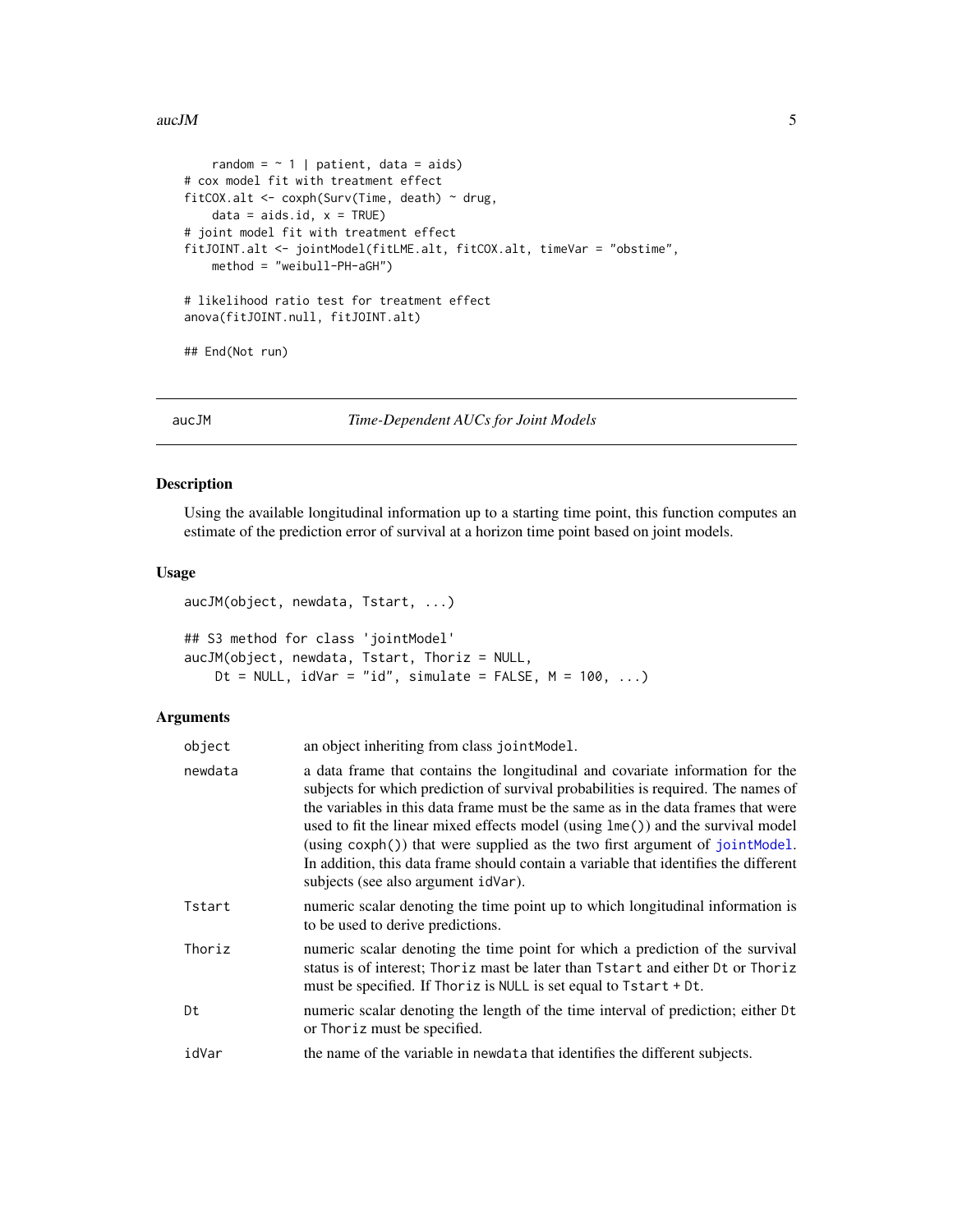```
    random = ~ 1 | patient, data = aids)
# cox model fit with treatment effect
fitCOX.alt <- coxph(Surv(Time, death) ~ drug,
    data = aids.id, x = TRUE)
# joint model fit with treatment effect
fitJOINT.alt <- jointModel(fitLME.alt, fitCOX.alt, timeVar = "obstime",
    method = "weibull-PH-aGH")

# likelihood ratio test for treatment effect
anova(fitJOINT.null, fitJOINT.alt)

## End(Not run)
```

---

## aucJM *Time-Dependent AUCs for Joint Models*

---

### Description

Using the available longitudinal information up to a starting time point, this function computes an estimate of the prediction error of survival at a horizon time point based on joint models.

### Usage

```
aucJM(object, newdata, Tstart, ...)

## S3 method for class 'jointModel'
aucJM(object, newdata, Tstart, Thoriz = NULL,
    Dt = NULL, idVar = "id", simulate = FALSE, M = 100, ...)
```

### Arguments

| | |
|---|---|
| object | an object inheriting from class jointModel. |
| newdata | a data frame that contains the longitudinal and covariate information for the subjects for which prediction of survival probabilities is required. The names of the variables in this data frame must be the same as in the data frames that were used to fit the linear mixed effects model (using lme()) and the survival model (using coxph()) that were supplied as the two first argument of jointModel. In addition, this data frame should contain a variable that identifies the different subjects (see also argument idVar). |
| Tstart | numeric scalar denoting the time point up to which longitudinal information is to be used to derive predictions. |
| Thoriz | numeric scalar denoting the time point for which a prediction of the survival status is of interest; Thoriz mast be later than Tstart and either Dt or Thoriz must be specified. If Thoriz is NULL is set equal to Tstart + Dt. |
| Dt | numeric scalar denoting the length of the time interval of prediction; either Dt or Thoriz must be specified. |
| idVar | the name of the variable in newdata that identifies the different subjects. |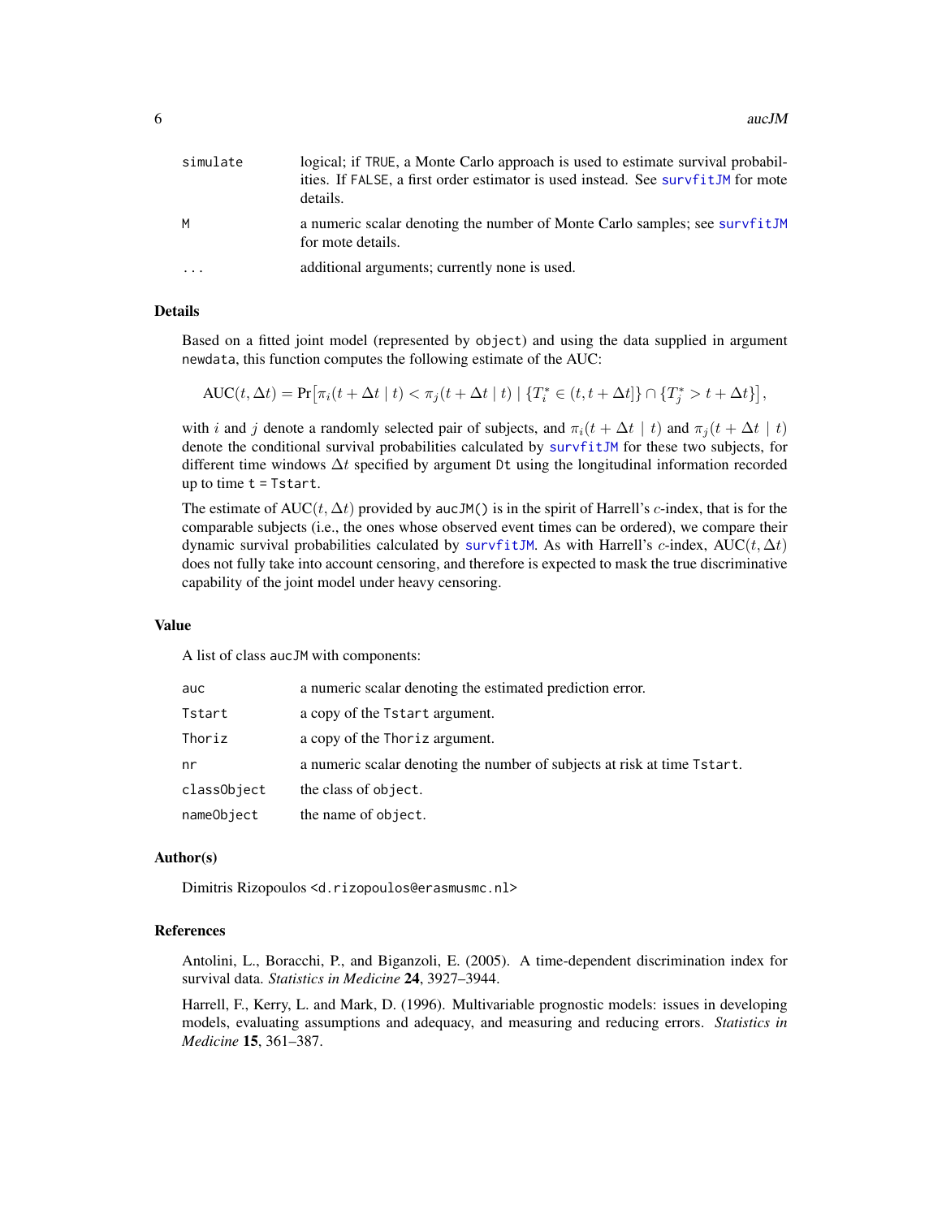| | |
|---|---|
| simulate | logical; if TRUE, a Monte Carlo approach is used to estimate survival probabilities. If FALSE, a first order estimator is used instead. See survfitJM for mote details. |
| M | a numeric scalar denoting the number of Monte Carlo samples; see survfitJM for mote details. |
| ... | additional arguments; currently none is used. |

## Details

Based on a fitted joint model (represented by `object`) and using the data supplied in argument `newdata`, this function computes the following estimate of the AUC:

$$\text{AUC}(t, \Delta t) = \Pr\big[\pi_i(t + \Delta t \mid t) < \pi_j(t + \Delta t \mid t) \mid \{T_i^* \in (t, t + \Delta t]\} \cap \{T_j^* > t + \Delta t\}\big],$$

with $i$ and $j$ denote a randomly selected pair of subjects, and $\pi_i(t + \Delta t \mid t)$ and $\pi_j(t + \Delta t \mid t)$ denote the conditional survival probabilities calculated by `survfitJM` for these two subjects, for different time windows $\Delta t$ specified by argument `Dt` using the longitudinal information recorded up to time `t = Tstart`.

The estimate of $\text{AUC}(t, \Delta t)$ provided by `aucJM()` is in the spirit of Harrell's $c$-index, that is for the comparable subjects (i.e., the ones whose observed event times can be ordered), we compare their dynamic survival probabilities calculated by `survfitJM`. As with Harrell's $c$-index, $\text{AUC}(t, \Delta t)$ does not fully take into account censoring, and therefore is expected to mask the true discriminative capability of the joint model under heavy censoring.

## Value

A list of class `aucJM` with components:

| | |
|---|---|
| auc | a numeric scalar denoting the estimated prediction error. |
| Tstart | a copy of the `Tstart` argument. |
| Thoriz | a copy of the `Thoriz` argument. |
| nr | a numeric scalar denoting the number of subjects at risk at time `Tstart`. |
| classObject | the class of `object`. |
| nameObject | the name of `object`. |

## Author(s)

Dimitris Rizopoulos <d.rizopoulos@erasmusmc.nl>

## References

Antolini, L., Boracchi, P., and Biganzoli, E. (2005). A time-dependent discrimination index for survival data. *Statistics in Medicine* **24**, 3927–3944.

Harrell, F., Kerry, L. and Mark, D. (1996). Multivariable prognostic models: issues in developing models, evaluating assumptions and adequacy, and measuring and reducing errors. *Statistics in Medicine* **15**, 361–387.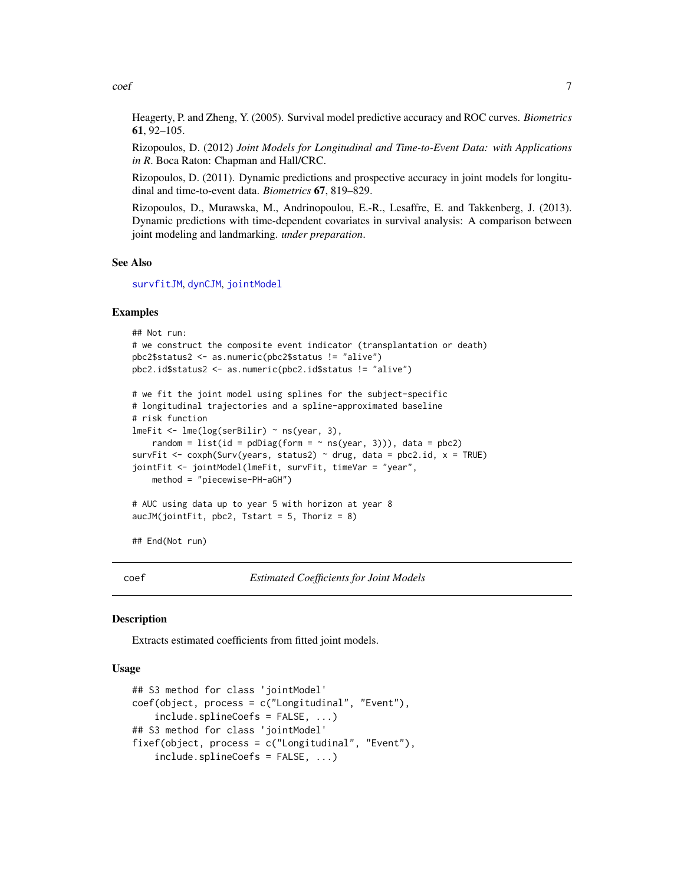Heagerty, P. and Zheng, Y. (2005). Survival model predictive accuracy and ROC curves. *Biometrics* **61**, 92–105.

Rizopoulos, D. (2012) *Joint Models for Longitudinal and Time-to-Event Data: with Applications in R*. Boca Raton: Chapman and Hall/CRC.

Rizopoulos, D. (2011). Dynamic predictions and prospective accuracy in joint models for longitudinal and time-to-event data. *Biometrics* **67**, 819–829.

Rizopoulos, D., Murawska, M., Andrinopoulou, E.-R., Lesaffre, E. and Takkenberg, J. (2013). Dynamic predictions with time-dependent covariates in survival analysis: A comparison between joint modeling and landmarking. *under preparation*.

### See Also

survfitJM, dynCJM, jointModel

### Examples

```
## Not run:
# we construct the composite event indicator (transplantation or death)
pbc2$status2 <- as.numeric(pbc2$status != "alive")
pbc2.id$status2 <- as.numeric(pbc2.id$status != "alive")

# we fit the joint model using splines for the subject-specific
# longitudinal trajectories and a spline-approximated baseline
# risk function
lmeFit <- lme(log(serBilir) ~ ns(year, 3),
    random = list(id = pdDiag(form = ~ ns(year, 3))), data = pbc2)
survFit <- coxph(Surv(years, status2) ~ drug, data = pbc2.id, x = TRUE)
jointFit <- jointModel(lmeFit, survFit, timeVar = "year",
    method = "piecewise-PH-aGH")

# AUC using data up to year 5 with horizon at year 8
aucJM(jointFit, pbc2, Tstart = 5, Thoriz = 8)

## End(Not run)
```

## coef — *Estimated Coefficients for Joint Models*

### Description

Extracts estimated coefficients from fitted joint models.

### Usage

```
## S3 method for class 'jointModel'
coef(object, process = c("Longitudinal", "Event"),
    include.splineCoefs = FALSE, ...)
## S3 method for class 'jointModel'
fixef(object, process = c("Longitudinal", "Event"),
    include.splineCoefs = FALSE, ...)
```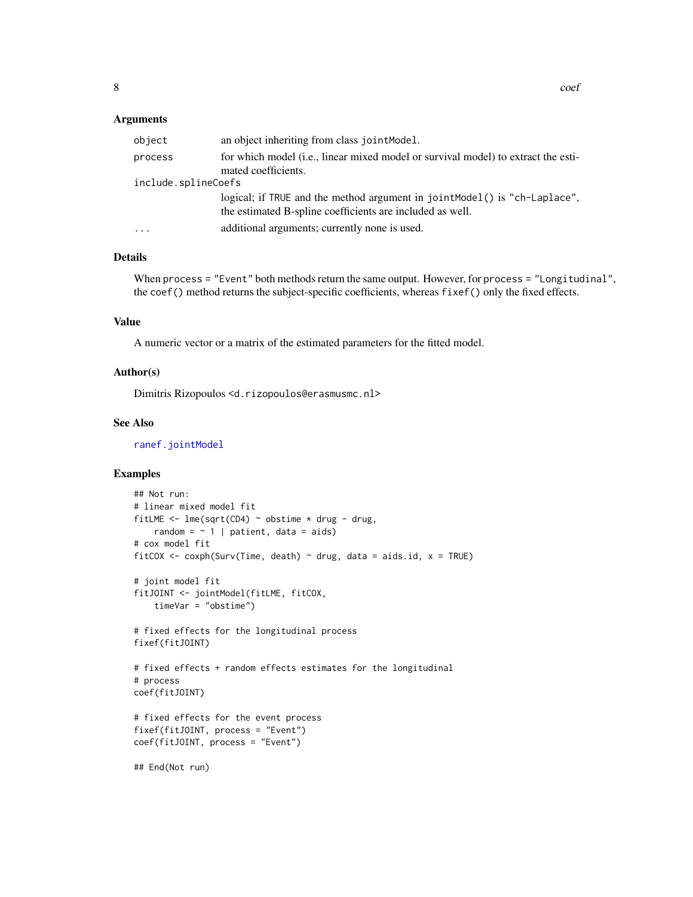### Arguments

| | |
|---|---|
| `object` | an object inheriting from class `jointModel`. |
| `process` | for which model (i.e., linear mixed model or survival model) to extract the estimated coefficients. |
| `include.splineCoefs` | logical; if `TRUE` and the method argument in `jointModel()` is `"ch-Laplace"`, the estimated B-spline coefficients are included as well. |
| `...` | additional arguments; currently none is used. |

### Details

When `process = "Event"` both methods return the same output. However, for `process = "Longitudinal"`, the `coef()` method returns the subject-specific coefficients, whereas `fixef()` only the fixed effects.

### Value

A numeric vector or a matrix of the estimated parameters for the fitted model.

### Author(s)

Dimitris Rizopoulos <d.rizopoulos@erasmusmc.nl>

### See Also

ranef.jointModel

### Examples

```
## Not run:
# linear mixed model fit
fitLME <- lme(sqrt(CD4) ~ obstime * drug - drug,
    random = ~ 1 | patient, data = aids)
# cox model fit
fitCOX <- coxph(Surv(Time, death) ~ drug, data = aids.id, x = TRUE)

# joint model fit
fitJOINT <- jointModel(fitLME, fitCOX,
    timeVar = "obstime")

# fixed effects for the longitudinal process
fixef(fitJOINT)

# fixed effects + random effects estimates for the longitudinal
# process
coef(fitJOINT)

# fixed effects for the event process
fixef(fitJOINT, process = "Event")
coef(fitJOINT, process = "Event")

## End(Not run)
```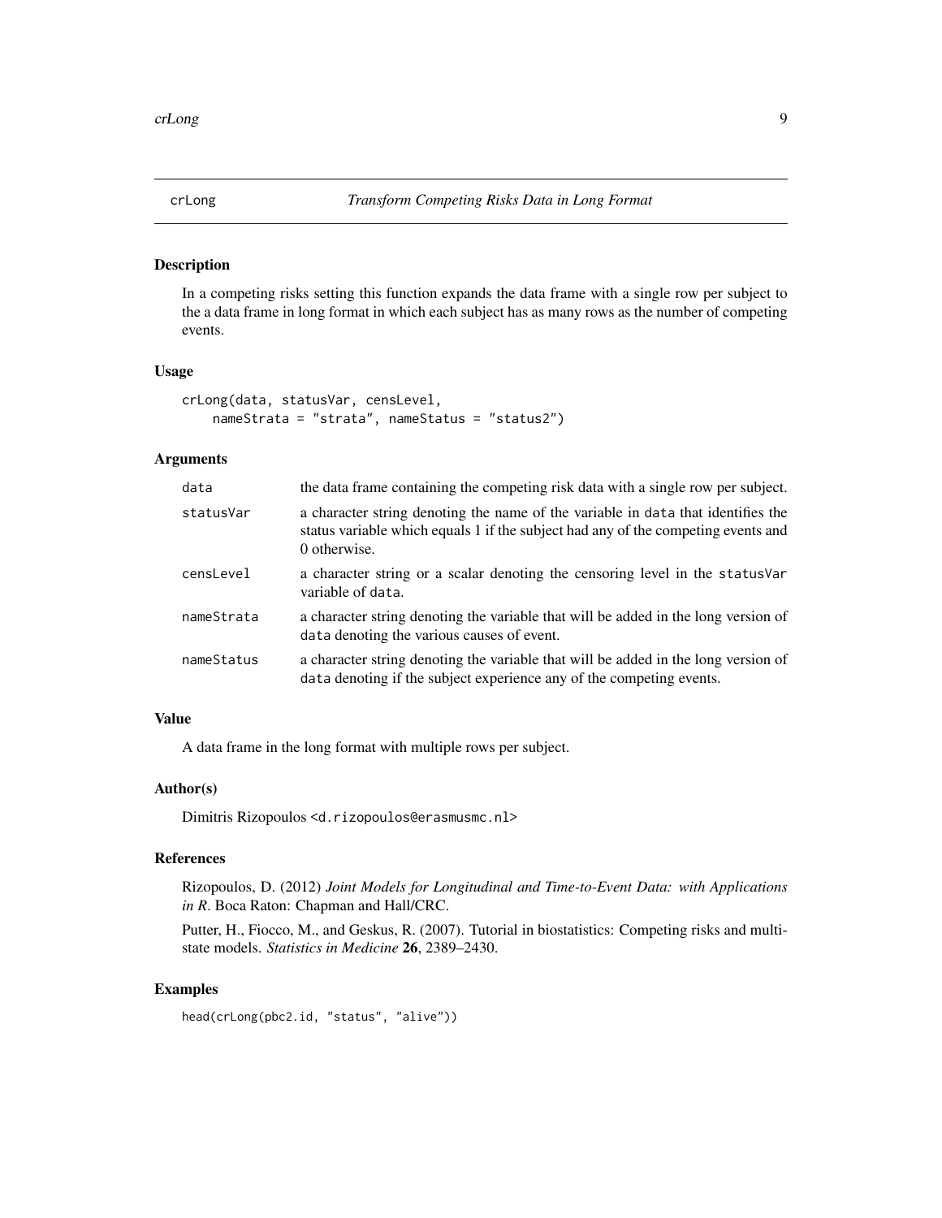# crLong — *Transform Competing Risks Data in Long Format*

## Description

In a competing risks setting this function expands the data frame with a single row per subject to the a data frame in long format in which each subject has as many rows as the number of competing events.

## Usage

```
crLong(data, statusVar, censLevel,
    nameStrata = "strata", nameStatus = "status2")
```

## Arguments

| | |
|---|---|
| `data` | the data frame containing the competing risk data with a single row per subject. |
| `statusVar` | a character string denoting the name of the variable in `data` that identifies the status variable which equals 1 if the subject had any of the competing events and 0 otherwise. |
| `censLevel` | a character string or a scalar denoting the censoring level in the `statusVar` variable of `data`. |
| `nameStrata` | a character string denoting the variable that will be added in the long version of `data` denoting the various causes of event. |
| `nameStatus` | a character string denoting the variable that will be added in the long version of `data` denoting if the subject experience any of the competing events. |

## Value

A data frame in the long format with multiple rows per subject.

## Author(s)

Dimitris Rizopoulos <d.rizopoulos@erasmusmc.nl>

## References

Rizopoulos, D. (2012) *Joint Models for Longitudinal and Time-to-Event Data: with Applications in R*. Boca Raton: Chapman and Hall/CRC.

Putter, H., Fiocco, M., and Geskus, R. (2007). Tutorial in biostatistics: Competing risks and multi-state models. *Statistics in Medicine* **26**, 2389–2430.

## Examples

```
head(crLong(pbc2.id, "status", "alive"))
```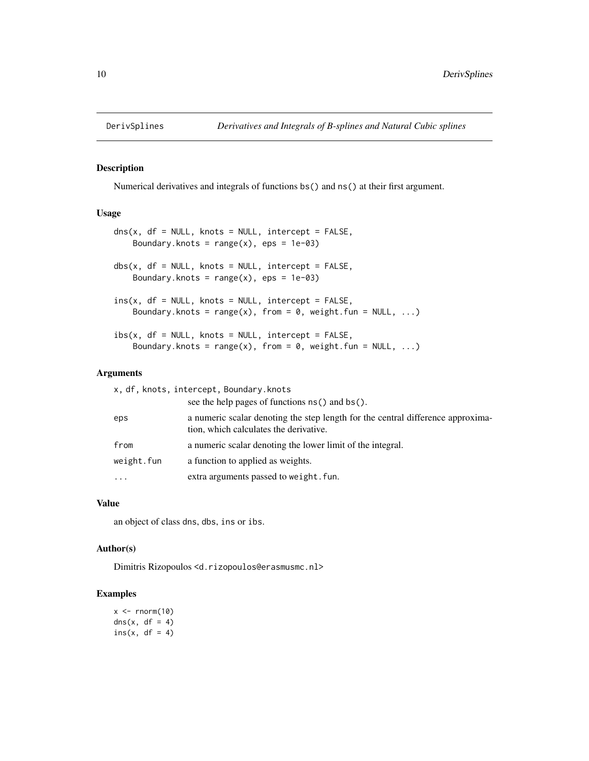DerivSplines — *Derivatives and Integrals of B-splines and Natural Cubic splines*

## Description

Numerical derivatives and integrals of functions `bs()` and `ns()` at their first argument.

## Usage

```
dns(x, df = NULL, knots = NULL, intercept = FALSE,
    Boundary.knots = range(x), eps = 1e-03)

dbs(x, df = NULL, knots = NULL, intercept = FALSE,
    Boundary.knots = range(x), eps = 1e-03)

ins(x, df = NULL, knots = NULL, intercept = FALSE,
    Boundary.knots = range(x), from = 0, weight.fun = NULL, ...)

ibs(x, df = NULL, knots = NULL, intercept = FALSE,
    Boundary.knots = range(x), from = 0, weight.fun = NULL, ...)
```

## Arguments

| | |
|---|---|
| `x, df, knots, intercept, Boundary.knots` | see the help pages of functions `ns()` and `bs()`. |
| `eps` | a numeric scalar denoting the step length for the central difference approximation, which calculates the derivative. |
| `from` | a numeric scalar denoting the lower limit of the integral. |
| `weight.fun` | a function to applied as weights. |
| `...` | extra arguments passed to `weight.fun`. |

## Value

an object of class `dns`, `dbs`, `ins` or `ibs`.

## Author(s)

Dimitris Rizopoulos <d.rizopoulos@erasmusmc.nl>

## Examples

```
x <- rnorm(10)
dns(x, df = 4)
ins(x, df = 4)
```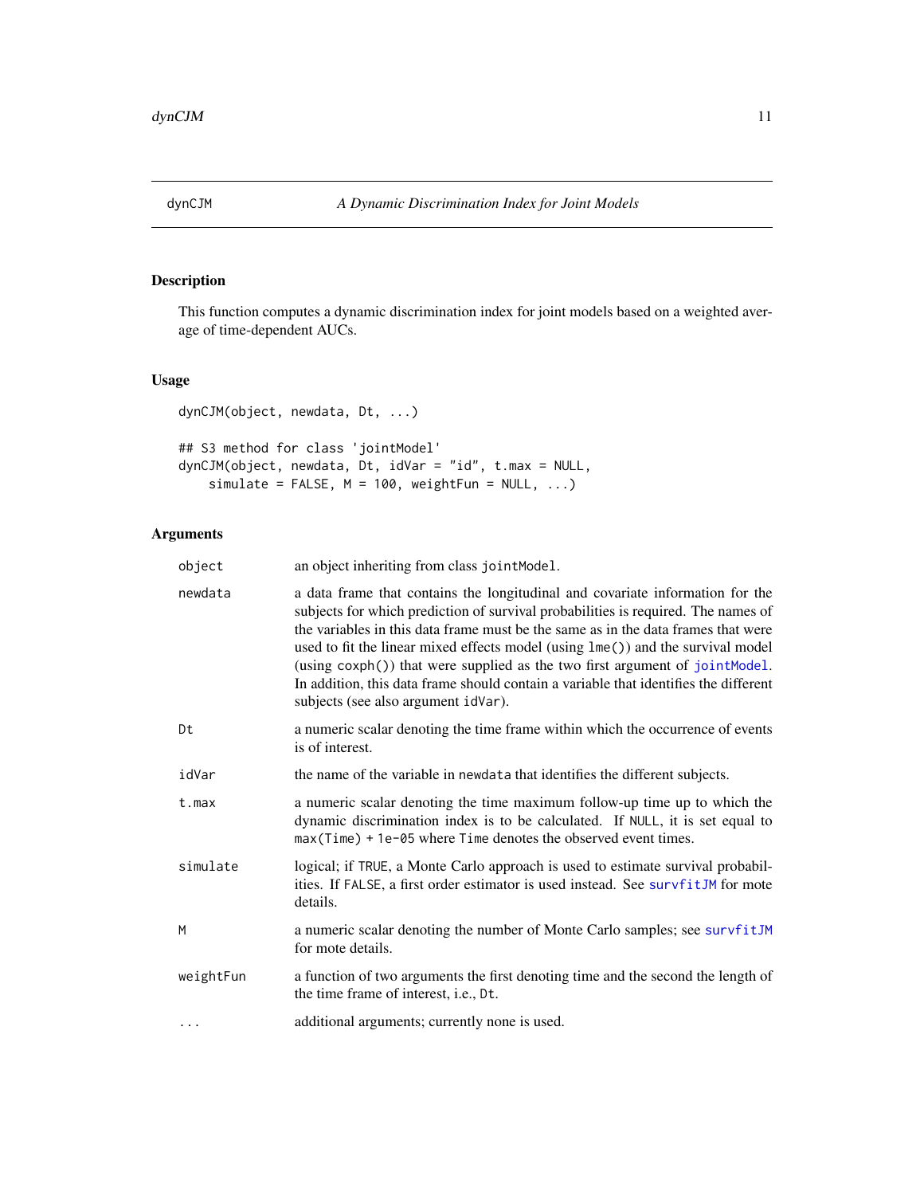dynCJM    *A Dynamic Discrimination Index for Joint Models*

## Description

This function computes a dynamic discrimination index for joint models based on a weighted average of time-dependent AUCs.

## Usage

```
dynCJM(object, newdata, Dt, ...)

## S3 method for class 'jointModel'
dynCJM(object, newdata, Dt, idVar = "id", t.max = NULL,
    simulate = FALSE, M = 100, weightFun = NULL, ...)
```

## Arguments

| | |
|---|---|
| `object` | an object inheriting from class `jointModel`. |
| `newdata` | a data frame that contains the longitudinal and covariate information for the subjects for which prediction of survival probabilities is required. The names of the variables in this data frame must be the same as in the data frames that were used to fit the linear mixed effects model (using `lme()`) and the survival model (using `coxph()`) that were supplied as the two first argument of `jointModel`. In addition, this data frame should contain a variable that identifies the different subjects (see also argument `idVar`). |
| `Dt` | a numeric scalar denoting the time frame within which the occurrence of events is of interest. |
| `idVar` | the name of the variable in `newdata` that identifies the different subjects. |
| `t.max` | a numeric scalar denoting the time maximum follow-up time up to which the dynamic discrimination index is to be calculated. If `NULL`, it is set equal to `max(Time) + 1e-05` where `Time` denotes the observed event times. |
| `simulate` | logical; if `TRUE`, a Monte Carlo approach is used to estimate survival probabilities. If `FALSE`, a first order estimator is used instead. See `survfitJM` for mote details. |
| `M` | a numeric scalar denoting the number of Monte Carlo samples; see `survfitJM` for mote details. |
| `weightFun` | a function of two arguments the first denoting time and the second the length of the time frame of interest, i.e., `Dt`. |
| `...` | additional arguments; currently none is used. |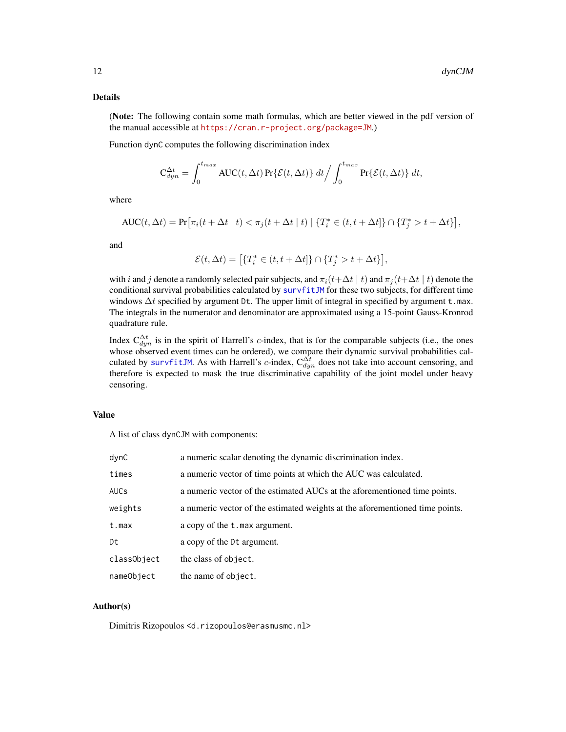## Details

(**Note:** The following contain some math formulas, which are better viewed in the pdf version of the manual accessible at https://cran.r-project.org/package=JM.)

Function `dynC` computes the following discrimination index

$$\mathrm{C}_{dyn}^{\Delta t} = \int_0^{t_{max}} \mathrm{AUC}(t, \Delta t) \, \Pr\{\mathcal{E}(t, \Delta t)\} \; dt \Big/ \int_0^{t_{max}} \Pr\{\mathcal{E}(t, \Delta t)\} \; dt,$$

where

$$\mathrm{AUC}(t, \Delta t) = \Pr\bigl[\pi_i(t + \Delta t \mid t) < \pi_j(t + \Delta t \mid t) \mid \{T_i^* \in (t, t + \Delta t]\} \cap \{T_j^* > t + \Delta t\}\bigr],$$

and

$$\mathcal{E}(t, \Delta t) = \bigl[\{T_i^* \in (t, t + \Delta t]\} \cap \{T_j^* > t + \Delta t\}\bigr],$$

with $i$ and $j$ denote a randomly selected pair subjects, and $\pi_i(t + \Delta t \mid t)$ and $\pi_j(t + \Delta t \mid t)$ denote the conditional survival probabilities calculated by `survfitJM` for these two subjects, for different time windows $\Delta t$ specified by argument `Dt`. The upper limit of integral in specified by argument `t.max`. The integrals in the numerator and denominator are approximated using a 15-point Gauss-Kronrod quadrature rule.

Index $\mathrm{C}_{dyn}^{\Delta t}$ is in the spirit of Harrell's $c$-index, that is for the comparable subjects (i.e., the ones whose observed event times can be ordered), we compare their dynamic survival probabilities calculated by `survfitJM`. As with Harrell's $c$-index, $\mathrm{C}_{dyn}^{\Delta t}$ does not take into account censoring, and therefore is expected to mask the true discriminative capability of the joint model under heavy censoring.

## Value

A list of class `dynCJM` with components:

| | |
|---|---|
| `dynC` | a numeric scalar denoting the dynamic discrimination index. |
| `times` | a numeric vector of time points at which the AUC was calculated. |
| `AUCs` | a numeric vector of the estimated AUCs at the aforementioned time points. |
| `weights` | a numeric vector of the estimated weights at the aforementioned time points. |
| `t.max` | a copy of the `t.max` argument. |
| `Dt` | a copy of the `Dt` argument. |
| `classObject` | the class of `object`. |
| `nameObject` | the name of `object`. |

## Author(s)

Dimitris Rizopoulos <d.rizopoulos@erasmusmc.nl>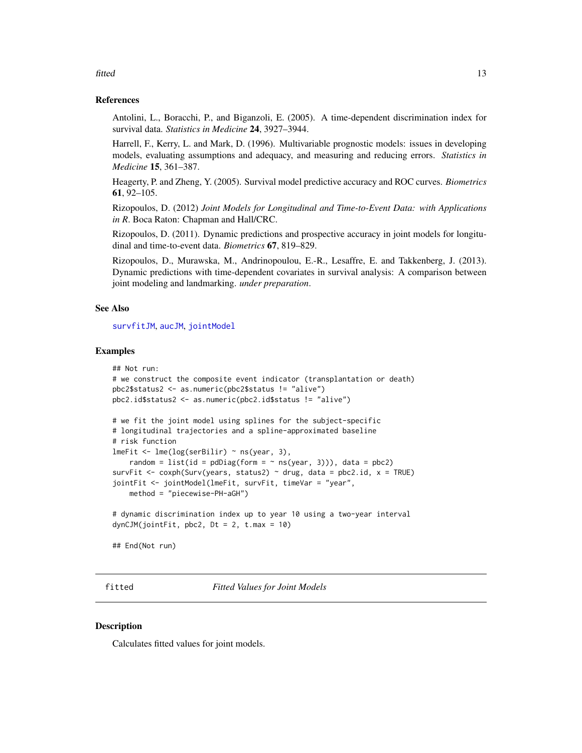### References

Antolini, L., Boracchi, P., and Biganzoli, E. (2005). A time-dependent discrimination index for survival data. *Statistics in Medicine* **24**, 3927–3944.

Harrell, F., Kerry, L. and Mark, D. (1996). Multivariable prognostic models: issues in developing models, evaluating assumptions and adequacy, and measuring and reducing errors. *Statistics in Medicine* **15**, 361–387.

Heagerty, P. and Zheng, Y. (2005). Survival model predictive accuracy and ROC curves. *Biometrics* **61**, 92–105.

Rizopoulos, D. (2012) *Joint Models for Longitudinal and Time-to-Event Data: with Applications in R*. Boca Raton: Chapman and Hall/CRC.

Rizopoulos, D. (2011). Dynamic predictions and prospective accuracy in joint models for longitudinal and time-to-event data. *Biometrics* **67**, 819–829.

Rizopoulos, D., Murawska, M., Andrinopoulou, E.-R., Lesaffre, E. and Takkenberg, J. (2013). Dynamic predictions with time-dependent covariates in survival analysis: A comparison between joint modeling and landmarking. *under preparation*.

### See Also

survfitJM, aucJM, jointModel

### Examples

```
## Not run:
# we construct the composite event indicator (transplantation or death)
pbc2$status2 <- as.numeric(pbc2$status != "alive")
pbc2.id$status2 <- as.numeric(pbc2.id$status != "alive")

# we fit the joint model using splines for the subject-specific
# longitudinal trajectories and a spline-approximated baseline
# risk function
lmeFit <- lme(log(serBilir) ~ ns(year, 3),
    random = list(id = pdDiag(form = ~ ns(year, 3))), data = pbc2)
survFit <- coxph(Surv(years, status2) ~ drug, data = pbc2.id, x = TRUE)
jointFit <- jointModel(lmeFit, survFit, timeVar = "year",
    method = "piecewise-PH-aGH")

# dynamic discrimination index up to year 10 using a two-year interval
dynCJM(jointFit, pbc2, Dt = 2, t.max = 10)

## End(Not run)
```

---

## fitted — *Fitted Values for Joint Models*

### Description

Calculates fitted values for joint models.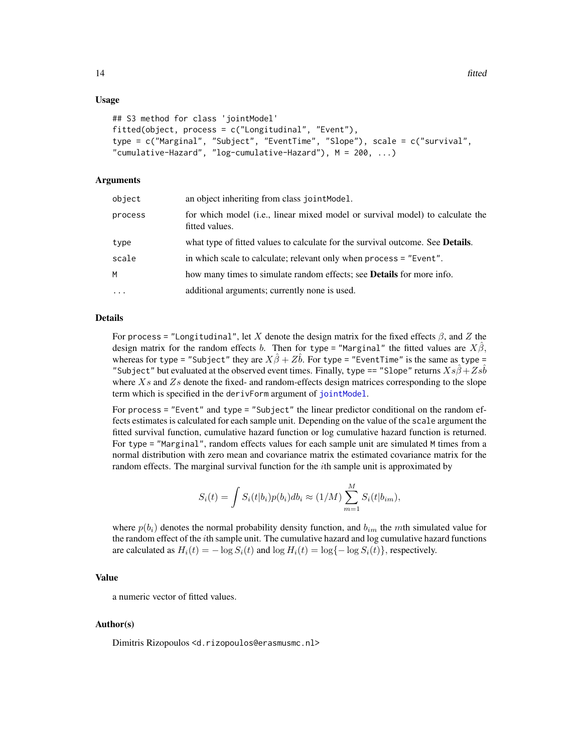### Usage

```
## S3 method for class 'jointModel'
fitted(object, process = c("Longitudinal", "Event"),
type = c("Marginal", "Subject", "EventTime", "Slope"), scale = c("survival",
"cumulative-Hazard", "log-cumulative-Hazard"), M = 200, ...)
```

### Arguments

| | |
|---|---|
| `object` | an object inheriting from class `jointModel`. |
| `process` | for which model (i.e., linear mixed model or survival model) to calculate the fitted values. |
| `type` | what type of fitted values to calculate for the survival outcome. See **Details**. |
| `scale` | in which scale to calculate; relevant only when `process = "Event"`. |
| `M` | how many times to simulate random effects; see **Details** for more info. |
| `...` | additional arguments; currently none is used. |

### Details

For `process = "Longitudinal"`, let $X$ denote the design matrix for the fixed effects $\beta$, and $Z$ the design matrix for the random effects $b$. Then for `type = "Marginal"` the fitted values are $X\hat{\beta}$, whereas for `type = "Subject"` they are $X\hat{\beta} + Z\hat{b}$. For `type = "EventTime"` is the same as `type = "Subject"` but evaluated at the observed event times. Finally, `type == "Slope"` returns $Xs\hat{\beta} + Zs\hat{b}$ where $Xs$ and $Zs$ denote the fixed- and random-effects design matrices corresponding to the slope term which is specified in the `derivForm` argument of `jointModel`.

For `process = "Event"` and `type = "Subject"` the linear predictor conditional on the random effects estimates is calculated for each sample unit. Depending on the value of the `scale` argument the fitted survival function, cumulative hazard function or log cumulative hazard function is returned. For `type = "Marginal"`, random effects values for each sample unit are simulated `M` times from a normal distribution with zero mean and covariance matrix the estimated covariance matrix for the random effects. The marginal survival function for the $i$th sample unit is approximated by

$$S_i(t) = \int S_i(t|b_i)p(b_i)db_i \approx (1/M)\sum_{m=1}^{M} S_i(t|b_{im}),$$

where $p(b_i)$ denotes the normal probability density function, and $b_{im}$ the $m$th simulated value for the random effect of the $i$th sample unit. The cumulative hazard and log cumulative hazard functions are calculated as $H_i(t) = -\log S_i(t)$ and $\log H_i(t) = \log\{-\log S_i(t)\}$, respectively.

### Value

a numeric vector of fitted values.

### Author(s)

Dimitris Rizopoulos <d.rizopoulos@erasmusmc.nl>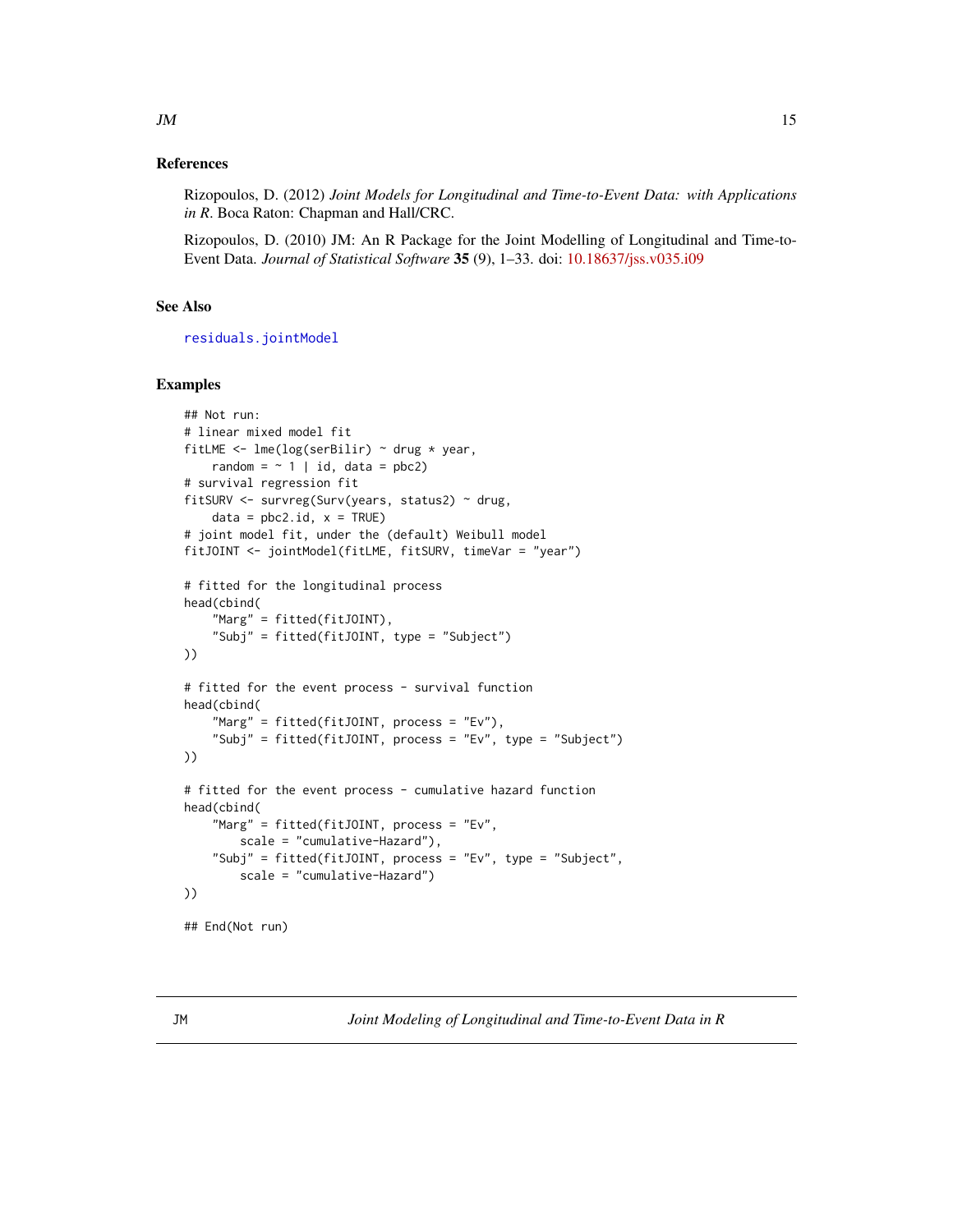### References

Rizopoulos, D. (2012) *Joint Models for Longitudinal and Time-to-Event Data: with Applications in R*. Boca Raton: Chapman and Hall/CRC.

Rizopoulos, D. (2010) JM: An R Package for the Joint Modelling of Longitudinal and Time-to-Event Data. *Journal of Statistical Software* **35** (9), 1–33. doi: 10.18637/jss.v035.i09

### See Also

`residuals.jointModel`

### Examples

```
## Not run:
# linear mixed model fit
fitLME <- lme(log(serBilir) ~ drug * year,
    random = ~ 1 | id, data = pbc2)
# survival regression fit
fitSURV <- survreg(Surv(years, status2) ~ drug,
    data = pbc2.id, x = TRUE)
# joint model fit, under the (default) Weibull model
fitJOINT <- jointModel(fitLME, fitSURV, timeVar = "year")

# fitted for the longitudinal process
head(cbind(
    "Marg" = fitted(fitJOINT),
    "Subj" = fitted(fitJOINT, type = "Subject")
))

# fitted for the event process - survival function
head(cbind(
    "Marg" = fitted(fitJOINT, process = "Ev"),
    "Subj" = fitted(fitJOINT, process = "Ev", type = "Subject")
))

# fitted for the event process - cumulative hazard function
head(cbind(
    "Marg" = fitted(fitJOINT, process = "Ev",
        scale = "cumulative-Hazard"),
    "Subj" = fitted(fitJOINT, process = "Ev", type = "Subject",
        scale = "cumulative-Hazard")
))

## End(Not run)
```

---

JM *Joint Modeling of Longitudinal and Time-to-Event Data in R*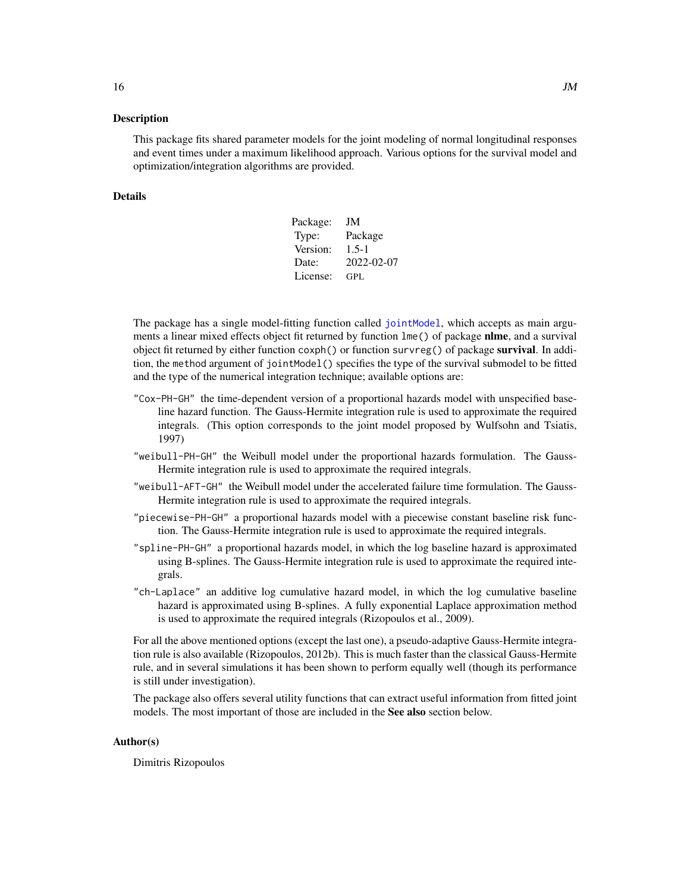### Description

This package fits shared parameter models for the joint modeling of normal longitudinal responses and event times under a maximum likelihood approach. Various options for the survival model and optimization/integration algorithms are provided.

### Details

| Package: | JM |
|---|---|
| Type: | Package |
| Version: | 1.5-1 |
| Date: | 2022-02-07 |
| License: | GPL |

The package has a single model-fitting function called `jointModel`, which accepts as main arguments a linear mixed effects object fit returned by function `lme()` of package **nlme**, and a survival object fit returned by either function `coxph()` or function `survreg()` of package **survival**. In addition, the `method` argument of `jointModel()` specifies the type of the survival submodel to be fitted and the type of the numerical integration technique; available options are:

`"Cox-PH-GH"` the time-dependent version of a proportional hazards model with unspecified baseline hazard function. The Gauss-Hermite integration rule is used to approximate the required integrals. (This option corresponds to the joint model proposed by Wulfsohn and Tsiatis, 1997)

`"weibull-PH-GH"` the Weibull model under the proportional hazards formulation. The Gauss-Hermite integration rule is used to approximate the required integrals.

`"weibull-AFT-GH"` the Weibull model under the accelerated failure time formulation. The Gauss-Hermite integration rule is used to approximate the required integrals.

`"piecewise-PH-GH"` a proportional hazards model with a piecewise constant baseline risk function. The Gauss-Hermite integration rule is used to approximate the required integrals.

`"spline-PH-GH"` a proportional hazards model, in which the log baseline hazard is approximated using B-splines. The Gauss-Hermite integration rule is used to approximate the required integrals.

`"ch-Laplace"` an additive log cumulative hazard model, in which the log cumulative baseline hazard is approximated using B-splines. A fully exponential Laplace approximation method is used to approximate the required integrals (Rizopoulos et al., 2009).

For all the above mentioned options (except the last one), a pseudo-adaptive Gauss-Hermite integration rule is also available (Rizopoulos, 2012b). This is much faster than the classical Gauss-Hermite rule, and in several simulations it has been shown to perform equally well (though its performance is still under investigation).

The package also offers several utility functions that can extract useful information from fitted joint models. The most important of those are included in the **See also** section below.

### Author(s)

Dimitris Rizopoulos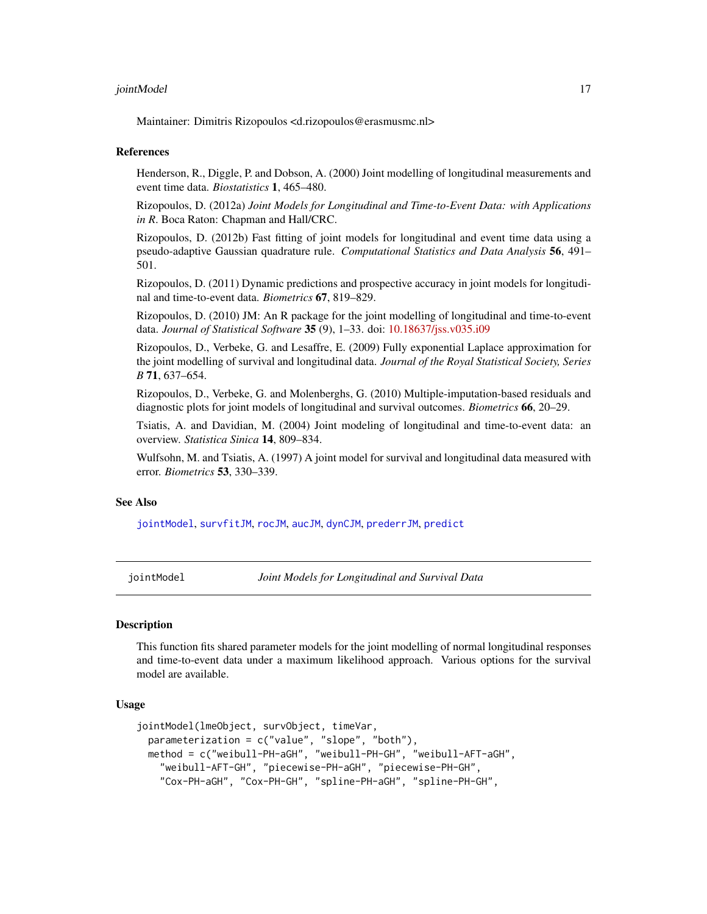Maintainer: Dimitris Rizopoulos <d.rizopoulos@erasmusmc.nl>

### References

Henderson, R., Diggle, P. and Dobson, A. (2000) Joint modelling of longitudinal measurements and event time data. *Biostatistics* **1**, 465–480.

Rizopoulos, D. (2012a) *Joint Models for Longitudinal and Time-to-Event Data: with Applications in R*. Boca Raton: Chapman and Hall/CRC.

Rizopoulos, D. (2012b) Fast fitting of joint models for longitudinal and event time data using a pseudo-adaptive Gaussian quadrature rule. *Computational Statistics and Data Analysis* **56**, 491–501.

Rizopoulos, D. (2011) Dynamic predictions and prospective accuracy in joint models for longitudinal and time-to-event data. *Biometrics* **67**, 819–829.

Rizopoulos, D. (2010) JM: An R package for the joint modelling of longitudinal and time-to-event data. *Journal of Statistical Software* **35** (9), 1–33. doi: 10.18637/jss.v035.i09

Rizopoulos, D., Verbeke, G. and Lesaffre, E. (2009) Fully exponential Laplace approximation for the joint modelling of survival and longitudinal data. *Journal of the Royal Statistical Society, Series B* **71**, 637–654.

Rizopoulos, D., Verbeke, G. and Molenberghs, G. (2010) Multiple-imputation-based residuals and diagnostic plots for joint models of longitudinal and survival outcomes. *Biometrics* **66**, 20–29.

Tsiatis, A. and Davidian, M. (2004) Joint modeling of longitudinal and time-to-event data: an overview. *Statistica Sinica* **14**, 809–834.

Wulfsohn, M. and Tsiatis, A. (1997) A joint model for survival and longitudinal data measured with error. *Biometrics* **53**, 330–339.

### See Also

`jointModel`, `survfitJM`, `rocJM`, `aucJM`, `dynCJM`, `prederrJM`, `predict`

---

## jointModel — *Joint Models for Longitudinal and Survival Data*

### Description

This function fits shared parameter models for the joint modelling of normal longitudinal responses and time-to-event data under a maximum likelihood approach. Various options for the survival model are available.

### Usage

```
jointModel(lmeObject, survObject, timeVar,
  parameterization = c("value", "slope", "both"),
  method = c("weibull-PH-aGH", "weibull-PH-GH", "weibull-AFT-aGH",
    "weibull-AFT-GH", "piecewise-PH-aGH", "piecewise-PH-GH",
    "Cox-PH-aGH", "Cox-PH-GH", "spline-PH-aGH", "spline-PH-GH",
```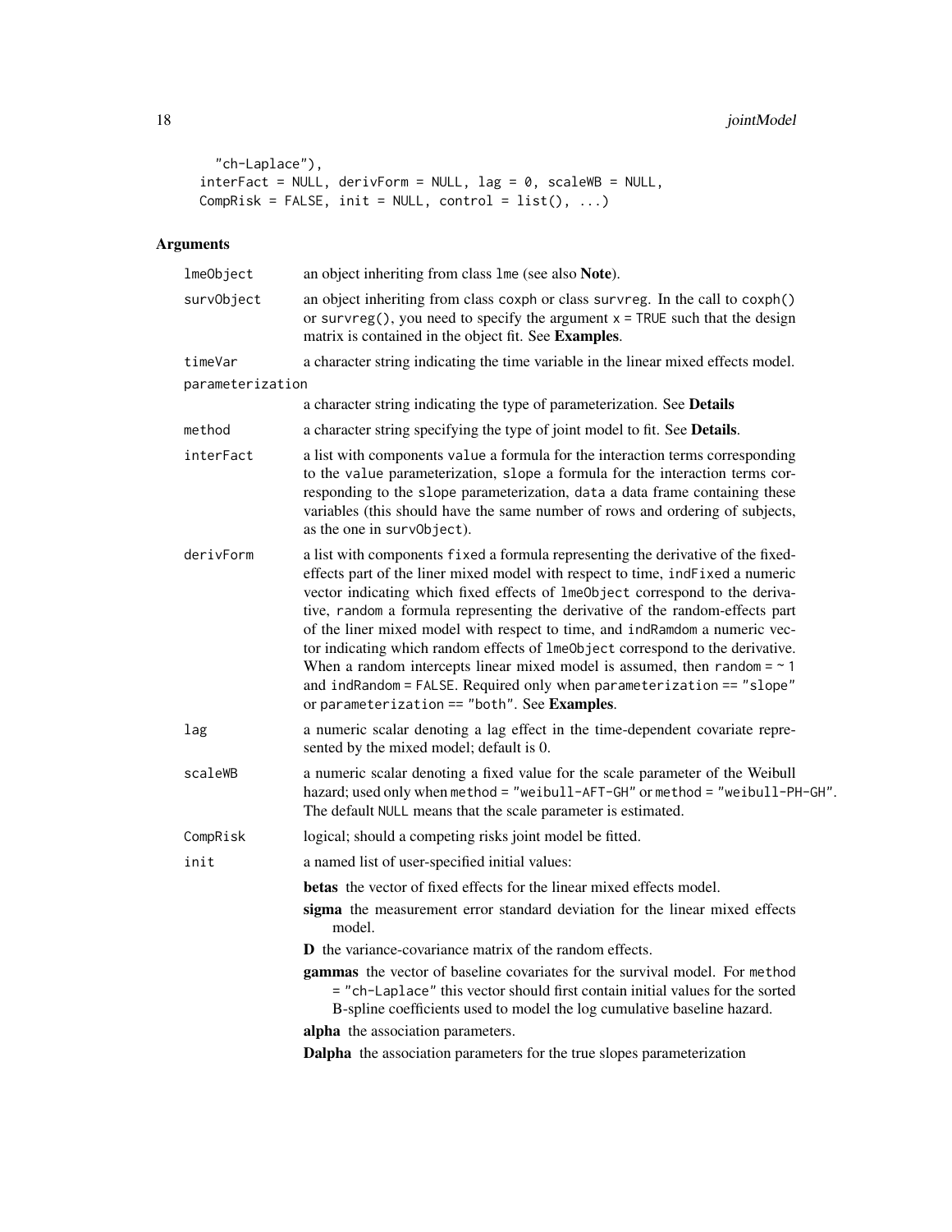```
    "ch-Laplace"),
  interFact = NULL, derivForm = NULL, lag = 0, scaleWB = NULL,
  CompRisk = FALSE, init = NULL, control = list(), ...)
```

## Arguments

| | |
|---|---|
| lmeObject | an object inheriting from class lme (see also **Note**). |
| survObject | an object inheriting from class coxph or class survreg. In the call to coxph() or survreg(), you need to specify the argument x = TRUE such that the design matrix is contained in the object fit. See **Examples**. |
| timeVar | a character string indicating the time variable in the linear mixed effects model. |
| parameterization | a character string indicating the type of parameterization. See **Details** |
| method | a character string specifying the type of joint model to fit. See **Details**. |
| interFact | a list with components value a formula for the interaction terms corresponding to the value parameterization, slope a formula for the interaction terms corresponding to the slope parameterization, data a data frame containing these variables (this should have the same number of rows and ordering of subjects, as the one in survObject). |
| derivForm | a list with components fixed a formula representing the derivative of the fixed-effects part of the liner mixed model with respect to time, indFixed a numeric vector indicating which fixed effects of lmeObject correspond to the derivative, random a formula representing the derivative of the random-effects part of the liner mixed model with respect to time, and indRamdom a numeric vector indicating which random effects of lmeObject correspond to the derivative. When a random intercepts linear mixed model is assumed, then random = ~ 1 and indRandom = FALSE. Required only when parameterization == "slope" or parameterization == "both". See **Examples**. |
| lag | a numeric scalar denoting a lag effect in the time-dependent covariate represented by the mixed model; default is 0. |
| scaleWB | a numeric scalar denoting a fixed value for the scale parameter of the Weibull hazard; used only when method = "weibull-AFT-GH" or method = "weibull-PH-GH". The default NULL means that the scale parameter is estimated. |
| CompRisk | logical; should a competing risks joint model be fitted. |
| init | a named list of user-specified initial values: |

- **betas** the vector of fixed effects for the linear mixed effects model.
- **sigma** the measurement error standard deviation for the linear mixed effects model.
- **D** the variance-covariance matrix of the random effects.
- **gammas** the vector of baseline covariates for the survival model. For method = "ch-Laplace" this vector should first contain initial values for the sorted B-spline coefficients used to model the log cumulative baseline hazard.
- **alpha** the association parameters.
- **Dalpha** the association parameters for the true slopes parameterization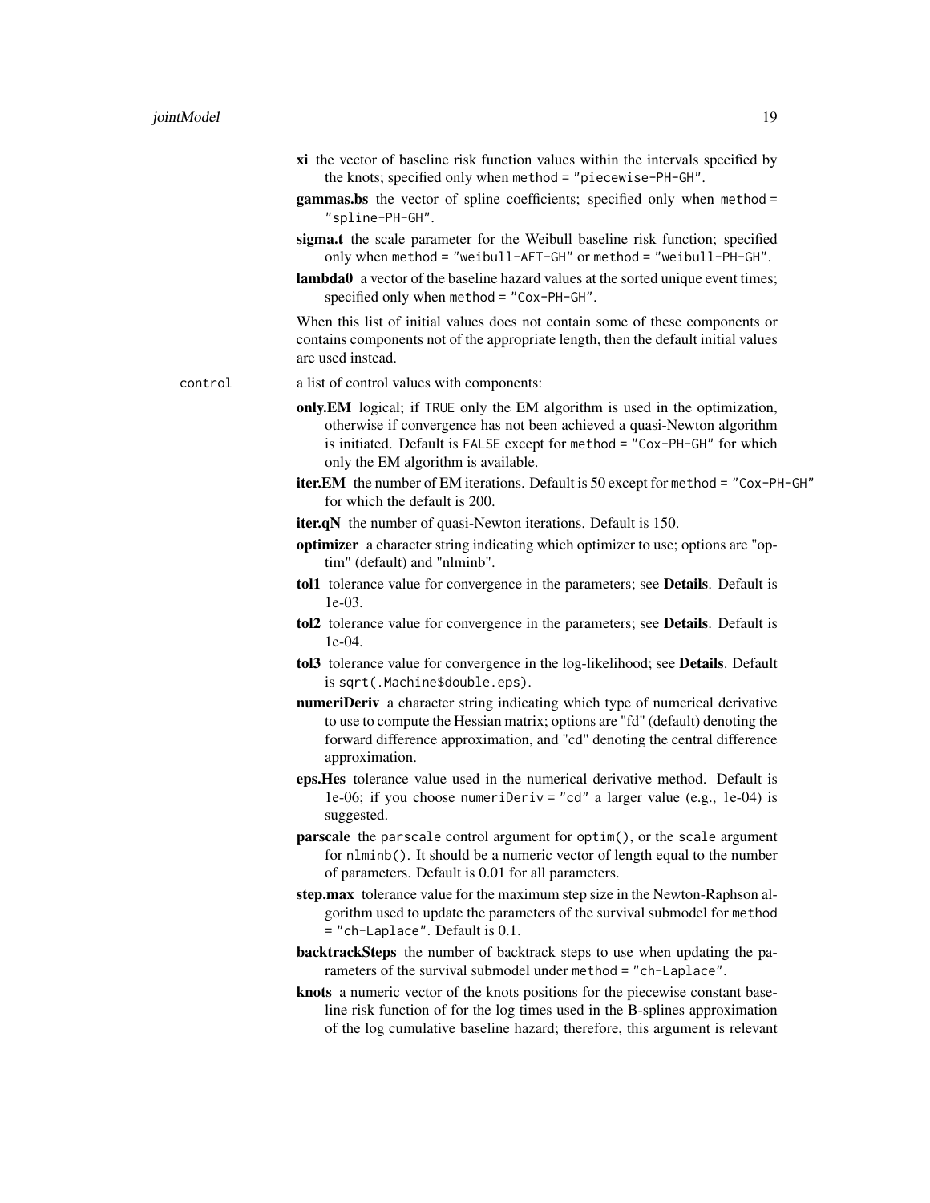**xi** the vector of baseline risk function values within the intervals specified by the knots; specified only when `method = "piecewise-PH-GH"`.

**gammas.bs** the vector of spline coefficients; specified only when `method = "spline-PH-GH"`.

**sigma.t** the scale parameter for the Weibull baseline risk function; specified only when `method = "weibull-AFT-GH"` or `method = "weibull-PH-GH"`.

**lambda0** a vector of the baseline hazard values at the sorted unique event times; specified only when `method = "Cox-PH-GH"`.

When this list of initial values does not contain some of these components or contains components not of the appropriate length, then the default initial values are used instead.

`control` a list of control values with components:

**only.EM** logical; if `TRUE` only the EM algorithm is used in the optimization, otherwise if convergence has not been achieved a quasi-Newton algorithm is initiated. Default is `FALSE` except for `method = "Cox-PH-GH"` for which only the EM algorithm is available.

**iter.EM** the number of EM iterations. Default is 50 except for `method = "Cox-PH-GH"` for which the default is 200.

**iter.qN** the number of quasi-Newton iterations. Default is 150.

**optimizer** a character string indicating which optimizer to use; options are "optim" (default) and "nlminb".

**tol1** tolerance value for convergence in the parameters; see **Details**. Default is 1e-03.

**tol2** tolerance value for convergence in the parameters; see **Details**. Default is 1e-04.

**tol3** tolerance value for convergence in the log-likelihood; see **Details**. Default is `sqrt(.Machine$double.eps)`.

**numeriDeriv** a character string indicating which type of numerical derivative to use to compute the Hessian matrix; options are "fd" (default) denoting the forward difference approximation, and "cd" denoting the central difference approximation.

**eps.Hes** tolerance value used in the numerical derivative method. Default is 1e-06; if you choose `numeriDeriv = "cd"` a larger value (e.g., 1e-04) is suggested.

**parscale** the `parscale` control argument for `optim()`, or the `scale` argument for `nlminb()`. It should be a numeric vector of length equal to the number of parameters. Default is 0.01 for all parameters.

**step.max** tolerance value for the maximum step size in the Newton-Raphson algorithm used to update the parameters of the survival submodel for `method = "ch-Laplace"`. Default is 0.1.

**backtrackSteps** the number of backtrack steps to use when updating the parameters of the survival submodel under `method = "ch-Laplace"`.

**knots** a numeric vector of the knots positions for the piecewise constant baseline risk function of for the log times used in the B-splines approximation of the log cumulative baseline hazard; therefore, this argument is relevant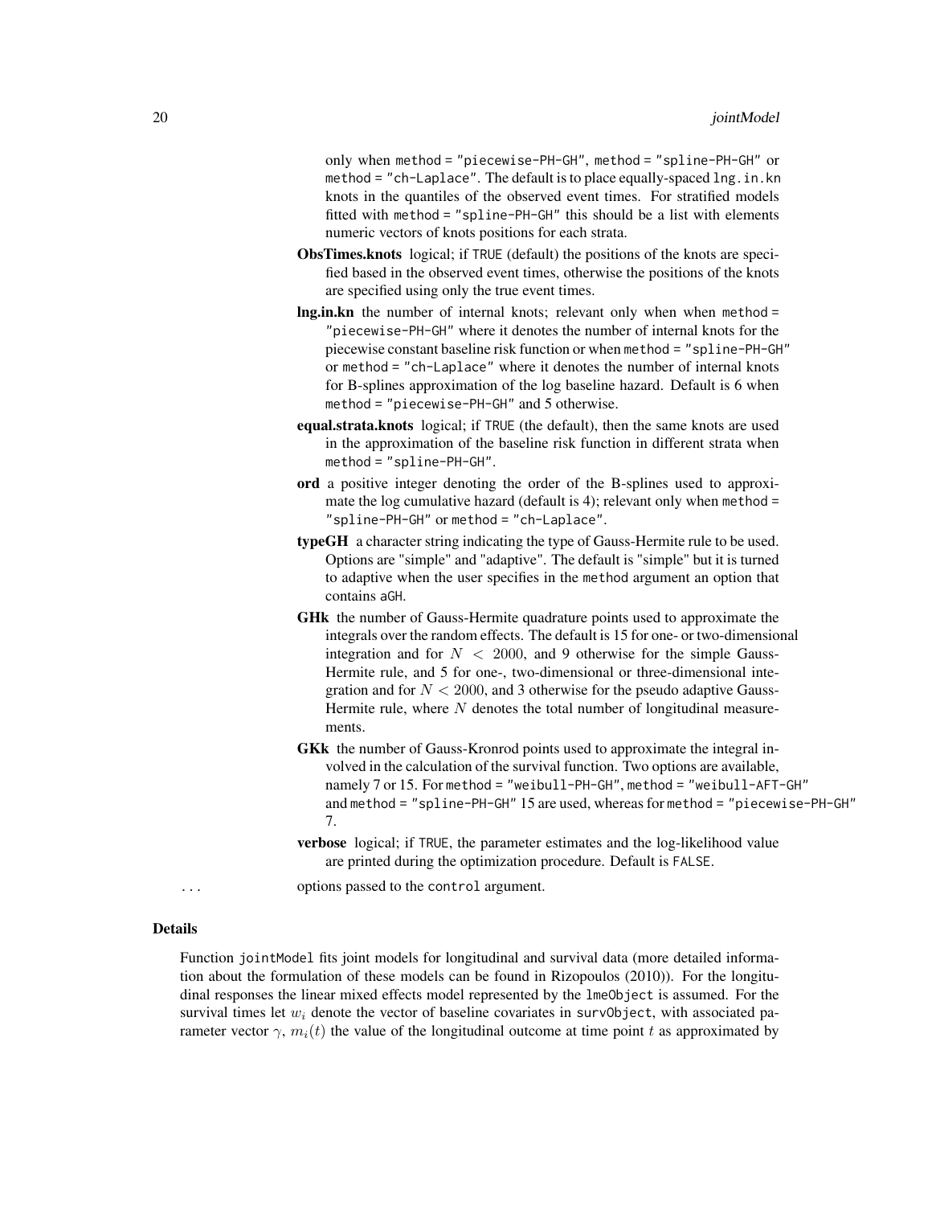only when method = "piecewise-PH-GH", method = "spline-PH-GH" or method = "ch-Laplace". The default is to place equally-spaced `lng.in.kn` knots in the quantiles of the observed event times. For stratified models fitted with method = "spline-PH-GH" this should be a list with elements numeric vectors of knots positions for each strata.

**ObsTimes.knots** logical; if TRUE (default) the positions of the knots are specified based in the observed event times, otherwise the positions of the knots are specified using only the true event times.

**lng.in.kn** the number of internal knots; relevant only when when method = "piecewise-PH-GH" where it denotes the number of internal knots for the piecewise constant baseline risk function or when method = "spline-PH-GH" or method = "ch-Laplace" where it denotes the number of internal knots for B-splines approximation of the log baseline hazard. Default is 6 when method = "piecewise-PH-GH" and 5 otherwise.

**equal.strata.knots** logical; if TRUE (the default), then the same knots are used in the approximation of the baseline risk function in different strata when method = "spline-PH-GH".

**ord** a positive integer denoting the order of the B-splines used to approximate the log cumulative hazard (default is 4); relevant only when method = "spline-PH-GH" or method = "ch-Laplace".

**typeGH** a character string indicating the type of Gauss-Hermite rule to be used. Options are "simple" and "adaptive". The default is "simple" but it is turned to adaptive when the user specifies in the method argument an option that contains aGH.

**GHk** the number of Gauss-Hermite quadrature points used to approximate the integrals over the random effects. The default is 15 for one- or two-dimensional integration and for $N < 2000$, and 9 otherwise for the simple Gauss-Hermite rule, and 5 for one-, two-dimensional or three-dimensional integration and for $N < 2000$, and 3 otherwise for the pseudo adaptive Gauss-Hermite rule, where $N$ denotes the total number of longitudinal measurements.

**GKk** the number of Gauss-Kronrod points used to approximate the integral involved in the calculation of the survival function. Two options are available, namely 7 or 15. For method = "weibull-PH-GH", method = "weibull-AFT-GH" and method = "spline-PH-GH" 15 are used, whereas for method = "piecewise-PH-GH" 7.

**verbose** logical; if TRUE, the parameter estimates and the log-likelihood value are printed during the optimization procedure. Default is FALSE.

... options passed to the control argument.

## Details

Function jointModel fits joint models for longitudinal and survival data (more detailed information about the formulation of these models can be found in Rizopoulos (2010)). For the longitudinal responses the linear mixed effects model represented by the lmeObject is assumed. For the survival times let $w_i$ denote the vector of baseline covariates in survObject, with associated parameter vector $\gamma$, $m_i(t)$ the value of the longitudinal outcome at time point $t$ as approximated by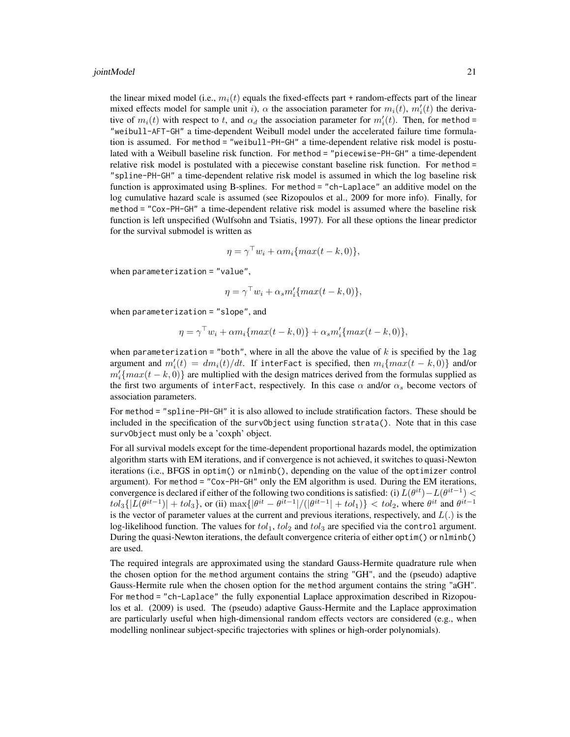the linear mixed model (i.e., $m_i(t)$ equals the fixed-effects part + random-effects part of the linear mixed effects model for sample unit $i$), $\alpha$ the association parameter for $m_i(t)$, $m_i'(t)$ the derivative of $m_i(t)$ with respect to $t$, and $\alpha_d$ the association parameter for $m_i'(t)$. Then, for `method = "weibull-AFT-GH"` a time-dependent Weibull model under the accelerated failure time formulation is assumed. For `method = "weibull-PH-GH"` a time-dependent relative risk model is postulated with a Weibull baseline risk function. For `method = "piecewise-PH-GH"` a time-dependent relative risk model is postulated with a piecewise constant baseline risk function. For `method = "spline-PH-GH"` a time-dependent relative risk model is assumed in which the log baseline risk function is approximated using B-splines. For `method = "ch-Laplace"` an additive model on the log cumulative hazard scale is assumed (see Rizopoulos et al., 2009 for more info). Finally, for `method = "Cox-PH-GH"` a time-dependent relative risk model is assumed where the baseline risk function is left unspecified (Wulfsohn and Tsiatis, 1997). For all these options the linear predictor for the survival submodel is written as

$$\eta = \gamma^\top w_i + \alpha m_i\{max(t-k,0)\},$$

when `parameterization = "value"`,

$$\eta = \gamma^\top w_i + \alpha_s m_i'\{max(t-k,0)\},$$

when `parameterization = "slope"`, and

$$\eta = \gamma^\top w_i + \alpha m_i\{max(t-k,0)\} + \alpha_s m_i'\{max(t-k,0)\},$$

when `parameterization = "both"`, where in all the above the value of $k$ is specified by the `lag` argument and $m_i'(t) = dm_i(t)/dt$. If `interFact` is specified, then $m_i\{max(t-k,0)\}$ and/or $m_i'\{max(t-k,0)\}$ are multiplied with the design matrices derived from the formulas supplied as the first two arguments of `interFact`, respectively. In this case $\alpha$ and/or $\alpha_s$ become vectors of association parameters.

For `method = "spline-PH-GH"` it is also allowed to include stratification factors. These should be included in the specification of the `survObject` using function `strata()`. Note that in this case `survObject` must only be a 'coxph' object.

For all survival models except for the time-dependent proportional hazards model, the optimization algorithm starts with EM iterations, and if convergence is not achieved, it switches to quasi-Newton iterations (i.e., BFGS in `optim()` or `nlminb()`, depending on the value of the `optimizer` control argument). For `method = "Cox-PH-GH"` only the EM algorithm is used. During the EM iterations, convergence is declared if either of the following two conditions is satisfied: (i) $L(\theta^{it}) - L(\theta^{it-1}) < tol_3\{|L(\theta^{it-1})| + tol_3\}$, or (ii) $\max\{|\theta^{it} - \theta^{it-1}|/(|\theta^{it-1}| + tol_1)\} < tol_2$, where $\theta^{it}$ and $\theta^{it-1}$ is the vector of parameter values at the current and previous iterations, respectively, and $L(.)$ is the log-likelihood function. The values for $tol_1$, $tol_2$ and $tol_3$ are specified via the `control` argument. During the quasi-Newton iterations, the default convergence criteria of either `optim()` or `nlminb()` are used.

The required integrals are approximated using the standard Gauss-Hermite quadrature rule when the chosen option for the `method` argument contains the string "GH", and the (pseudo) adaptive Gauss-Hermite rule when the chosen option for the `method` argument contains the string "aGH". For `method = "ch-Laplace"` the fully exponential Laplace approximation described in Rizopoulos et al. (2009) is used. The (pseudo) adaptive Gauss-Hermite and the Laplace approximation are particularly useful when high-dimensional random effects vectors are considered (e.g., when modelling nonlinear subject-specific trajectories with splines or high-order polynomials).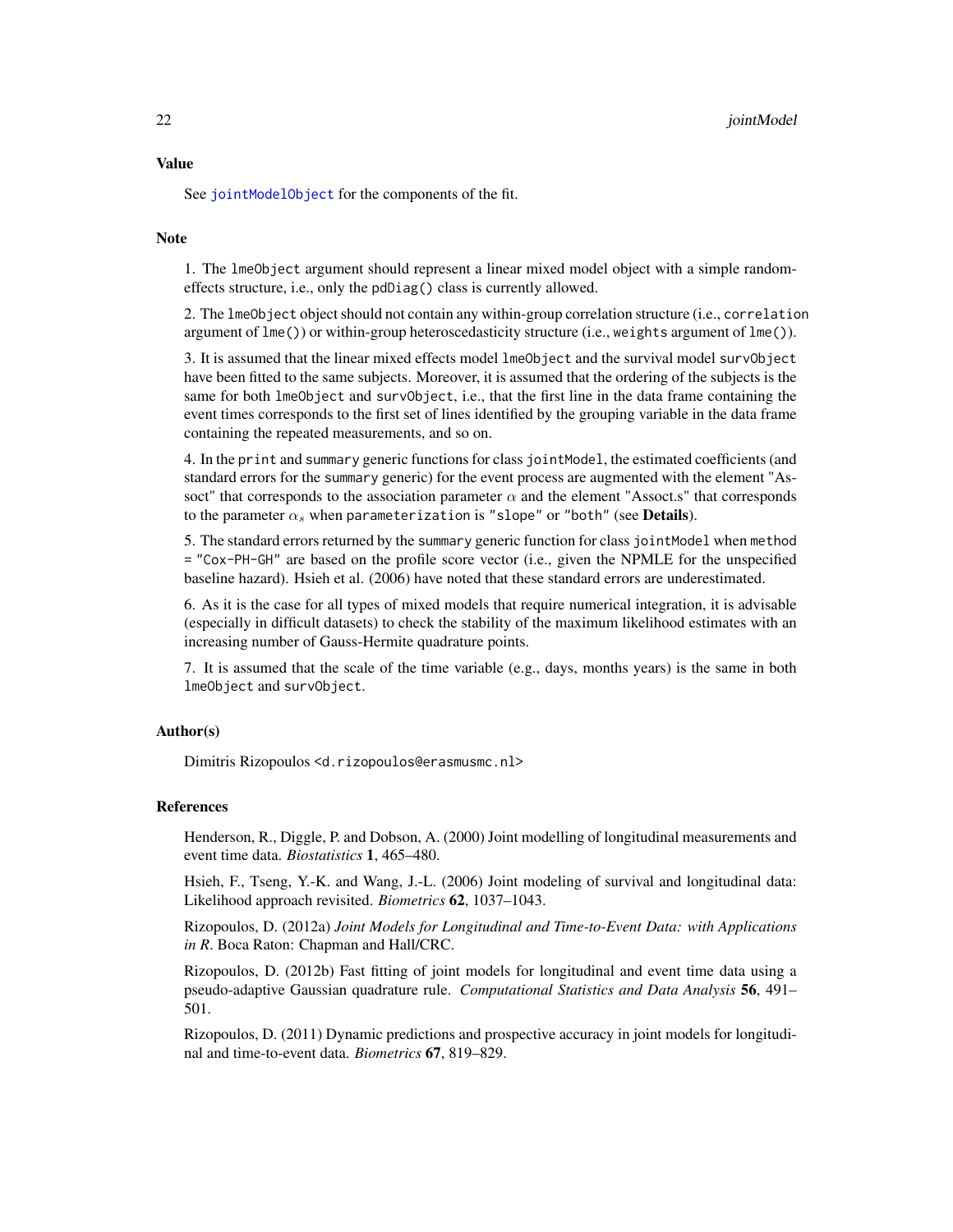## Value

See `jointModelObject` for the components of the fit.

## Note

1. The `lmeObject` argument should represent a linear mixed model object with a simple random-effects structure, i.e., only the `pdDiag()` class is currently allowed.

2. The `lmeObject` object should not contain any within-group correlation structure (i.e., `correlation` argument of `lme()`) or within-group heteroscedasticity structure (i.e., `weights` argument of `lme()`).

3. It is assumed that the linear mixed effects model `lmeObject` and the survival model `survObject` have been fitted to the same subjects. Moreover, it is assumed that the ordering of the subjects is the same for both `lmeObject` and `survObject`, i.e., that the first line in the data frame containing the event times corresponds to the first set of lines identified by the grouping variable in the data frame containing the repeated measurements, and so on.

4. In the `print` and `summary` generic functions for class `jointModel`, the estimated coefficients (and standard errors for the `summary` generic) for the event process are augmented with the element "Assoct" that corresponds to the association parameter $\alpha$ and the element "Assoct.s" that corresponds to the parameter $\alpha_s$ when `parameterization` is `"slope"` or `"both"` (see **Details**).

5. The standard errors returned by the `summary` generic function for class `jointModel` when `method = "Cox-PH-GH"` are based on the profile score vector (i.e., given the NPMLE for the unspecified baseline hazard). Hsieh et al. (2006) have noted that these standard errors are underestimated.

6. As it is the case for all types of mixed models that require numerical integration, it is advisable (especially in difficult datasets) to check the stability of the maximum likelihood estimates with an increasing number of Gauss-Hermite quadrature points.

7. It is assumed that the scale of the time variable (e.g., days, months years) is the same in both `lmeObject` and `survObject`.

## Author(s)

Dimitris Rizopoulos <d.rizopoulos@erasmusmc.nl>

## References

Henderson, R., Diggle, P. and Dobson, A. (2000) Joint modelling of longitudinal measurements and event time data. *Biostatistics* **1**, 465–480.

Hsieh, F., Tseng, Y.-K. and Wang, J.-L. (2006) Joint modeling of survival and longitudinal data: Likelihood approach revisited. *Biometrics* **62**, 1037–1043.

Rizopoulos, D. (2012a) *Joint Models for Longitudinal and Time-to-Event Data: with Applications in R*. Boca Raton: Chapman and Hall/CRC.

Rizopoulos, D. (2012b) Fast fitting of joint models for longitudinal and event time data using a pseudo-adaptive Gaussian quadrature rule. *Computational Statistics and Data Analysis* **56**, 491–501.

Rizopoulos, D. (2011) Dynamic predictions and prospective accuracy in joint models for longitudinal and time-to-event data. *Biometrics* **67**, 819–829.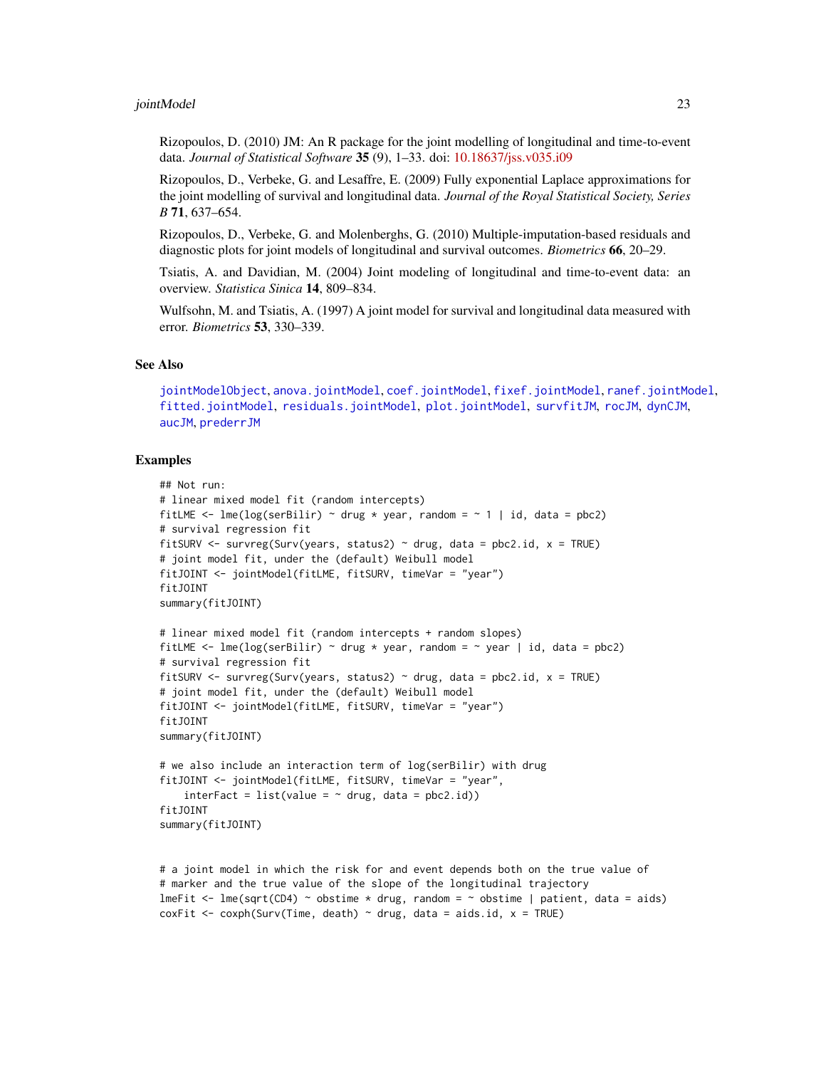Rizopoulos, D. (2010) JM: An R package for the joint modelling of longitudinal and time-to-event data. *Journal of Statistical Software* **35** (9), 1–33. doi: 10.18637/jss.v035.i09

Rizopoulos, D., Verbeke, G. and Lesaffre, E. (2009) Fully exponential Laplace approximations for the joint modelling of survival and longitudinal data. *Journal of the Royal Statistical Society, Series B* **71**, 637–654.

Rizopoulos, D., Verbeke, G. and Molenberghs, G. (2010) Multiple-imputation-based residuals and diagnostic plots for joint models of longitudinal and survival outcomes. *Biometrics* **66**, 20–29.

Tsiatis, A. and Davidian, M. (2004) Joint modeling of longitudinal and time-to-event data: an overview. *Statistica Sinica* **14**, 809–834.

Wulfsohn, M. and Tsiatis, A. (1997) A joint model for survival and longitudinal data measured with error. *Biometrics* **53**, 330–339.

## See Also

`jointModelObject`, `anova.jointModel`, `coef.jointModel`, `fixef.jointModel`, `ranef.jointModel`, `fitted.jointModel`, `residuals.jointModel`, `plot.jointModel`, `survfitJM`, `rocJM`, `dynCJM`, `aucJM`, `prederrJM`

## Examples

```
## Not run:
# linear mixed model fit (random intercepts)
fitLME <- lme(log(serBilir) ~ drug * year, random = ~ 1 | id, data = pbc2)
# survival regression fit
fitSURV <- survreg(Surv(years, status2) ~ drug, data = pbc2.id, x = TRUE)
# joint model fit, under the (default) Weibull model
fitJOINT <- jointModel(fitLME, fitSURV, timeVar = "year")
fitJOINT
summary(fitJOINT)

# linear mixed model fit (random intercepts + random slopes)
fitLME <- lme(log(serBilir) ~ drug * year, random = ~ year | id, data = pbc2)
# survival regression fit
fitSURV <- survreg(Surv(years, status2) ~ drug, data = pbc2.id, x = TRUE)
# joint model fit, under the (default) Weibull model
fitJOINT <- jointModel(fitLME, fitSURV, timeVar = "year")
fitJOINT
summary(fitJOINT)

# we also include an interaction term of log(serBilir) with drug
fitJOINT <- jointModel(fitLME, fitSURV, timeVar = "year",
    interFact = list(value = ~ drug, data = pbc2.id))
fitJOINT
summary(fitJOINT)


# a joint model in which the risk for and event depends both on the true value of
# marker and the true value of the slope of the longitudinal trajectory
lmeFit <- lme(sqrt(CD4) ~ obstime * drug, random = ~ obstime | patient, data = aids)
coxFit <- coxph(Surv(Time, death) ~ drug, data = aids.id, x = TRUE)
```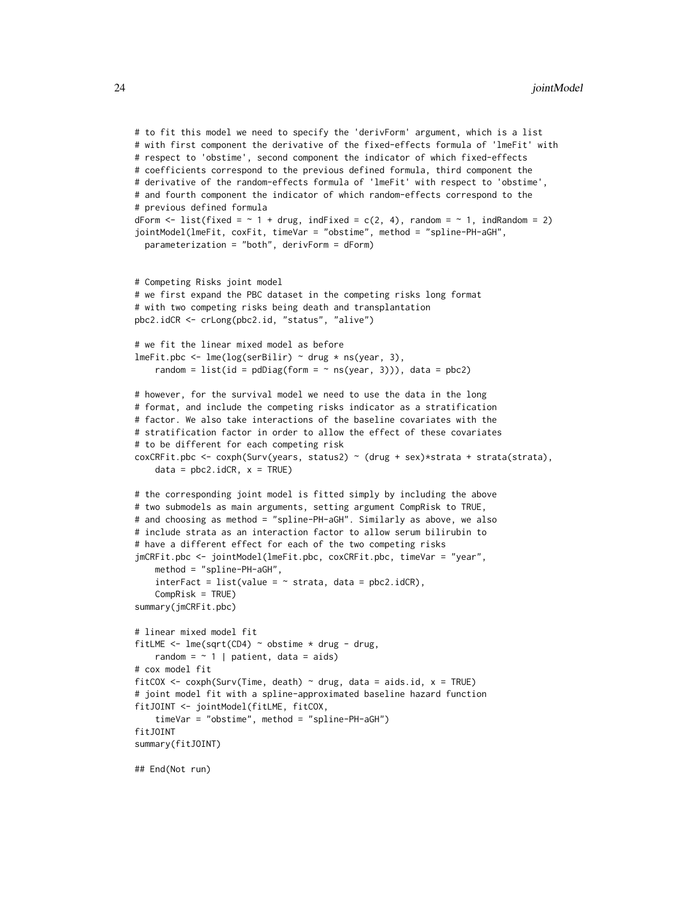```
# to fit this model we need to specify the 'derivForm' argument, which is a list
# with first component the derivative of the fixed-effects formula of 'lmeFit' with
# respect to 'obstime', second component the indicator of which fixed-effects
# coefficients correspond to the previous defined formula, third component the
# derivative of the random-effects formula of 'lmeFit' with respect to 'obstime',
# and fourth component the indicator of which random-effects correspond to the
# previous defined formula
dForm <- list(fixed = ~ 1 + drug, indFixed = c(2, 4), random = ~ 1, indRandom = 2)
jointModel(lmeFit, coxFit, timeVar = "obstime", method = "spline-PH-aGH",
  parameterization = "both", derivForm = dForm)


# Competing Risks joint model
# we first expand the PBC dataset in the competing risks long format
# with two competing risks being death and transplantation
pbc2.idCR <- crLong(pbc2.id, "status", "alive")

# we fit the linear mixed model as before
lmeFit.pbc <- lme(log(serBilir) ~ drug * ns(year, 3),
    random = list(id = pdDiag(form = ~ ns(year, 3))), data = pbc2)

# however, for the survival model we need to use the data in the long
# format, and include the competing risks indicator as a stratification
# factor. We also take interactions of the baseline covariates with the
# stratification factor in order to allow the effect of these covariates
# to be different for each competing risk
coxCRFit.pbc <- coxph(Surv(years, status2) ~ (drug + sex)*strata + strata(strata),
    data = pbc2.idCR, x = TRUE)

# the corresponding joint model is fitted simply by including the above
# two submodels as main arguments, setting argument CompRisk to TRUE,
# and choosing as method = "spline-PH-aGH". Similarly as above, we also
# include strata as an interaction factor to allow serum bilirubin to
# have a different effect for each of the two competing risks
jmCRFit.pbc <- jointModel(lmeFit.pbc, coxCRFit.pbc, timeVar = "year",
    method = "spline-PH-aGH",
    interFact = list(value = ~ strata, data = pbc2.idCR),
    CompRisk = TRUE)
summary(jmCRFit.pbc)

# linear mixed model fit
fitLME <- lme(sqrt(CD4) ~ obstime * drug - drug,
    random = ~ 1 | patient, data = aids)
# cox model fit
fitCOX <- coxph(Surv(Time, death) ~ drug, data = aids.id, x = TRUE)
# joint model fit with a spline-approximated baseline hazard function
fitJOINT <- jointModel(fitLME, fitCOX,
    timeVar = "obstime", method = "spline-PH-aGH")
fitJOINT
summary(fitJOINT)

## End(Not run)
```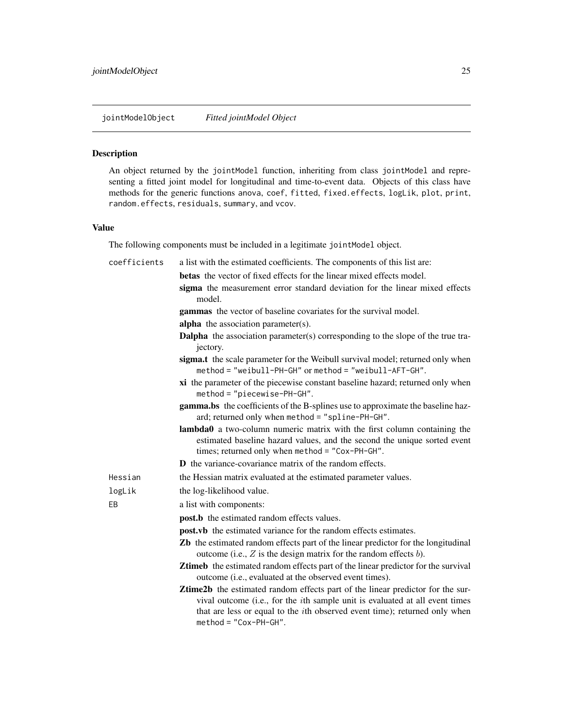## jointModelObject *Fitted jointModel Object*

### Description

An object returned by the `jointModel` function, inheriting from class `jointModel` and representing a fitted joint model for longitudinal and time-to-event data. Objects of this class have methods for the generic functions `anova`, `coef`, `fitted`, `fixed.effects`, `logLik`, `plot`, `print`, `random.effects`, `residuals`, `summary`, and `vcov`.

### Value

The following components must be included in a legitimate `jointModel` object.

`coefficients` a list with the estimated coefficients. The components of this list are:

- **betas** the vector of fixed effects for the linear mixed effects model.
- **sigma** the measurement error standard deviation for the linear mixed effects model.
- **gammas** the vector of baseline covariates for the survival model.
- **alpha** the association parameter(s).
- **Dalpha** the association parameter(s) corresponding to the slope of the true trajectory.
- **sigma.t** the scale parameter for the Weibull survival model; returned only when `method = "weibull-PH-GH"` or `method = "weibull-AFT-GH"`.
- **xi** the parameter of the piecewise constant baseline hazard; returned only when `method = "piecewise-PH-GH"`.
- **gamma.bs** the coefficients of the B-splines use to approximate the baseline hazard; returned only when `method = "spline-PH-GH"`.
- **lambda0** a two-column numeric matrix with the first column containing the estimated baseline hazard values, and the second the unique sorted event times; returned only when `method = "Cox-PH-GH"`.
- **D** the variance-covariance matrix of the random effects.

`Hessian` the Hessian matrix evaluated at the estimated parameter values.

`logLik` the log-likelihood value.

`EB` a list with components:

- **post.b** the estimated random effects values.
- **post.vb** the estimated variance for the random effects estimates.
- **Zb** the estimated random effects part of the linear predictor for the longitudinal outcome (i.e., $Z$ is the design matrix for the random effects $b$).
- **Ztimeb** the estimated random effects part of the linear predictor for the survival outcome (i.e., evaluated at the observed event times).
- **Ztime2b** the estimated random effects part of the linear predictor for the survival outcome (i.e., for the $i$th sample unit is evaluated at all event times that are less or equal to the $i$th observed event time); returned only when `method = "Cox-PH-GH"`.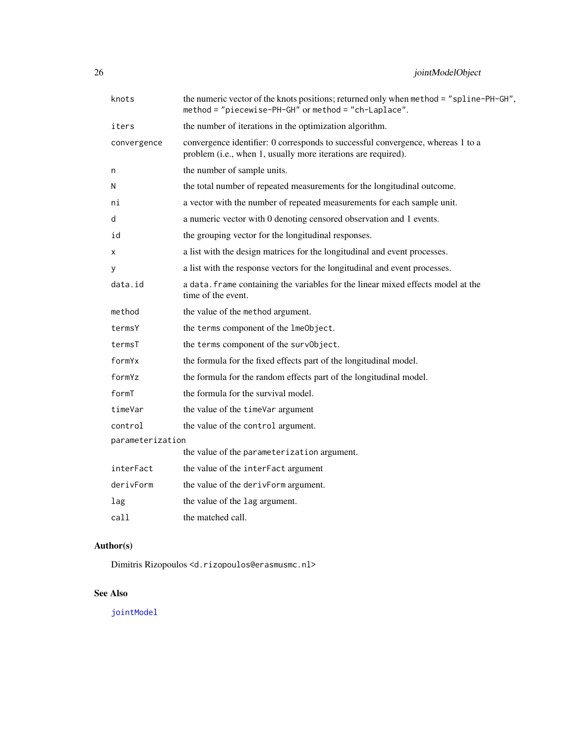| | |
|---|---|
| `knots` | the numeric vector of the knots positions; returned only when `method = "spline-PH-GH"`, `method = "piecewise-PH-GH"` or `method = "ch-Laplace"`. |
| `iters` | the number of iterations in the optimization algorithm. |
| `convergence` | convergence identifier: 0 corresponds to successful convergence, whereas 1 to a problem (i.e., when 1, usually more iterations are required). |
| `n` | the number of sample units. |
| `N` | the total number of repeated measurements for the longitudinal outcome. |
| `ni` | a vector with the number of repeated measurements for each sample unit. |
| `d` | a numeric vector with 0 denoting censored observation and 1 events. |
| `id` | the grouping vector for the longitudinal responses. |
| `x` | a list with the design matrices for the longitudinal and event processes. |
| `y` | a list with the response vectors for the longitudinal and event processes. |
| `data.id` | a `data.frame` containing the variables for the linear mixed effects model at the time of the event. |
| `method` | the value of the `method` argument. |
| `termsY` | the `terms` component of the `lmeObject`. |
| `termsT` | the `terms` component of the `survObject`. |
| `formYx` | the formula for the fixed effects part of the longitudinal model. |
| `formYz` | the formula for the random effects part of the longitudinal model. |
| `formT` | the formula for the survival model. |
| `timeVar` | the value of the `timeVar` argument |
| `control` | the value of the `control` argument. |
| `parameterization` | the value of the `parameterization` argument. |
| `interFact` | the value of the `interFact` argument |
| `derivForm` | the value of the `derivForm` argument. |
| `lag` | the value of the `lag` argument. |
| `call` | the matched call. |

## Author(s)

Dimitris Rizopoulos <`d.rizopoulos@erasmusmc.nl`>

## See Also

`jointModel`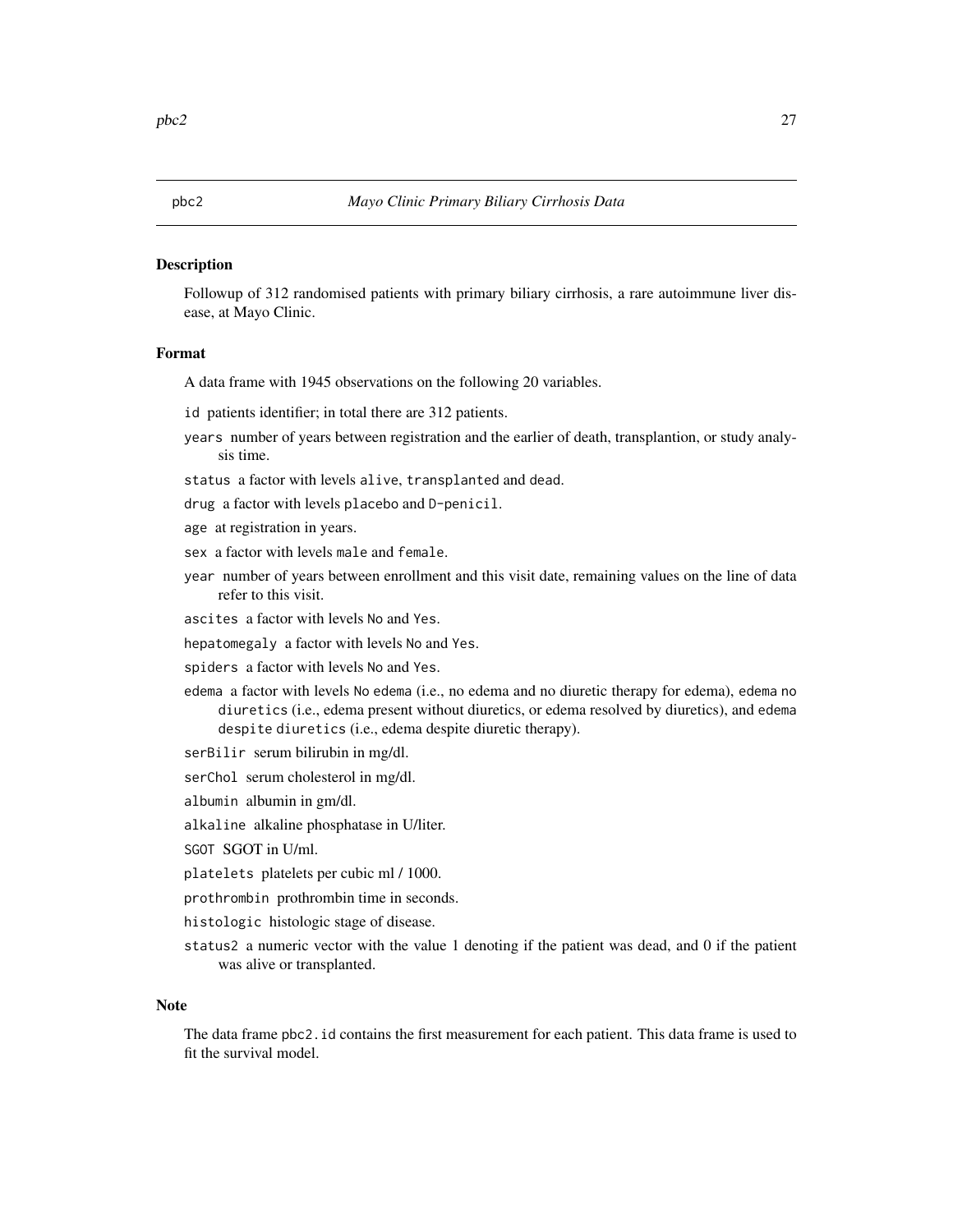## pbc2 — *Mayo Clinic Primary Biliary Cirrhosis Data*

### Description

Followup of 312 randomised patients with primary biliary cirrhosis, a rare autoimmune liver disease, at Mayo Clinic.

### Format

A data frame with 1945 observations on the following 20 variables.

- `id` patients identifier; in total there are 312 patients.
- `years` number of years between registration and the earlier of death, transplantion, or study analysis time.
- `status` a factor with levels `alive`, `transplanted` and `dead`.
- `drug` a factor with levels `placebo` and `D-penicil`.
- `age` at registration in years.
- `sex` a factor with levels `male` and `female`.
- `year` number of years between enrollment and this visit date, remaining values on the line of data refer to this visit.
- `ascites` a factor with levels `No` and `Yes`.
- `hepatomegaly` a factor with levels `No` and `Yes`.
- `spiders` a factor with levels `No` and `Yes`.
- `edema` a factor with levels `No edema` (i.e., no edema and no diuretic therapy for edema), `edema no diuretics` (i.e., edema present without diuretics, or edema resolved by diuretics), and `edema despite diuretics` (i.e., edema despite diuretic therapy).
- `serBilir` serum bilirubin in mg/dl.
- `serChol` serum cholesterol in mg/dl.
- `albumin` albumin in gm/dl.
- `alkaline` alkaline phosphatase in U/liter.
- `SGOT` SGOT in U/ml.
- `platelets` platelets per cubic ml / 1000.
- `prothrombin` prothrombin time in seconds.
- `histologic` histologic stage of disease.
- `status2` a numeric vector with the value 1 denoting if the patient was dead, and 0 if the patient was alive or transplanted.

### Note

The data frame `pbc2.id` contains the first measurement for each patient. This data frame is used to fit the survival model.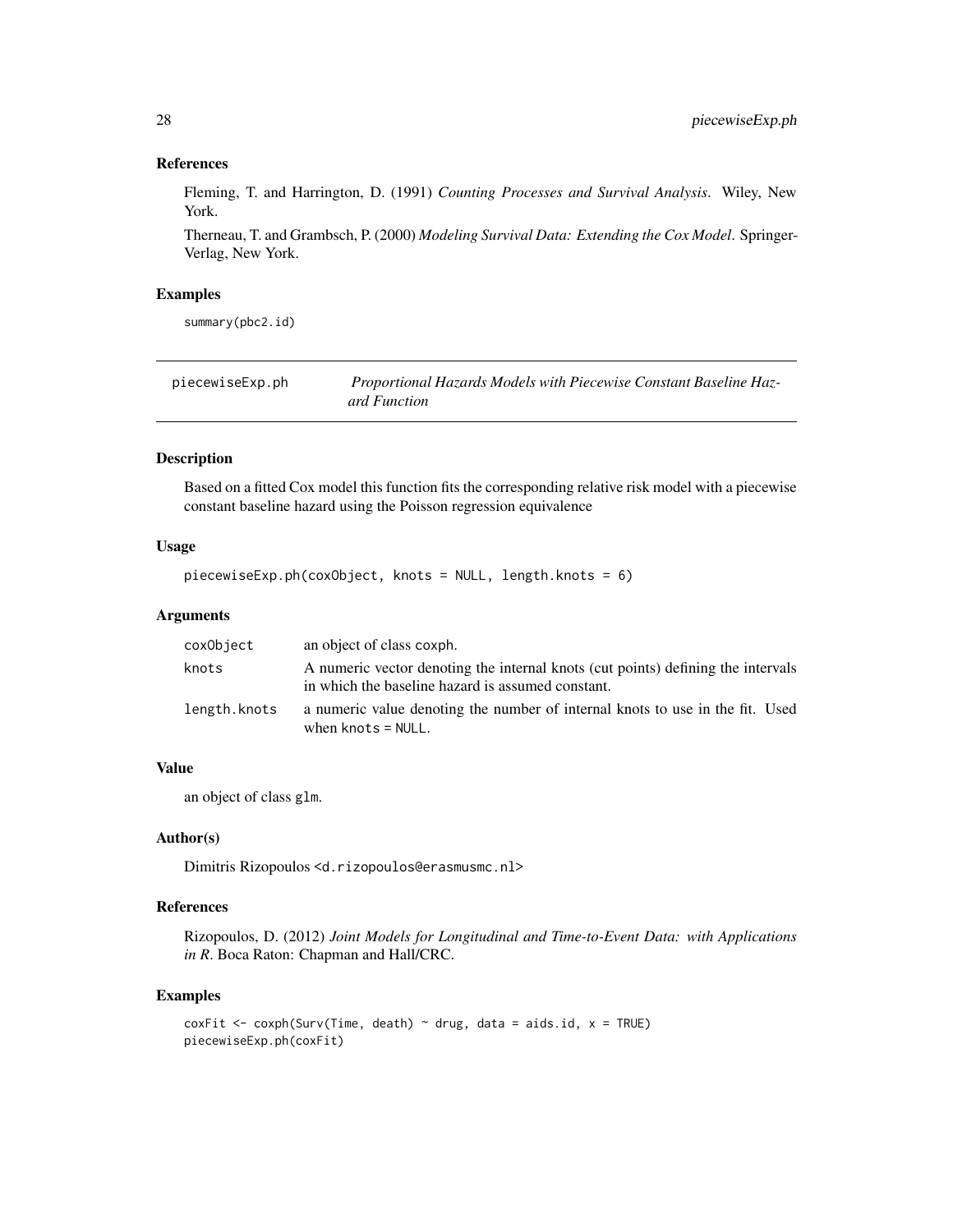### References

Fleming, T. and Harrington, D. (1991) *Counting Processes and Survival Analysis*. Wiley, New York.

Therneau, T. and Grambsch, P. (2000) *Modeling Survival Data: Extending the Cox Model*. Springer-Verlag, New York.

### Examples

```
summary(pbc2.id)
```

---

## piecewiseExp.ph — *Proportional Hazards Models with Piecewise Constant Baseline Hazard Function*

---

### Description

Based on a fitted Cox model this function fits the corresponding relative risk model with a piecewise constant baseline hazard using the Poisson regression equivalence

### Usage

```
piecewiseExp.ph(coxObject, knots = NULL, length.knots = 6)
```

### Arguments

| | |
|---|---|
| coxObject | an object of class coxph. |
| knots | A numeric vector denoting the internal knots (cut points) defining the intervals in which the baseline hazard is assumed constant. |
| length.knots | a numeric value denoting the number of internal knots to use in the fit. Used when knots = NULL. |

### Value

an object of class glm.

### Author(s)

Dimitris Rizopoulos <d.rizopoulos@erasmusmc.nl>

### References

Rizopoulos, D. (2012) *Joint Models for Longitudinal and Time-to-Event Data: with Applications in R*. Boca Raton: Chapman and Hall/CRC.

### Examples

```
coxFit <- coxph(Surv(Time, death) ~ drug, data = aids.id, x = TRUE)
piecewiseExp.ph(coxFit)
```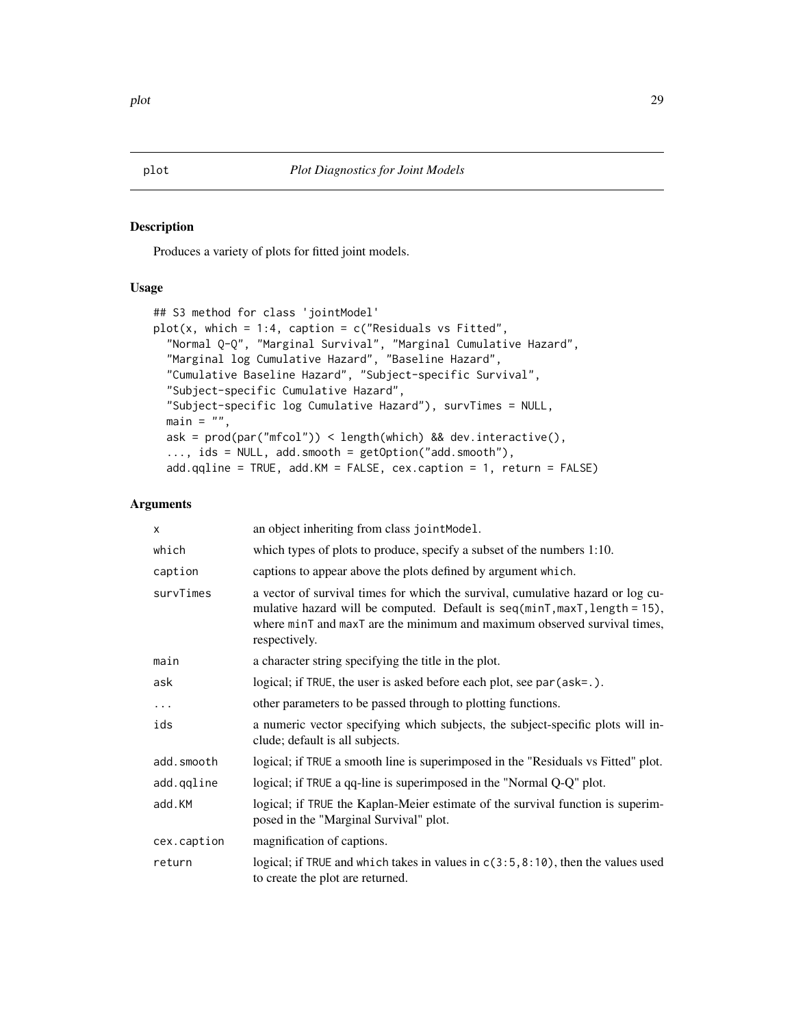# plot *Plot Diagnostics for Joint Models*

## Description

Produces a variety of plots for fitted joint models.

## Usage

```
## S3 method for class 'jointModel'
plot(x, which = 1:4, caption = c("Residuals vs Fitted",
  "Normal Q-Q", "Marginal Survival", "Marginal Cumulative Hazard",
  "Marginal log Cumulative Hazard", "Baseline Hazard",
  "Cumulative Baseline Hazard", "Subject-specific Survival",
  "Subject-specific Cumulative Hazard",
  "Subject-specific log Cumulative Hazard"), survTimes = NULL,
  main = "",
  ask = prod(par("mfcol")) < length(which) && dev.interactive(),
  ..., ids = NULL, add.smooth = getOption("add.smooth"),
  add.qqline = TRUE, add.KM = FALSE, cex.caption = 1, return = FALSE)
```

## Arguments

| | |
|---|---|
| x | an object inheriting from class `jointModel`. |
| which | which types of plots to produce, specify a subset of the numbers 1:10. |
| caption | captions to appear above the plots defined by argument `which`. |
| survTimes | a vector of survival times for which the survival, cumulative hazard or log cumulative hazard will be computed. Default is `seq(minT,maxT,length = 15)`, where `minT` and `maxT` are the minimum and maximum observed survival times, respectively. |
| main | a character string specifying the title in the plot. |
| ask | logical; if `TRUE`, the user is asked before each plot, see `par(ask=.)`. |
| ... | other parameters to be passed through to plotting functions. |
| ids | a numeric vector specifying which subjects, the subject-specific plots will include; default is all subjects. |
| add.smooth | logical; if `TRUE` a smooth line is superimposed in the "Residuals vs Fitted" plot. |
| add.qqline | logical; if `TRUE` a qq-line is superimposed in the "Normal Q-Q" plot. |
| add.KM | logical; if `TRUE` the Kaplan-Meier estimate of the survival function is superimposed in the "Marginal Survival" plot. |
| cex.caption | magnification of captions. |
| return | logical; if `TRUE` and `which` takes in values in `c(3:5,8:10)`, then the values used to create the plot are returned. |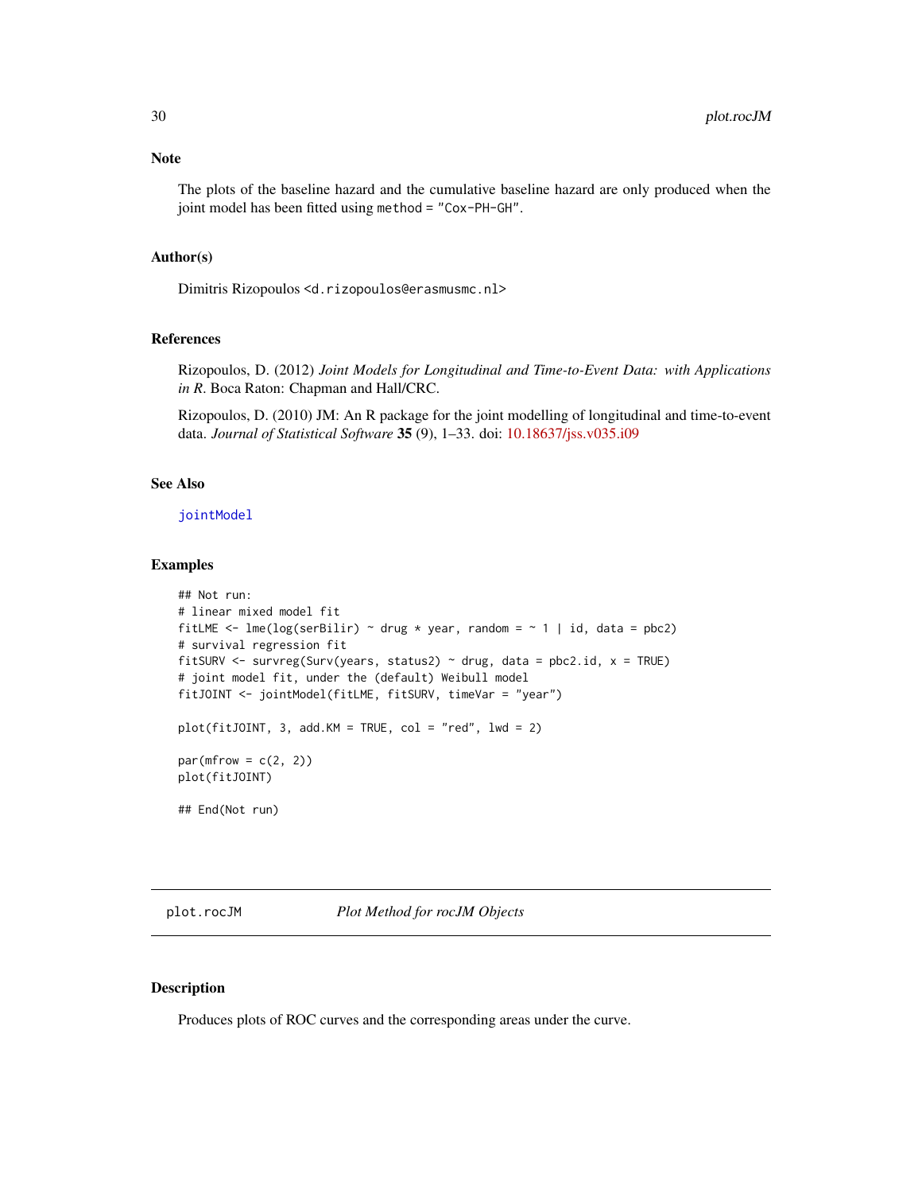### Note

The plots of the baseline hazard and the cumulative baseline hazard are only produced when the joint model has been fitted using `method = "Cox-PH-GH"`.

### Author(s)

Dimitris Rizopoulos <d.rizopoulos@erasmusmc.nl>

### References

Rizopoulos, D. (2012) *Joint Models for Longitudinal and Time-to-Event Data: with Applications in R*. Boca Raton: Chapman and Hall/CRC.

Rizopoulos, D. (2010) JM: An R package for the joint modelling of longitudinal and time-to-event data. *Journal of Statistical Software* **35** (9), 1–33. doi: 10.18637/jss.v035.i09

### See Also

jointModel

### Examples

```
## Not run:
# linear mixed model fit
fitLME <- lme(log(serBilir) ~ drug * year, random = ~ 1 | id, data = pbc2)
# survival regression fit
fitSURV <- survreg(Surv(years, status2) ~ drug, data = pbc2.id, x = TRUE)
# joint model fit, under the (default) Weibull model
fitJOINT <- jointModel(fitLME, fitSURV, timeVar = "year")

plot(fitJOINT, 3, add.KM = TRUE, col = "red", lwd = 2)

par(mfrow = c(2, 2))
plot(fitJOINT)

## End(Not run)
```

---

## plot.rocJM — *Plot Method for rocJM Objects*

### Description

Produces plots of ROC curves and the corresponding areas under the curve.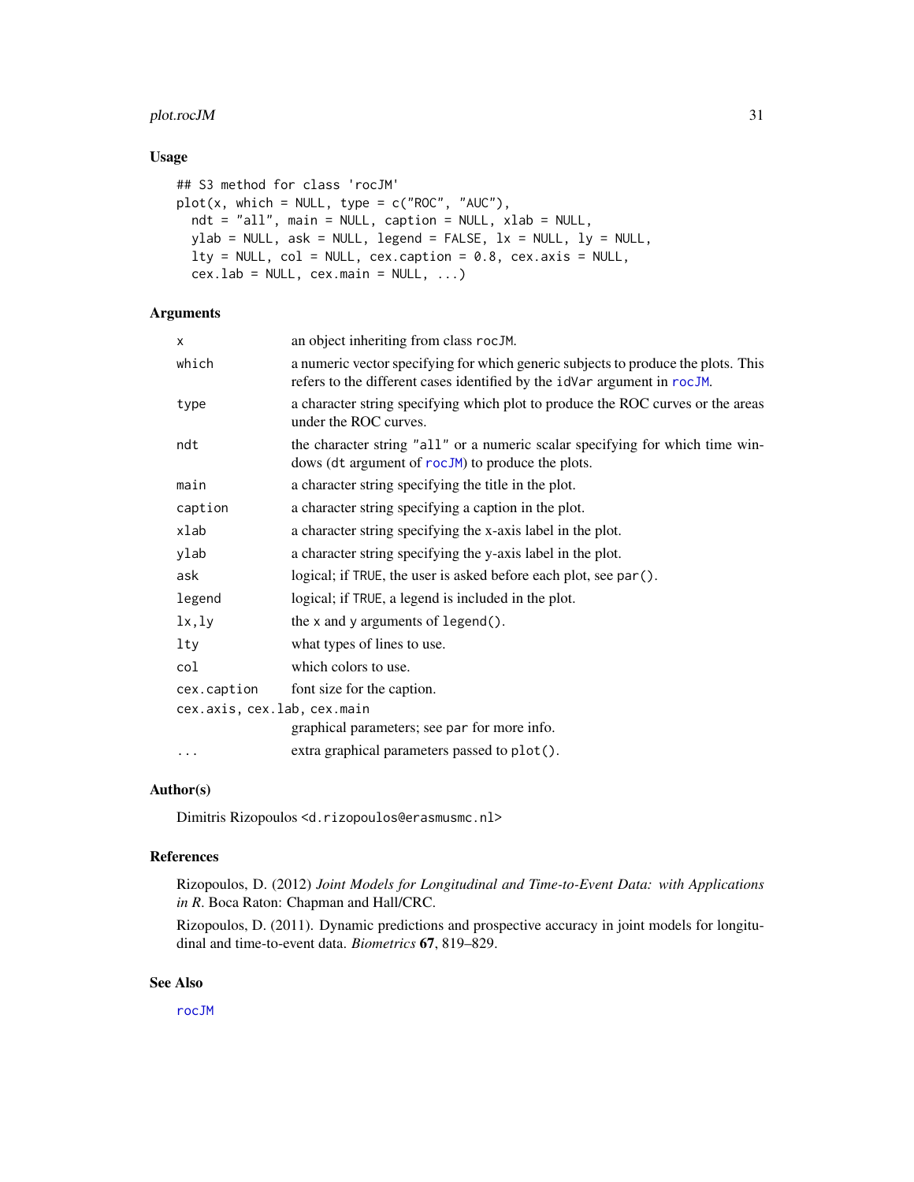## Usage

```
## S3 method for class 'rocJM'
plot(x, which = NULL, type = c("ROC", "AUC"),
  ndt = "all", main = NULL, caption = NULL, xlab = NULL,
  ylab = NULL, ask = NULL, legend = FALSE, lx = NULL, ly = NULL,
  lty = NULL, col = NULL, cex.caption = 0.8, cex.axis = NULL,
  cex.lab = NULL, cex.main = NULL, ...)
```

## Arguments

| | |
|---|---|
| `x` | an object inheriting from class `rocJM`. |
| `which` | a numeric vector specifying for which generic subjects to produce the plots. This refers to the different cases identified by the `idVar` argument in `rocJM`. |
| `type` | a character string specifying which plot to produce the ROC curves or the areas under the ROC curves. |
| `ndt` | the character string `"all"` or a numeric scalar specifying for which time windows (`dt` argument of `rocJM`) to produce the plots. |
| `main` | a character string specifying the title in the plot. |
| `caption` | a character string specifying a caption in the plot. |
| `xlab` | a character string specifying the x-axis label in the plot. |
| `ylab` | a character string specifying the y-axis label in the plot. |
| `ask` | logical; if `TRUE`, the user is asked before each plot, see `par()`. |
| `legend` | logical; if `TRUE`, a legend is included in the plot. |
| `lx,ly` | the `x` and `y` arguments of `legend()`. |
| `lty` | what types of lines to use. |
| `col` | which colors to use. |
| `cex.caption` | font size for the caption. |
| `cex.axis, cex.lab, cex.main` | graphical parameters; see `par` for more info. |
| `...` | extra graphical parameters passed to `plot()`. |

## Author(s)

Dimitris Rizopoulos <`d.rizopoulos@erasmusmc.nl`>

## References

Rizopoulos, D. (2012) *Joint Models for Longitudinal and Time-to-Event Data: with Applications in R*. Boca Raton: Chapman and Hall/CRC.

Rizopoulos, D. (2011). Dynamic predictions and prospective accuracy in joint models for longitudinal and time-to-event data. *Biometrics* **67**, 819–829.

## See Also

`rocJM`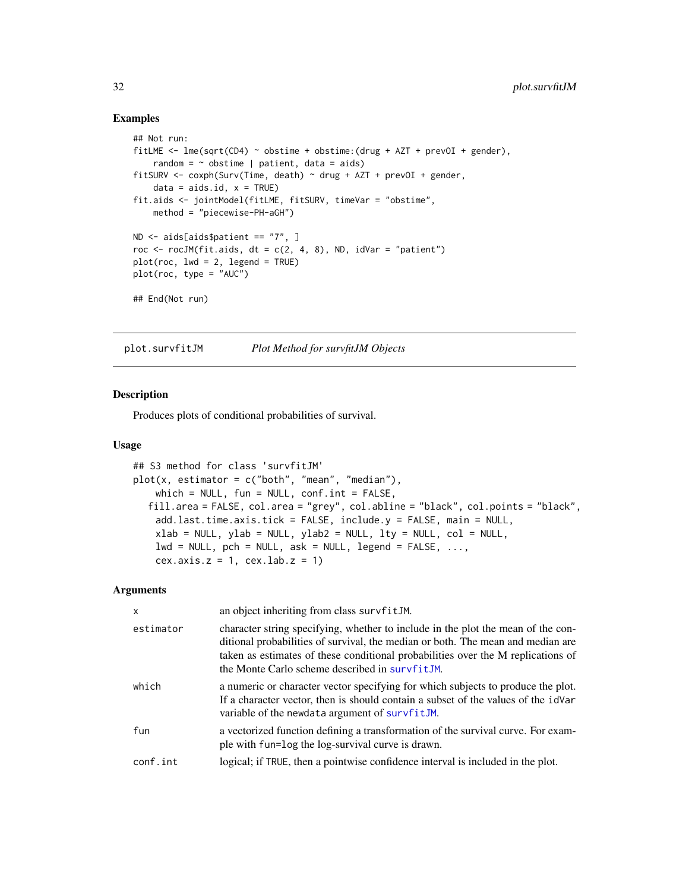## Examples

```
## Not run:
fitLME <- lme(sqrt(CD4) ~ obstime + obstime:(drug + AZT + prevOI + gender),
    random = ~ obstime | patient, data = aids)
fitSURV <- coxph(Surv(Time, death) ~ drug + AZT + prevOI + gender,
    data = aids.id, x = TRUE)
fit.aids <- jointModel(fitLME, fitSURV, timeVar = "obstime",
    method = "piecewise-PH-aGH")

ND <- aids[aids$patient == "7", ]
roc <- rocJM(fit.aids, dt = c(2, 4, 8), ND, idVar = "patient")
plot(roc, lwd = 2, legend = TRUE)
plot(roc, type = "AUC")

## End(Not run)
```

---

# plot.survfitJM — *Plot Method for survfitJM Objects*

## Description

Produces plots of conditional probabilities of survival.

## Usage

```
## S3 method for class 'survfitJM'
plot(x, estimator = c("both", "mean", "median"),
    which = NULL, fun = NULL, conf.int = FALSE,
   fill.area = FALSE, col.area = "grey", col.abline = "black", col.points = "black",
    add.last.time.axis.tick = FALSE, include.y = FALSE, main = NULL,
    xlab = NULL, ylab = NULL, ylab2 = NULL, lty = NULL, col = NULL,
    lwd = NULL, pch = NULL, ask = NULL, legend = FALSE, ...,
    cex.axis.z = 1, cex.lab.z = 1)
```

## Arguments

| | |
|---|---|
| `x` | an object inheriting from class `survfitJM`. |
| `estimator` | character string specifying, whether to include in the plot the mean of the conditional probabilities of survival, the median or both. The mean and median are taken as estimates of these conditional probabilities over the M replications of the Monte Carlo scheme described in `survfitJM`. |
| `which` | a numeric or character vector specifying for which subjects to produce the plot. If a character vector, then is should contain a subset of the values of the `idVar` variable of the `newdata` argument of `survfitJM`. |
| `fun` | a vectorized function defining a transformation of the survival curve. For example with `fun=log` the log-survival curve is drawn. |
| `conf.int` | logical; if `TRUE`, then a pointwise confidence interval is included in the plot. |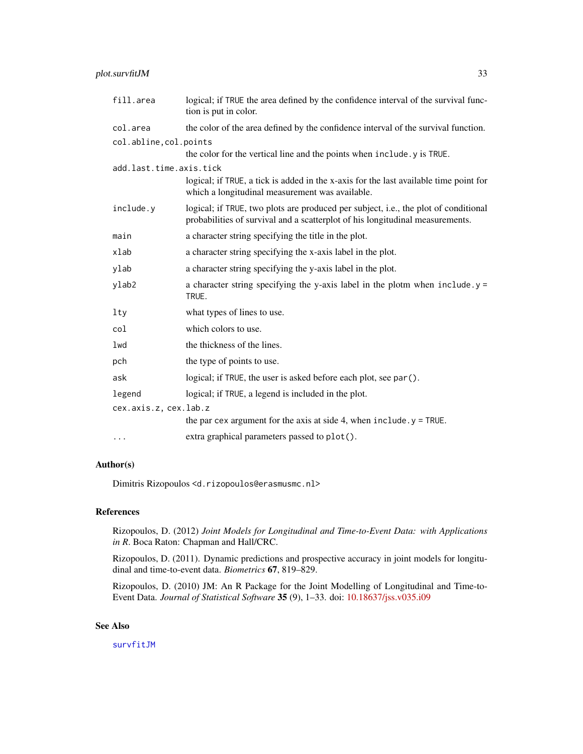| | |
|---|---|
| `fill.area` | logical; if `TRUE` the area defined by the confidence interval of the survival function is put in color. |
| `col.area` | the color of the area defined by the confidence interval of the survival function. |
| `col.abline,col.points` | the color for the vertical line and the points when `include.y` is `TRUE`. |
| `add.last.time.axis.tick` | logical; if `TRUE`, a tick is added in the x-axis for the last available time point for which a longitudinal measurement was available. |
| `include.y` | logical; if `TRUE`, two plots are produced per subject, i.e., the plot of conditional probabilities of survival and a scatterplot of his longitudinal measurements. |
| `main` | a character string specifying the title in the plot. |
| `xlab` | a character string specifying the x-axis label in the plot. |
| `ylab` | a character string specifying the y-axis label in the plot. |
| `ylab2` | a character string specifying the y-axis label in the plotm when `include.y = TRUE`. |
| `lty` | what types of lines to use. |
| `col` | which colors to use. |
| `lwd` | the thickness of the lines. |
| `pch` | the type of points to use. |
| `ask` | logical; if `TRUE`, the user is asked before each plot, see `par()`. |
| `legend` | logical; if `TRUE`, a legend is included in the plot. |
| `cex.axis.z, cex.lab.z` | the par `cex` argument for the axis at side 4, when `include.y = TRUE`. |
| `...` | extra graphical parameters passed to `plot()`. |

## Author(s)

Dimitris Rizopoulos <`d.rizopoulos@erasmusmc.nl`>

## References

Rizopoulos, D. (2012) *Joint Models for Longitudinal and Time-to-Event Data: with Applications in R*. Boca Raton: Chapman and Hall/CRC.

Rizopoulos, D. (2011). Dynamic predictions and prospective accuracy in joint models for longitudinal and time-to-event data. *Biometrics* **67**, 819–829.

Rizopoulos, D. (2010) JM: An R Package for the Joint Modelling of Longitudinal and Time-to-Event Data. *Journal of Statistical Software* **35** (9), 1–33. doi: 10.18637/jss.v035.i09

## See Also

`survfitJM`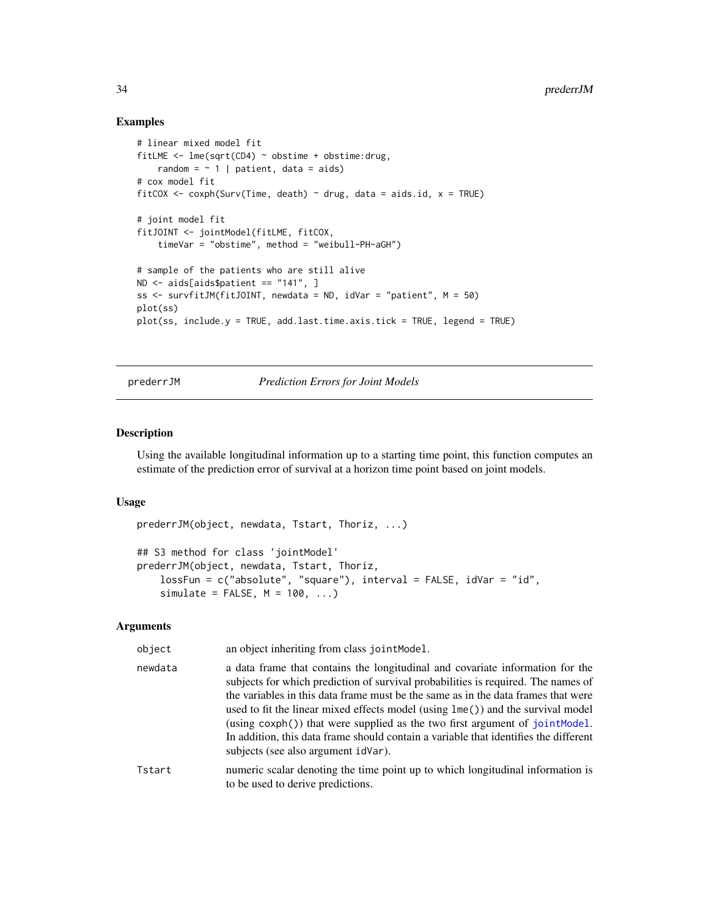## Examples

```
# linear mixed model fit
fitLME <- lme(sqrt(CD4) ~ obstime + obstime:drug,
    random = ~ 1 | patient, data = aids)
# cox model fit
fitCOX <- coxph(Surv(Time, death) ~ drug, data = aids.id, x = TRUE)

# joint model fit
fitJOINT <- jointModel(fitLME, fitCOX,
    timeVar = "obstime", method = "weibull-PH-aGH")

# sample of the patients who are still alive
ND <- aids[aids$patient == "141", ]
ss <- survfitJM(fitJOINT, newdata = ND, idVar = "patient", M = 50)
plot(ss)
plot(ss, include.y = TRUE, add.last.time.axis.tick = TRUE, legend = TRUE)
```

---

prederrJM *Prediction Errors for Joint Models*

---

### Description

Using the available longitudinal information up to a starting time point, this function computes an estimate of the prediction error of survival at a horizon time point based on joint models.

### Usage

```
prederrJM(object, newdata, Tstart, Thoriz, ...)

## S3 method for class 'jointModel'
prederrJM(object, newdata, Tstart, Thoriz,
    lossFun = c("absolute", "square"), interval = FALSE, idVar = "id",
    simulate = FALSE, M = 100, ...)
```

### Arguments

| | |
|---|---|
| `object` | an object inheriting from class `jointModel`. |
| `newdata` | a data frame that contains the longitudinal and covariate information for the subjects for which prediction of survival probabilities is required. The names of the variables in this data frame must be the same as in the data frames that were used to fit the linear mixed effects model (using `lme()`) and the survival model (using `coxph()`) that were supplied as the two first argument of `jointModel`. In addition, this data frame should contain a variable that identifies the different subjects (see also argument `idVar`). |
| `Tstart` | numeric scalar denoting the time point up to which longitudinal information is to be used to derive predictions. |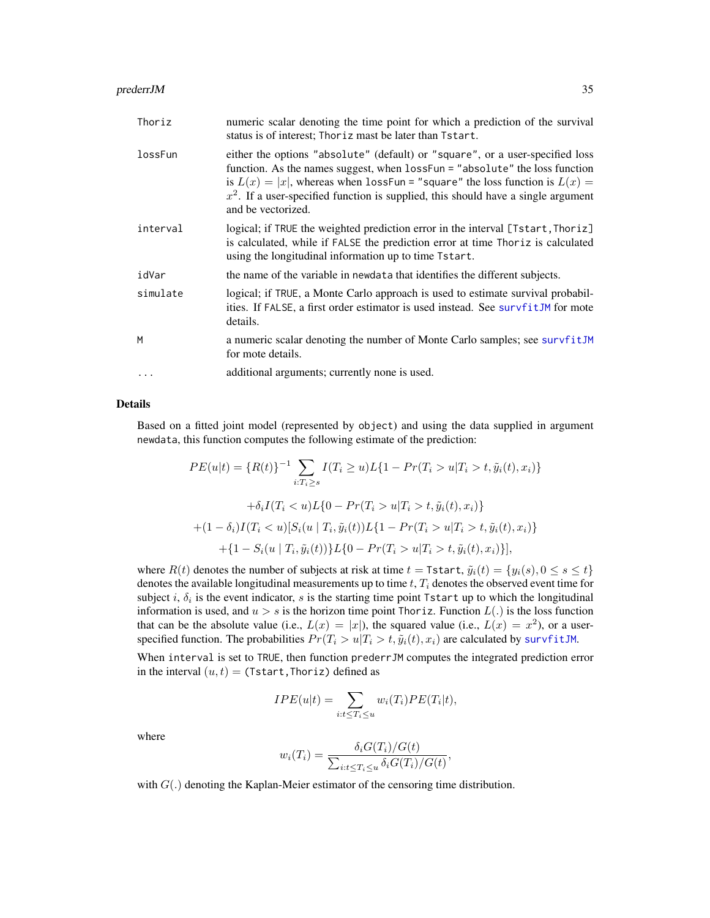| | |
|---|---|
| `Thoriz` | numeric scalar denoting the time point for which a prediction of the survival status is of interest; `Thoriz` mast be later than `Tstart`. |
| `lossFun` | either the options `"absolute"` (default) or `"square"`, or a user-specified loss function. As the names suggest, when `lossFun = "absolute"` the loss function is $L(x) = \|x\|$, whereas when `lossFun = "square"` the loss function is $L(x) = x^2$. If a user-specified function is supplied, this should have a single argument and be vectorized. |
| `interval` | logical; if `TRUE` the weighted prediction error in the interval `[Tstart,Thoriz]` is calculated, while if `FALSE` the prediction error at time `Thoriz` is calculated using the longitudinal information up to time `Tstart`. |
| `idVar` | the name of the variable in `newdata` that identifies the different subjects. |
| `simulate` | logical; if `TRUE`, a Monte Carlo approach is used to estimate survival probabilities. If `FALSE`, a first order estimator is used instead. See `survfitJM` for mote details. |
| `M` | a numeric scalar denoting the number of Monte Carlo samples; see `survfitJM` for mote details. |
| `...` | additional arguments; currently none is used. |

## Details

Based on a fitted joint model (represented by `object`) and using the data supplied in argument `newdata`, this function computes the following estimate of the prediction:

$$PE(u|t) = \{R(t)\}^{-1} \sum_{i:T_i \geq s} I(T_i \geq u) L\{1 - Pr(T_i > u | T_i > t, \tilde{y}_i(t), x_i)\}$$

$$+ \delta_i I(T_i < u) L\{0 - Pr(T_i > u | T_i > t, \tilde{y}_i(t), x_i)\}$$

$$+ (1 - \delta_i) I(T_i < u) [S_i(u \mid T_i, \tilde{y}_i(t)) L\{1 - Pr(T_i > u | T_i > t, \tilde{y}_i(t), x_i)\}$$

$$+ \{1 - S_i(u \mid T_i, \tilde{y}_i(t))\} L\{0 - Pr(T_i > u | T_i > t, \tilde{y}_i(t), x_i)\}],$$

where $R(t)$ denotes the number of subjects at risk at time $t =$ `Tstart`, $\tilde{y}_i(t) = \{y_i(s), 0 \leq s \leq t\}$ denotes the available longitudinal measurements up to time $t$, $T_i$ denotes the observed event time for subject $i$, $\delta_i$ is the event indicator, $s$ is the starting time point `Tstart` up to which the longitudinal information is used, and $u > s$ is the horizon time point `Thoriz`. Function $L(.)$ is the loss function that can be the absolute value (i.e., $L(x) = |x|$), the squared value (i.e., $L(x) = x^2$), or a user-specified function. The probabilities $Pr(T_i > u | T_i > t, \tilde{y}_i(t), x_i)$ are calculated by `survfitJM`.

When `interval` is set to `TRUE`, then function `prederrJM` computes the integrated prediction error in the interval $(u, t) =$ `(Tstart,Thoriz)` defined as

$$IPE(u|t) = \sum_{i:t \leq T_i \leq u} w_i(T_i) PE(T_i|t),$$

where

$$w_i(T_i) = \frac{\delta_i G(T_i)/G(t)}{\sum_{i:t \leq T_i \leq u} \delta_i G(T_i)/G(t)},$$

with $G(.)$ denoting the Kaplan-Meier estimator of the censoring time distribution.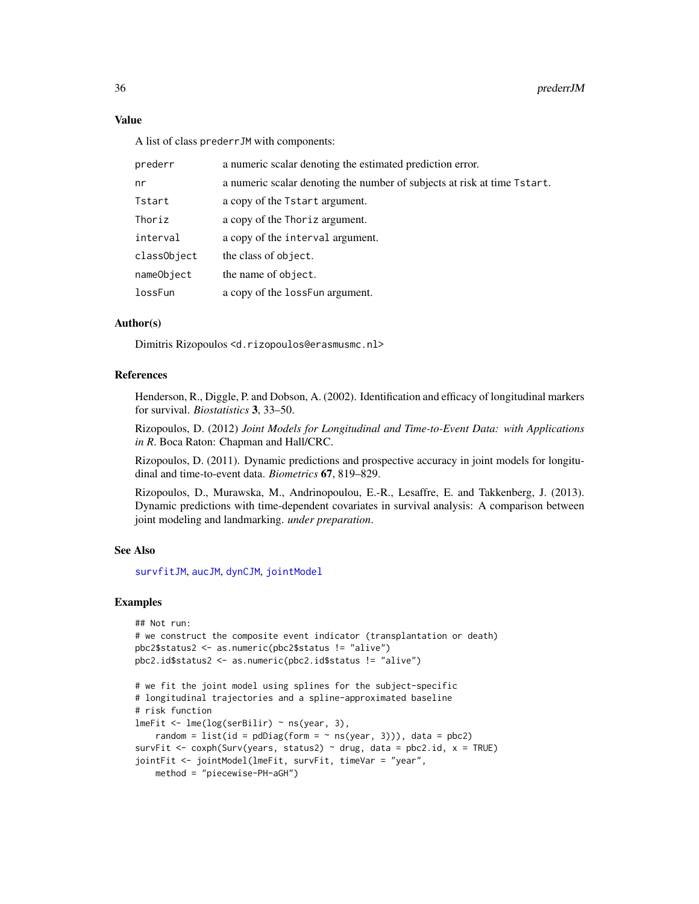## Value

A list of class prederrJM with components:

| | |
|---|---|
| prederr | a numeric scalar denoting the estimated prediction error. |
| nr | a numeric scalar denoting the number of subjects at risk at time Tstart. |
| Tstart | a copy of the Tstart argument. |
| Thoriz | a copy of the Thoriz argument. |
| interval | a copy of the interval argument. |
| classObject | the class of object. |
| nameObject | the name of object. |
| lossFun | a copy of the lossFun argument. |

## Author(s)

Dimitris Rizopoulos <d.rizopoulos@erasmusmc.nl>

## References

Henderson, R., Diggle, P. and Dobson, A. (2002). Identification and efficacy of longitudinal markers for survival. *Biostatistics* **3**, 33–50.

Rizopoulos, D. (2012) *Joint Models for Longitudinal and Time-to-Event Data: with Applications in R*. Boca Raton: Chapman and Hall/CRC.

Rizopoulos, D. (2011). Dynamic predictions and prospective accuracy in joint models for longitudinal and time-to-event data. *Biometrics* **67**, 819–829.

Rizopoulos, D., Murawska, M., Andrinopoulou, E.-R., Lesaffre, E. and Takkenberg, J. (2013). Dynamic predictions with time-dependent covariates in survival analysis: A comparison between joint modeling and landmarking. *under preparation*.

## See Also

survfitJM, aucJM, dynCJM, jointModel

## Examples

```
## Not run:
# we construct the composite event indicator (transplantation or death)
pbc2$status2 <- as.numeric(pbc2$status != "alive")
pbc2.id$status2 <- as.numeric(pbc2.id$status != "alive")

# we fit the joint model using splines for the subject-specific
# longitudinal trajectories and a spline-approximated baseline
# risk function
lmeFit <- lme(log(serBilir) ~ ns(year, 3),
    random = list(id = pdDiag(form = ~ ns(year, 3))), data = pbc2)
survFit <- coxph(Surv(years, status2) ~ drug, data = pbc2.id, x = TRUE)
jointFit <- jointModel(lmeFit, survFit, timeVar = "year",
    method = "piecewise-PH-aGH")
```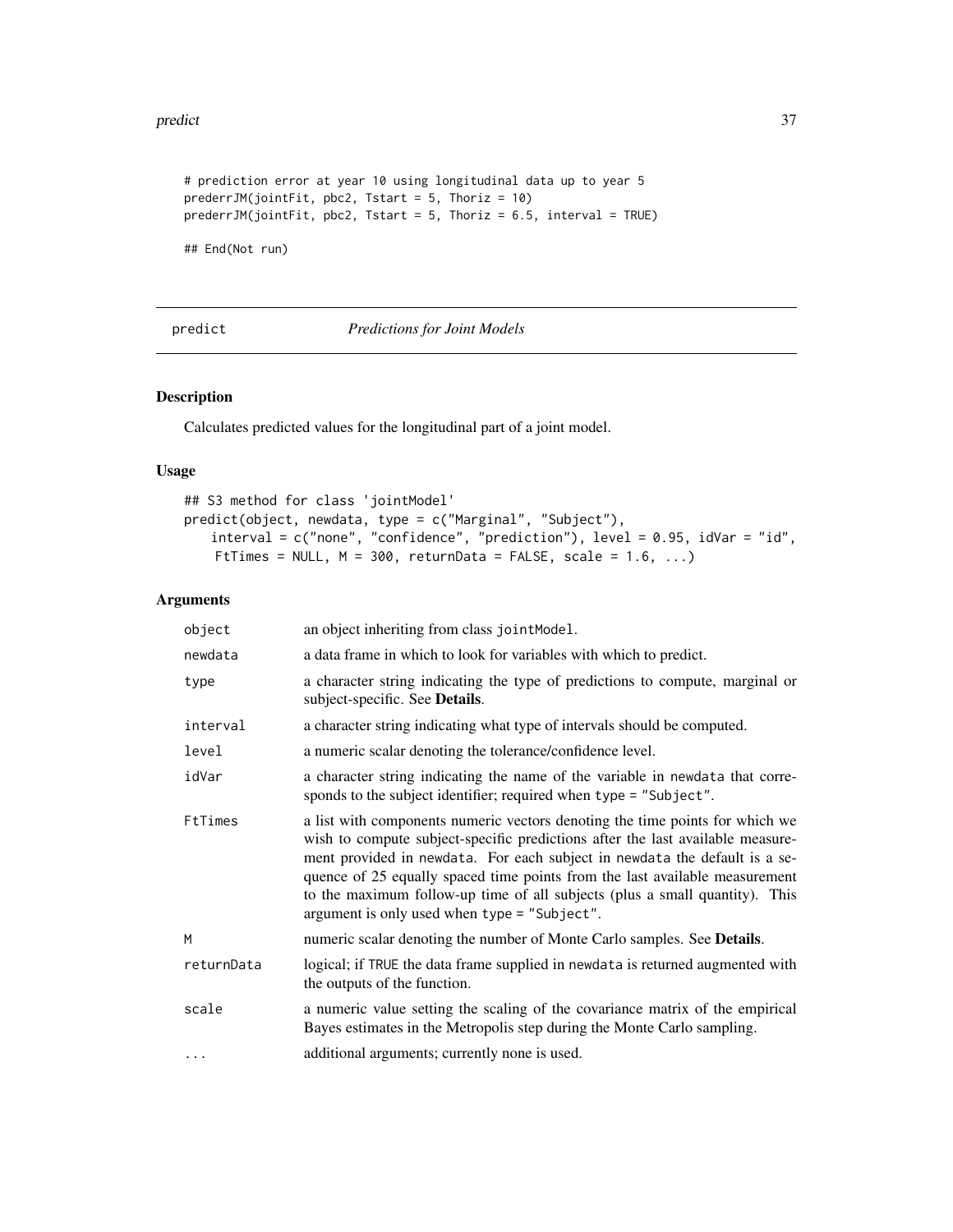```
# prediction error at year 10 using longitudinal data up to year 5
prederrJM(jointFit, pbc2, Tstart = 5, Thoriz = 10)
prederrJM(jointFit, pbc2, Tstart = 5, Thoriz = 6.5, interval = TRUE)

## End(Not run)
```

## predict *Predictions for Joint Models*

### Description

Calculates predicted values for the longitudinal part of a joint model.

### Usage

```
## S3 method for class 'jointModel'
predict(object, newdata, type = c("Marginal", "Subject"),
    interval = c("none", "confidence", "prediction"), level = 0.95, idVar = "id",
    FtTimes = NULL, M = 300, returnData = FALSE, scale = 1.6, ...)
```

### Arguments

| | |
|---|---|
| object | an object inheriting from class jointModel. |
| newdata | a data frame in which to look for variables with which to predict. |
| type | a character string indicating the type of predictions to compute, marginal or subject-specific. See **Details**. |
| interval | a character string indicating what type of intervals should be computed. |
| level | a numeric scalar denoting the tolerance/confidence level. |
| idVar | a character string indicating the name of the variable in newdata that corresponds to the subject identifier; required when type = "Subject". |
| FtTimes | a list with components numeric vectors denoting the time points for which we wish to compute subject-specific predictions after the last available measurement provided in newdata. For each subject in newdata the default is a sequence of 25 equally spaced time points from the last available measurement to the maximum follow-up time of all subjects (plus a small quantity). This argument is only used when type = "Subject". |
| M | numeric scalar denoting the number of Monte Carlo samples. See **Details**. |
| returnData | logical; if TRUE the data frame supplied in newdata is returned augmented with the outputs of the function. |
| scale | a numeric value setting the scaling of the covariance matrix of the empirical Bayes estimates in the Metropolis step during the Monte Carlo sampling. |
| ... | additional arguments; currently none is used. |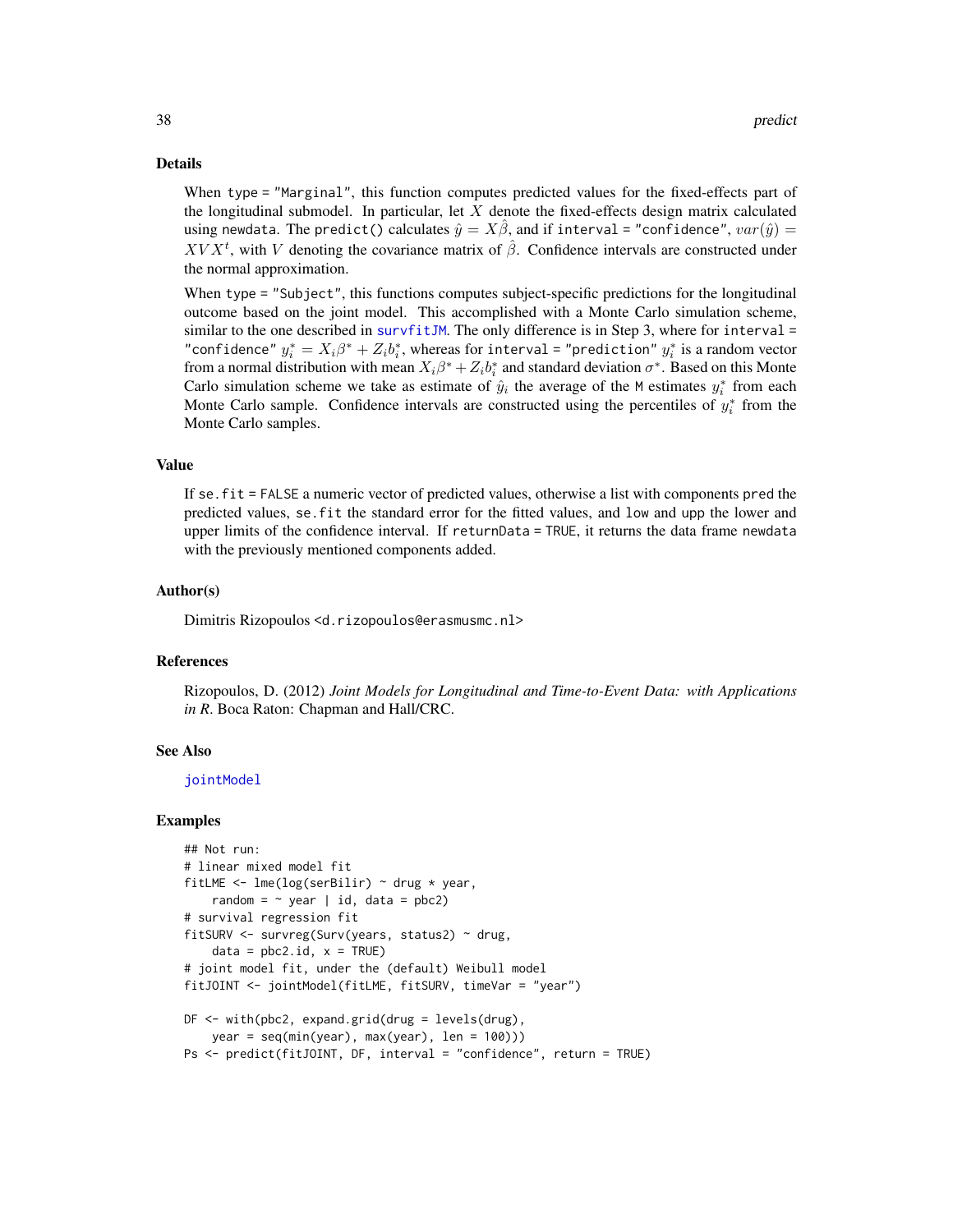### Details

When `type = "Marginal"`, this function computes predicted values for the fixed-effects part of the longitudinal submodel. In particular, let $X$ denote the fixed-effects design matrix calculated using `newdata`. The `predict()` calculates $\hat{y} = X\hat{\beta}$, and if `interval = "confidence"`, $var(\hat{y}) = XVX^t$, with $V$ denoting the covariance matrix of $\hat{\beta}$. Confidence intervals are constructed under the normal approximation.

When `type = "Subject"`, this functions computes subject-specific predictions for the longitudinal outcome based on the joint model. This accomplished with a Monte Carlo simulation scheme, similar to the one described in `survfitJM`. The only difference is in Step 3, where for `interval = "confidence"` $y_i^* = X_i\beta^* + Z_ib_i^*$, whereas for `interval = "prediction"` $y_i^*$ is a random vector from a normal distribution with mean $X_i\beta^* + Z_ib_i^*$ and standard deviation $\sigma^*$. Based on this Monte Carlo simulation scheme we take as estimate of $\hat{y}_i$ the average of the `M` estimates $y_i^*$ from each Monte Carlo sample. Confidence intervals are constructed using the percentiles of $y_i^*$ from the Monte Carlo samples.

### Value

If `se.fit = FALSE` a numeric vector of predicted values, otherwise a list with components `pred` the predicted values, `se.fit` the standard error for the fitted values, and `low` and `upp` the lower and upper limits of the confidence interval. If `returnData = TRUE`, it returns the data frame `newdata` with the previously mentioned components added.

### Author(s)

Dimitris Rizopoulos <d.rizopoulos@erasmusmc.nl>

### References

Rizopoulos, D. (2012) *Joint Models for Longitudinal and Time-to-Event Data: with Applications in R*. Boca Raton: Chapman and Hall/CRC.

### See Also

`jointModel`

### Examples

```
## Not run:
# linear mixed model fit
fitLME <- lme(log(serBilir) ~ drug * year,
    random = ~ year | id, data = pbc2)
# survival regression fit
fitSURV <- survreg(Surv(years, status2) ~ drug,
    data = pbc2.id, x = TRUE)
# joint model fit, under the (default) Weibull model
fitJOINT <- jointModel(fitLME, fitSURV, timeVar = "year")

DF <- with(pbc2, expand.grid(drug = levels(drug),
    year = seq(min(year), max(year), len = 100)))
Ps <- predict(fitJOINT, DF, interval = "confidence", return = TRUE)
```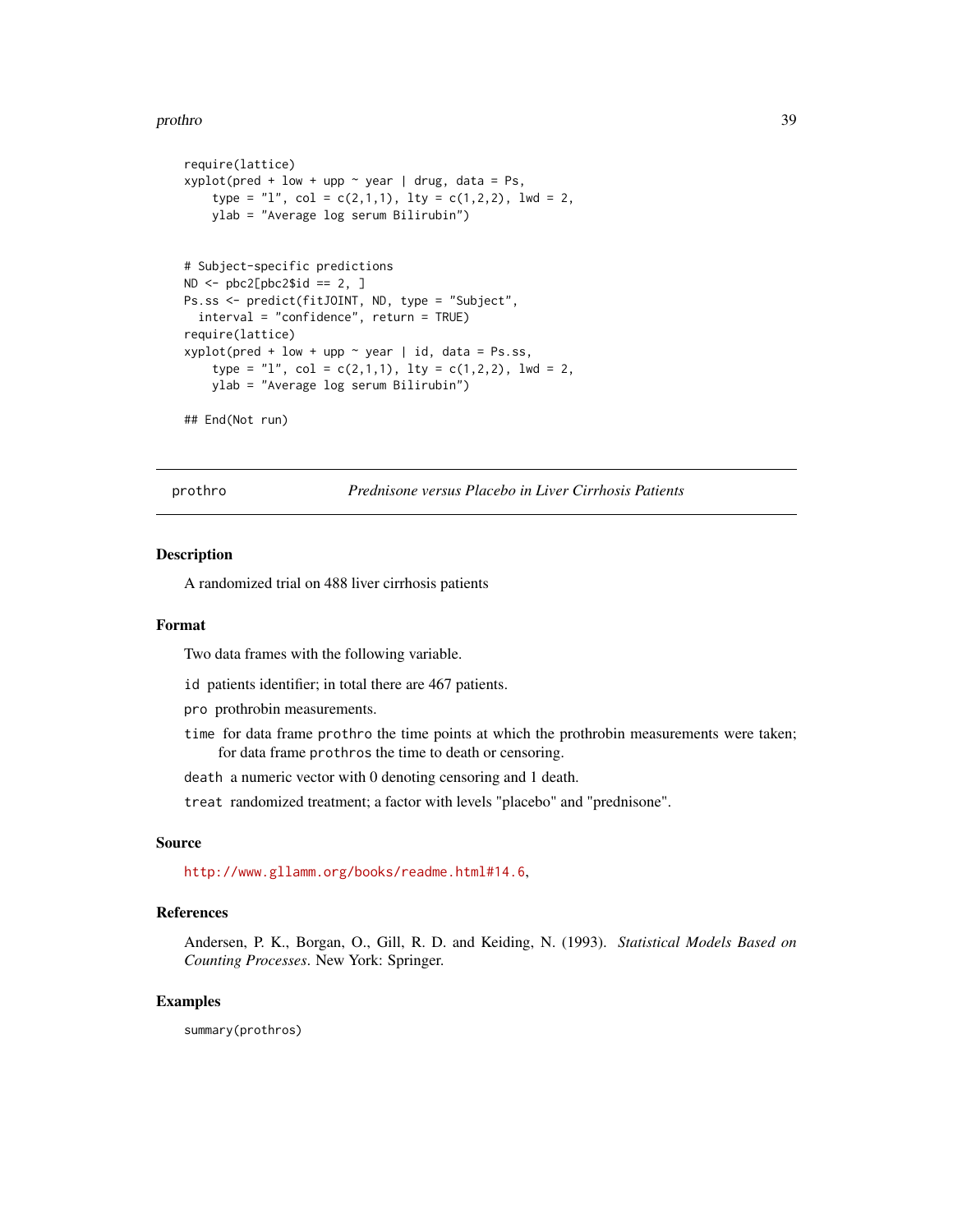```
require(lattice)
xyplot(pred + low + upp ~ year | drug, data = Ps,
    type = "l", col = c(2,1,1), lty = c(1,2,2), lwd = 2,
    ylab = "Average log serum Bilirubin")


# Subject-specific predictions
ND <- pbc2[pbc2$id == 2, ]
Ps.ss <- predict(fitJOINT, ND, type = "Subject",
  interval = "confidence", return = TRUE)
require(lattice)
xyplot(pred + low + upp ~ year | id, data = Ps.ss,
    type = "l", col = c(2,1,1), lty = c(1,2,2), lwd = 2,
    ylab = "Average log serum Bilirubin")

## End(Not run)
```

---

`prothro` *Prednisone versus Placebo in Liver Cirrhosis Patients*

---

## Description

A randomized trial on 488 liver cirrhosis patients

## Format

Two data frames with the following variable.

`id` patients identifier; in total there are 467 patients.

`pro` prothrobin measurements.

`time` for data frame `prothro` the time points at which the prothrobin measurements were taken; for data frame `prothros` the time to death or censoring.

`death` a numeric vector with 0 denoting censoring and 1 death.

`treat` randomized treatment; a factor with levels "placebo" and "prednisone".

## Source

http://www.gllamm.org/books/readme.html#14.6,

## References

Andersen, P. K., Borgan, O., Gill, R. D. and Keiding, N. (1993). *Statistical Models Based on Counting Processes*. New York: Springer.

## Examples

```
summary(prothros)
```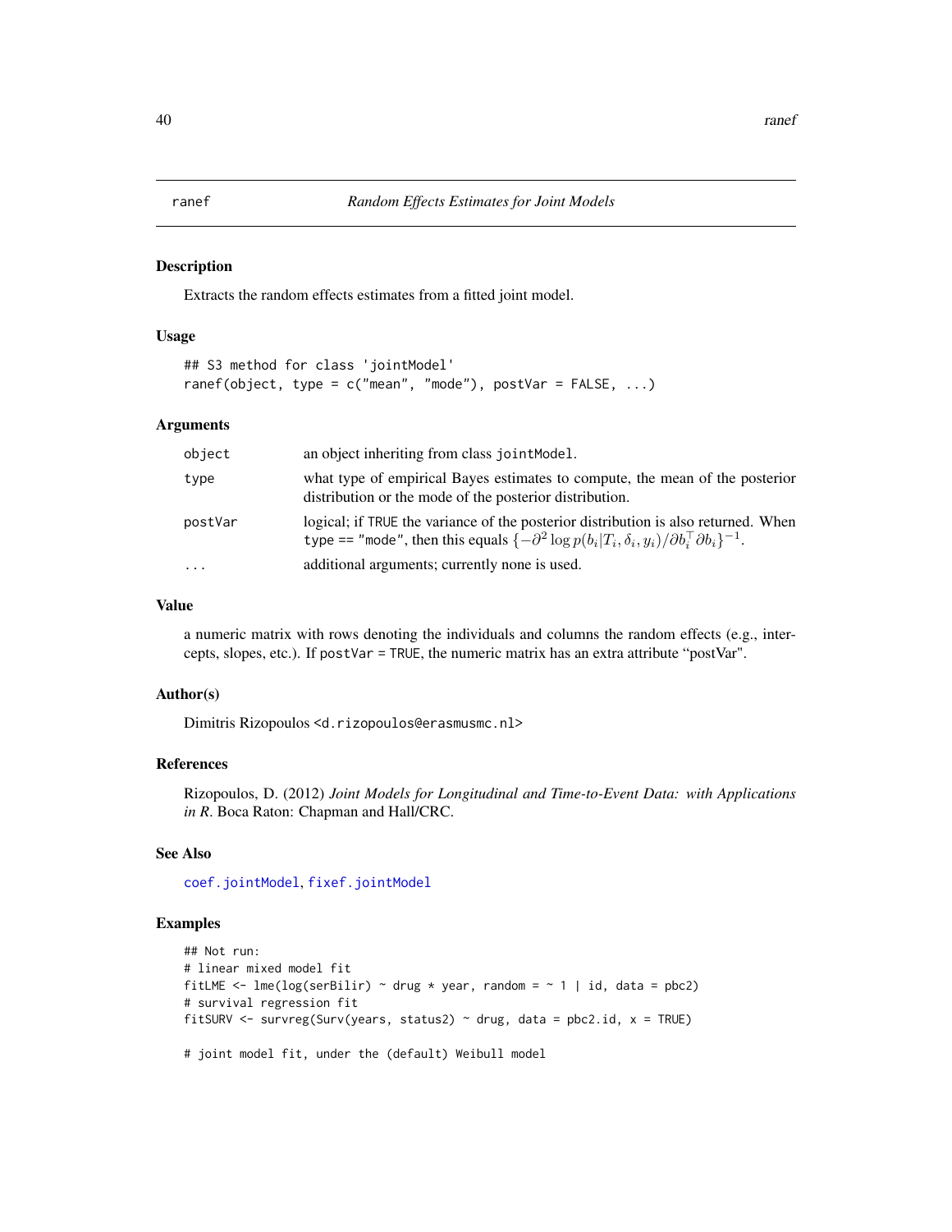# ranef — Random Effects Estimates for Joint Models

## Description

Extracts the random effects estimates from a fitted joint model.

## Usage

```
## S3 method for class 'jointModel'
ranef(object, type = c("mean", "mode"), postVar = FALSE, ...)
```

## Arguments

| | |
|---|---|
| `object` | an object inheriting from class `jointModel`. |
| `type` | what type of empirical Bayes estimates to compute, the mean of the posterior distribution or the mode of the posterior distribution. |
| `postVar` | logical; if `TRUE` the variance of the posterior distribution is also returned. When `type == "mode"`, then this equals $\{-\partial^2 \log p(b_i \vert T_i, \delta_i, y_i)/\partial b_i^\top \partial b_i\}^{-1}$. |
| `...` | additional arguments; currently none is used. |

## Value

a numeric matrix with rows denoting the individuals and columns the random effects (e.g., intercepts, slopes, etc.). If `postVar = TRUE`, the numeric matrix has an extra attribute "postVar".

## Author(s)

Dimitris Rizopoulos <`d.rizopoulos@erasmusmc.nl`>

## References

Rizopoulos, D. (2012) *Joint Models for Longitudinal and Time-to-Event Data: with Applications in R*. Boca Raton: Chapman and Hall/CRC.

## See Also

`coef.jointModel`, `fixef.jointModel`

## Examples

```
## Not run:
# linear mixed model fit
fitLME <- lme(log(serBilir) ~ drug * year, random = ~ 1 | id, data = pbc2)
# survival regression fit
fitSURV <- survreg(Surv(years, status2) ~ drug, data = pbc2.id, x = TRUE)

# joint model fit, under the (default) Weibull model
```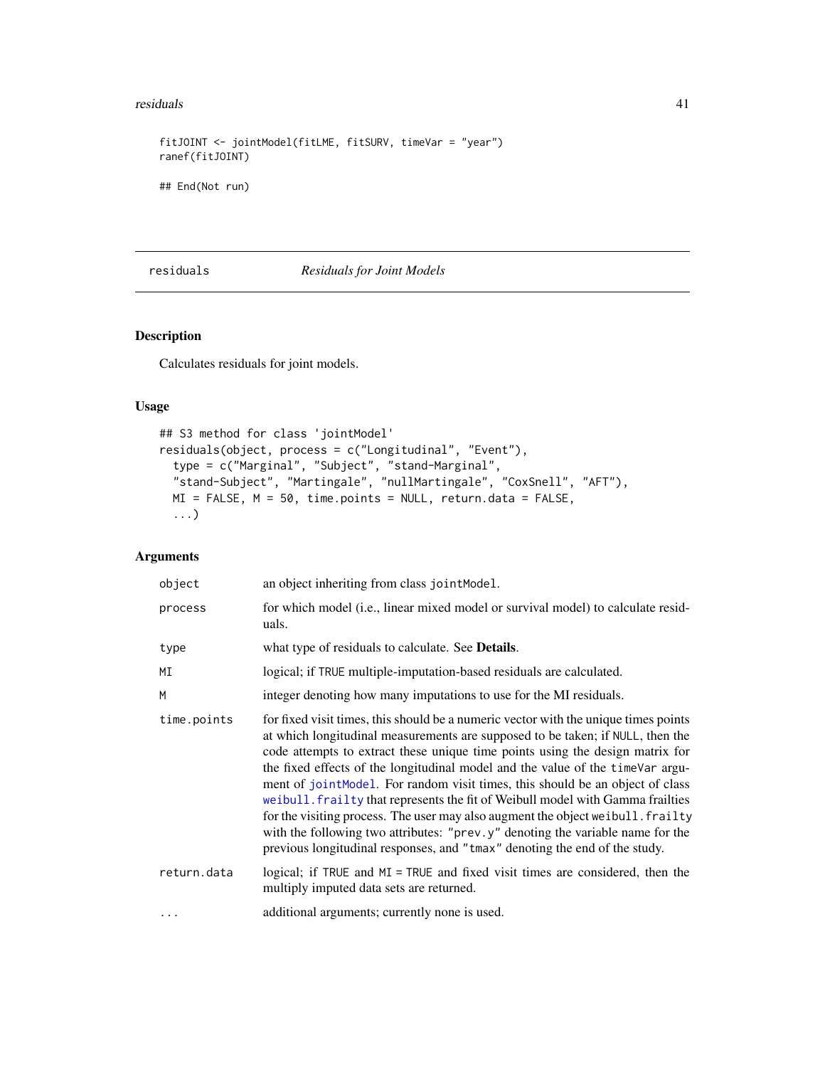```
fitJOINT <- jointModel(fitLME, fitSURV, timeVar = "year")
ranef(fitJOINT)

## End(Not run)
```

## residuals *Residuals for Joint Models*

### Description

Calculates residuals for joint models.

### Usage

```
## S3 method for class 'jointModel'
residuals(object, process = c("Longitudinal", "Event"),
  type = c("Marginal", "Subject", "stand-Marginal",
  "stand-Subject", "Martingale", "nullMartingale", "CoxSnell", "AFT"),
  MI = FALSE, M = 50, time.points = NULL, return.data = FALSE,
  ...)
```

### Arguments

| | |
|---|---|
| `object` | an object inheriting from class `jointModel`. |
| `process` | for which model (i.e., linear mixed model or survival model) to calculate residuals. |
| `type` | what type of residuals to calculate. See **Details**. |
| `MI` | logical; if `TRUE` multiple-imputation-based residuals are calculated. |
| `M` | integer denoting how many imputations to use for the MI residuals. |
| `time.points` | for fixed visit times, this should be a numeric vector with the unique times points at which longitudinal measurements are supposed to be taken; if `NULL`, then the code attempts to extract these unique time points using the design matrix for the fixed effects of the longitudinal model and the value of the `timeVar` argument of `jointModel`. For random visit times, this should be an object of class `weibull.frailty` that represents the fit of Weibull model with Gamma frailties for the visiting process. The user may also augment the object `weibull.frailty` with the following two attributes: `"prev.y"` denoting the variable name for the previous longitudinal responses, and `"tmax"` denoting the end of the study. |
| `return.data` | logical; if `TRUE` and `MI = TRUE` and fixed visit times are considered, then the multiply imputed data sets are returned. |
| `...` | additional arguments; currently none is used. |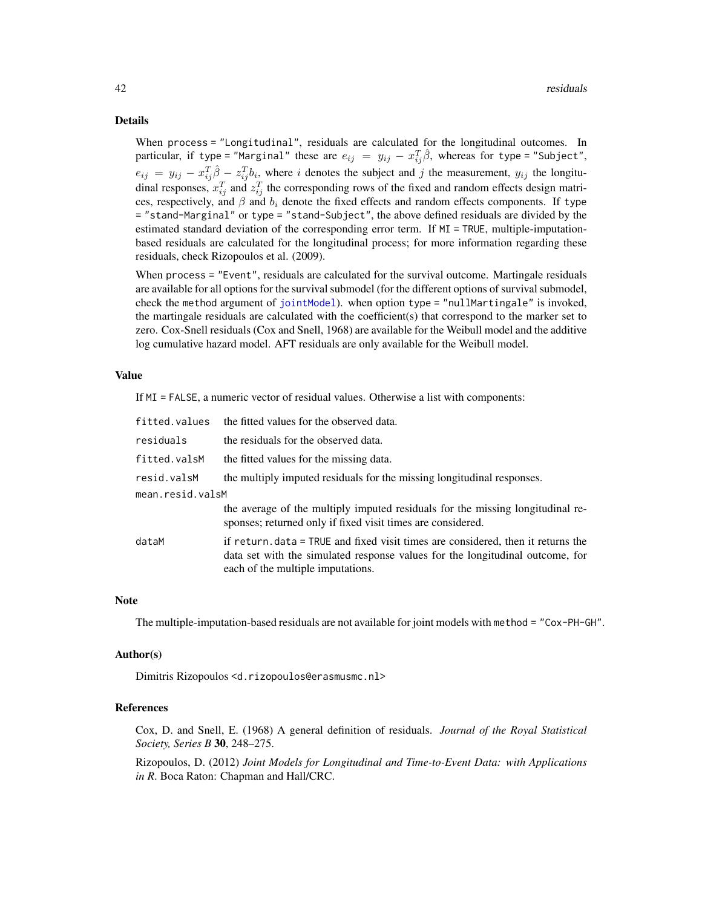## Details

When `process = "Longitudinal"`, residuals are calculated for the longitudinal outcomes. In particular, if `type = "Marginal"` these are $e_{ij} = y_{ij} - x_{ij}^T \hat{\beta}$, whereas for `type = "Subject"`, $e_{ij} = y_{ij} - x_{ij}^T \hat{\beta} - z_{ij}^T b_i$, where $i$ denotes the subject and $j$ the measurement, $y_{ij}$ the longitudinal responses, $x_{ij}^T$ and $z_{ij}^T$ the corresponding rows of the fixed and random effects design matrices, respectively, and $\beta$ and $b_i$ denote the fixed effects and random effects components. If `type = "stand-Marginal"` or `type = "stand-Subject"`, the above defined residuals are divided by the estimated standard deviation of the corresponding error term. If `MI = TRUE`, multiple-imputation-based residuals are calculated for the longitudinal process; for more information regarding these residuals, check Rizopoulos et al. (2009).

When `process = "Event"`, residuals are calculated for the survival outcome. Martingale residuals are available for all options for the survival submodel (for the different options of survival submodel, check the `method` argument of `jointModel`). when option `type = "nullMartingale"` is invoked, the martingale residuals are calculated with the coefficient(s) that correspond to the marker set to zero. Cox-Snell residuals (Cox and Snell, 1968) are available for the Weibull model and the additive log cumulative hazard model. AFT residuals are only available for the Weibull model.

## Value

If `MI = FALSE`, a numeric vector of residual values. Otherwise a list with components:

| | |
|---|---|
| `fitted.values` | the fitted values for the observed data. |
| `residuals` | the residuals for the observed data. |
| `fitted.valsM` | the fitted values for the missing data. |
| `resid.valsM` | the multiply imputed residuals for the missing longitudinal responses. |
| `mean.resid.valsM` | the average of the multiply imputed residuals for the missing longitudinal responses; returned only if fixed visit times are considered. |
| `dataM` | if `return.data = TRUE` and fixed visit times are considered, then it returns the data set with the simulated response values for the longitudinal outcome, for each of the multiple imputations. |

## Note

The multiple-imputation-based residuals are not available for joint models with `method = "Cox-PH-GH"`.

## Author(s)

Dimitris Rizopoulos <d.rizopoulos@erasmusmc.nl>

## References

Cox, D. and Snell, E. (1968) A general definition of residuals. *Journal of the Royal Statistical Society, Series B* **30**, 248–275.

Rizopoulos, D. (2012) *Joint Models for Longitudinal and Time-to-Event Data: with Applications in R*. Boca Raton: Chapman and Hall/CRC.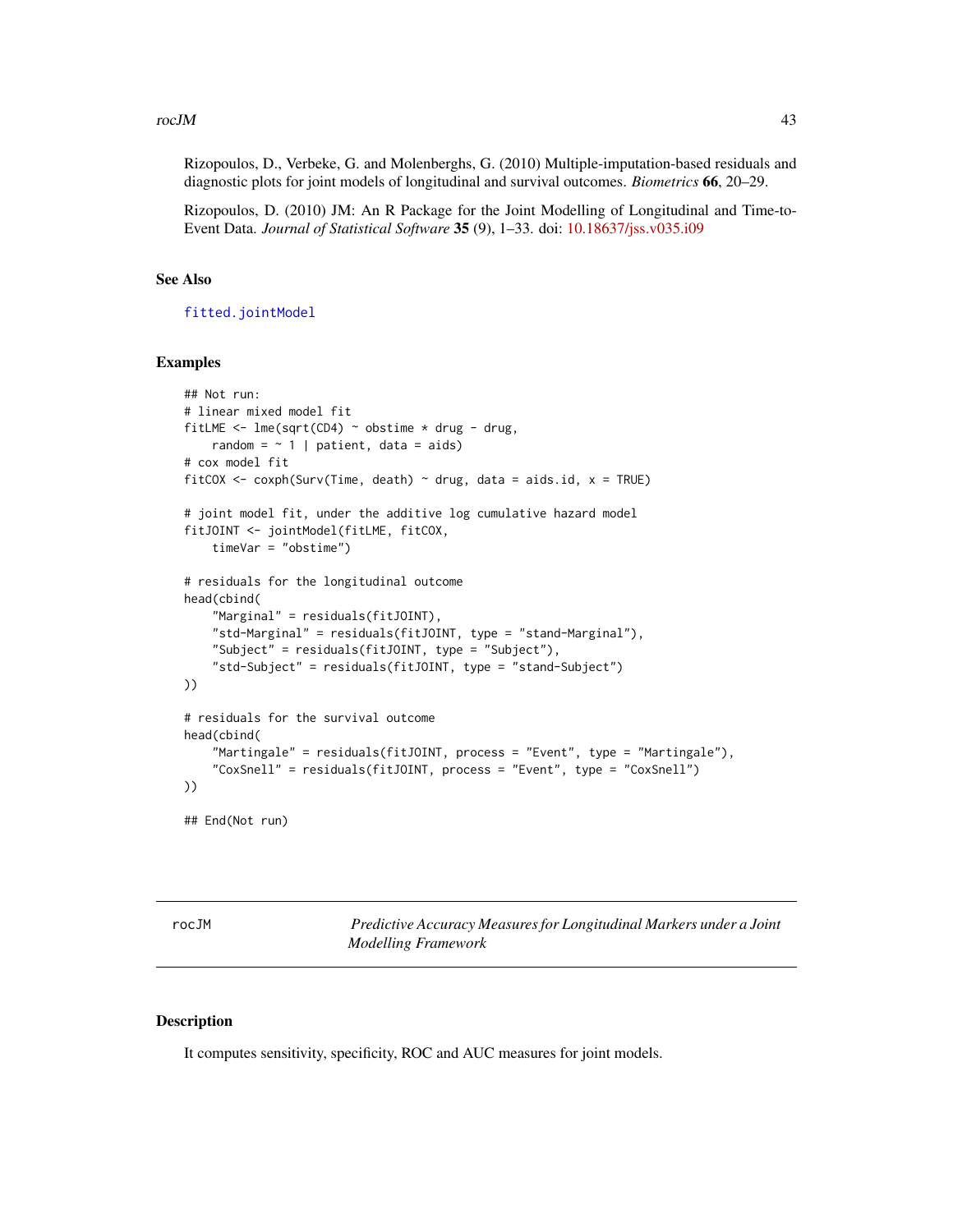Rizopoulos, D., Verbeke, G. and Molenberghs, G. (2010) Multiple-imputation-based residuals and diagnostic plots for joint models of longitudinal and survival outcomes. *Biometrics* **66**, 20–29.

Rizopoulos, D. (2010) JM: An R Package for the Joint Modelling of Longitudinal and Time-to-Event Data. *Journal of Statistical Software* **35** (9), 1–33. doi: 10.18637/jss.v035.i09

## See Also

`fitted.jointModel`

## Examples

```
## Not run:
# linear mixed model fit
fitLME <- lme(sqrt(CD4) ~ obstime * drug - drug,
    random = ~ 1 | patient, data = aids)
# cox model fit
fitCOX <- coxph(Surv(Time, death) ~ drug, data = aids.id, x = TRUE)

# joint model fit, under the additive log cumulative hazard model
fitJOINT <- jointModel(fitLME, fitCOX,
    timeVar = "obstime")

# residuals for the longitudinal outcome
head(cbind(
    "Marginal" = residuals(fitJOINT),
    "std-Marginal" = residuals(fitJOINT, type = "stand-Marginal"),
    "Subject" = residuals(fitJOINT, type = "Subject"),
    "std-Subject" = residuals(fitJOINT, type = "stand-Subject")
))

# residuals for the survival outcome
head(cbind(
    "Martingale" = residuals(fitJOINT, process = "Event", type = "Martingale"),
    "CoxSnell" = residuals(fitJOINT, process = "Event", type = "CoxSnell")
))

## End(Not run)
```

---

# rocJM — *Predictive Accuracy Measures for Longitudinal Markers under a Joint Modelling Framework*

---

## Description

It computes sensitivity, specificity, ROC and AUC measures for joint models.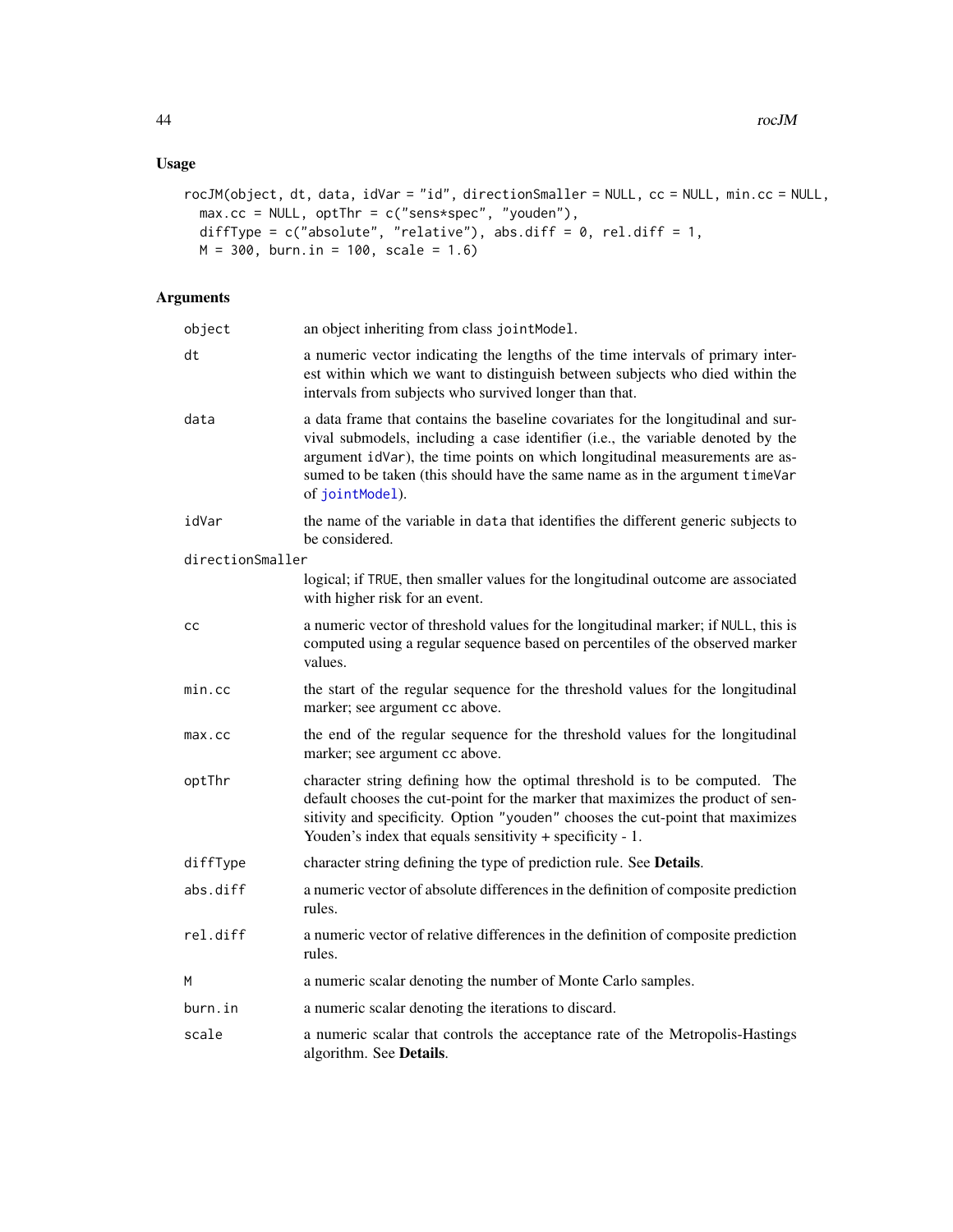## Usage

```
rocJM(object, dt, data, idVar = "id", directionSmaller = NULL, cc = NULL, min.cc = NULL,
  max.cc = NULL, optThr = c("sens*spec", "youden"),
  diffType = c("absolute", "relative"), abs.diff = 0, rel.diff = 1,
  M = 300, burn.in = 100, scale = 1.6)
```

## Arguments

| Argument | Description |
|---|---|
| `object` | an object inheriting from class `jointModel`. |
| `dt` | a numeric vector indicating the lengths of the time intervals of primary interest within which we want to distinguish between subjects who died within the intervals from subjects who survived longer than that. |
| `data` | a data frame that contains the baseline covariates for the longitudinal and survival submodels, including a case identifier (i.e., the variable denoted by the argument `idVar`), the time points on which longitudinal measurements are assumed to be taken (this should have the same name as in the argument `timeVar` of `jointModel`). |
| `idVar` | the name of the variable in `data` that identifies the different generic subjects to be considered. |
| `directionSmaller` | logical; if `TRUE`, then smaller values for the longitudinal outcome are associated with higher risk for an event. |
| `cc` | a numeric vector of threshold values for the longitudinal marker; if `NULL`, this is computed using a regular sequence based on percentiles of the observed marker values. |
| `min.cc` | the start of the regular sequence for the threshold values for the longitudinal marker; see argument `cc` above. |
| `max.cc` | the end of the regular sequence for the threshold values for the longitudinal marker; see argument `cc` above. |
| `optThr` | character string defining how the optimal threshold is to be computed. The default chooses the cut-point for the marker that maximizes the product of sensitivity and specificity. Option `"youden"` chooses the cut-point that maximizes Youden's index that equals sensitivity + specificity - 1. |
| `diffType` | character string defining the type of prediction rule. See **Details**. |
| `abs.diff` | a numeric vector of absolute differences in the definition of composite prediction rules. |
| `rel.diff` | a numeric vector of relative differences in the definition of composite prediction rules. |
| `M` | a numeric scalar denoting the number of Monte Carlo samples. |
| `burn.in` | a numeric scalar denoting the iterations to discard. |
| `scale` | a numeric scalar that controls the acceptance rate of the Metropolis-Hastings algorithm. See **Details**. |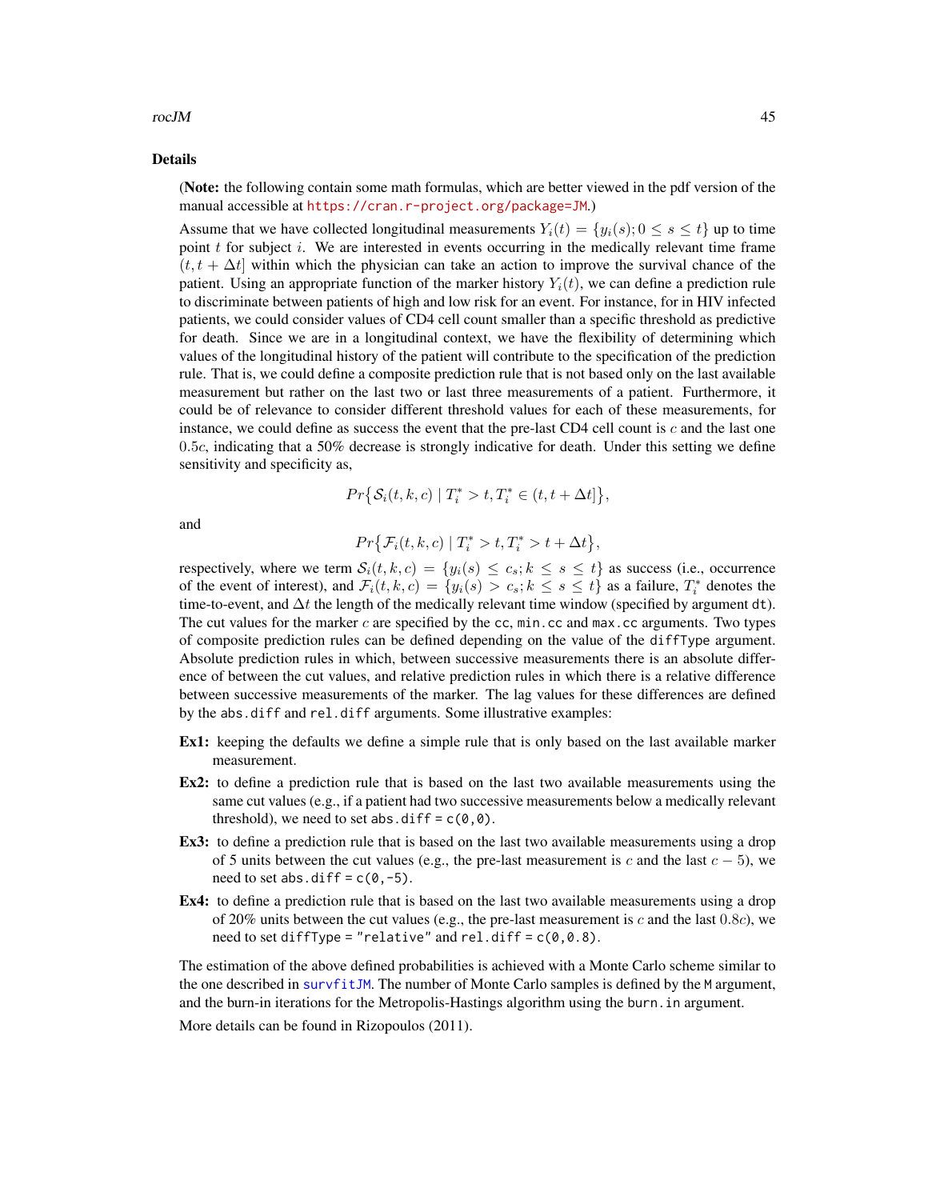## Details

(**Note:** the following contain some math formulas, which are better viewed in the pdf version of the manual accessible at https://cran.r-project.org/package=JM.)

Assume that we have collected longitudinal measurements $Y_i(t) = \{y_i(s); 0 \leq s \leq t\}$ up to time point $t$ for subject $i$. We are interested in events occurring in the medically relevant time frame $(t, t + \Delta t]$ within which the physician can take an action to improve the survival chance of the patient. Using an appropriate function of the marker history $Y_i(t)$, we can define a prediction rule to discriminate between patients of high and low risk for an event. For instance, for in HIV infected patients, we could consider values of CD4 cell count smaller than a specific threshold as predictive for death. Since we are in a longitudinal context, we have the flexibility of determining which values of the longitudinal history of the patient will contribute to the specification of the prediction rule. That is, we could define a composite prediction rule that is not based only on the last available measurement but rather on the last two or last three measurements of a patient. Furthermore, it could be of relevance to consider different threshold values for each of these measurements, for instance, we could define as success the event that the pre-last CD4 cell count is $c$ and the last one $0.5c$, indicating that a 50% decrease is strongly indicative for death. Under this setting we define sensitivity and specificity as,

$$Pr\big\{\mathcal{S}_i(t, k, c) \mid T_i^* > t, T_i^* \in (t, t + \Delta t]\big\},$$

and

$$Pr\big\{\mathcal{F}_i(t, k, c) \mid T_i^* > t, T_i^* > t + \Delta t\big\},$$

respectively, where we term $\mathcal{S}_i(t, k, c) = \{y_i(s) \leq c_s; k \leq s \leq t\}$ as success (i.e., occurrence of the event of interest), and $\mathcal{F}_i(t, k, c) = \{y_i(s) > c_s; k \leq s \leq t\}$ as a failure, $T_i^*$ denotes the time-to-event, and $\Delta t$ the length of the medically relevant time window (specified by argument `dt`). The cut values for the marker $c$ are specified by the `cc`, `min.cc` and `max.cc` arguments. Two types of composite prediction rules can be defined depending on the value of the `diffType` argument. Absolute prediction rules in which, between successive measurements there is an absolute difference of between the cut values, and relative prediction rules in which there is a relative difference between successive measurements of the marker. The lag values for these differences are defined by the `abs.diff` and `rel.diff` arguments. Some illustrative examples:

**Ex1:** keeping the defaults we define a simple rule that is only based on the last available marker measurement.

**Ex2:** to define a prediction rule that is based on the last two available measurements using the same cut values (e.g., if a patient had two successive measurements below a medically relevant threshold), we need to set `abs.diff = c(0,0)`.

**Ex3:** to define a prediction rule that is based on the last two available measurements using a drop of 5 units between the cut values (e.g., the pre-last measurement is $c$ and the last $c - 5$), we need to set `abs.diff = c(0,-5)`.

**Ex4:** to define a prediction rule that is based on the last two available measurements using a drop of 20% units between the cut values (e.g., the pre-last measurement is $c$ and the last $0.8c$), we need to set `diffType = "relative"` and `rel.diff = c(0,0.8)`.

The estimation of the above defined probabilities is achieved with a Monte Carlo scheme similar to the one described in `survfitJM`. The number of Monte Carlo samples is defined by the `M` argument, and the burn-in iterations for the Metropolis-Hastings algorithm using the `burn.in` argument.

More details can be found in Rizopoulos (2011).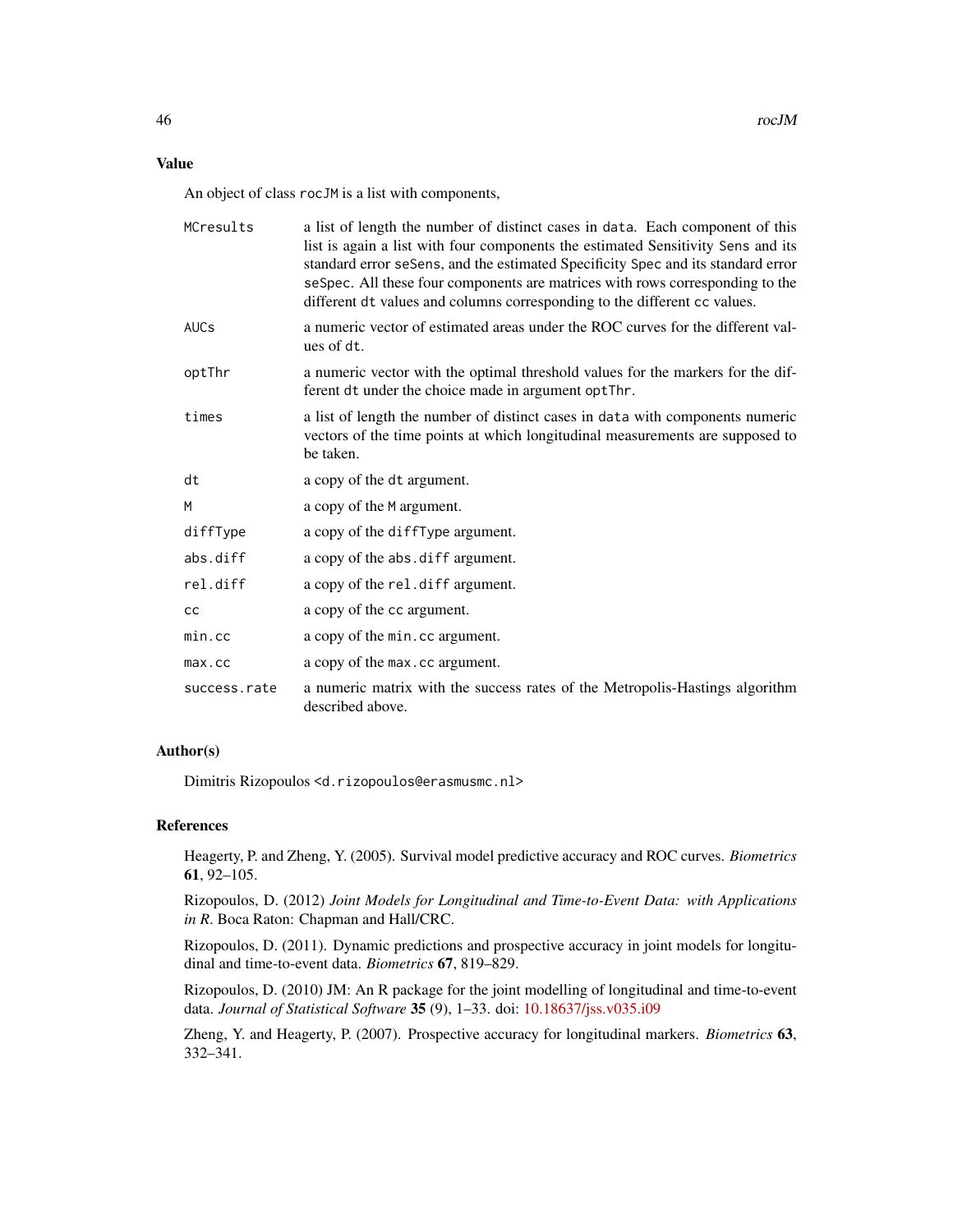## Value

An object of class `rocJM` is a list with components,

| | |
|---|---|
| `MCresults` | a list of length the number of distinct cases in `data`. Each component of this list is again a list with four components the estimated Sensitivity `Sens` and its standard error `seSens`, and the estimated Specificity `Spec` and its standard error `seSpec`. All these four components are matrices with rows corresponding to the different `dt` values and columns corresponding to the different `cc` values. |
| `AUCs` | a numeric vector of estimated areas under the ROC curves for the different values of `dt`. |
| `optThr` | a numeric vector with the optimal threshold values for the markers for the different `dt` under the choice made in argument `optThr`. |
| `times` | a list of length the number of distinct cases in `data` with components numeric vectors of the time points at which longitudinal measurements are supposed to be taken. |
| `dt` | a copy of the `dt` argument. |
| `M` | a copy of the `M` argument. |
| `diffType` | a copy of the `diffType` argument. |
| `abs.diff` | a copy of the `abs.diff` argument. |
| `rel.diff` | a copy of the `rel.diff` argument. |
| `cc` | a copy of the `cc` argument. |
| `min.cc` | a copy of the `min.cc` argument. |
| `max.cc` | a copy of the `max.cc` argument. |
| `success.rate` | a numeric matrix with the success rates of the Metropolis-Hastings algorithm described above. |

## Author(s)

Dimitris Rizopoulos <d.rizopoulos@erasmusmc.nl>

## References

Heagerty, P. and Zheng, Y. (2005). Survival model predictive accuracy and ROC curves. *Biometrics* **61**, 92–105.

Rizopoulos, D. (2012) *Joint Models for Longitudinal and Time-to-Event Data: with Applications in R*. Boca Raton: Chapman and Hall/CRC.

Rizopoulos, D. (2011). Dynamic predictions and prospective accuracy in joint models for longitudinal and time-to-event data. *Biometrics* **67**, 819–829.

Rizopoulos, D. (2010) JM: An R package for the joint modelling of longitudinal and time-to-event data. *Journal of Statistical Software* **35** (9), 1–33. doi: 10.18637/jss.v035.i09

Zheng, Y. and Heagerty, P. (2007). Prospective accuracy for longitudinal markers. *Biometrics* **63**, 332–341.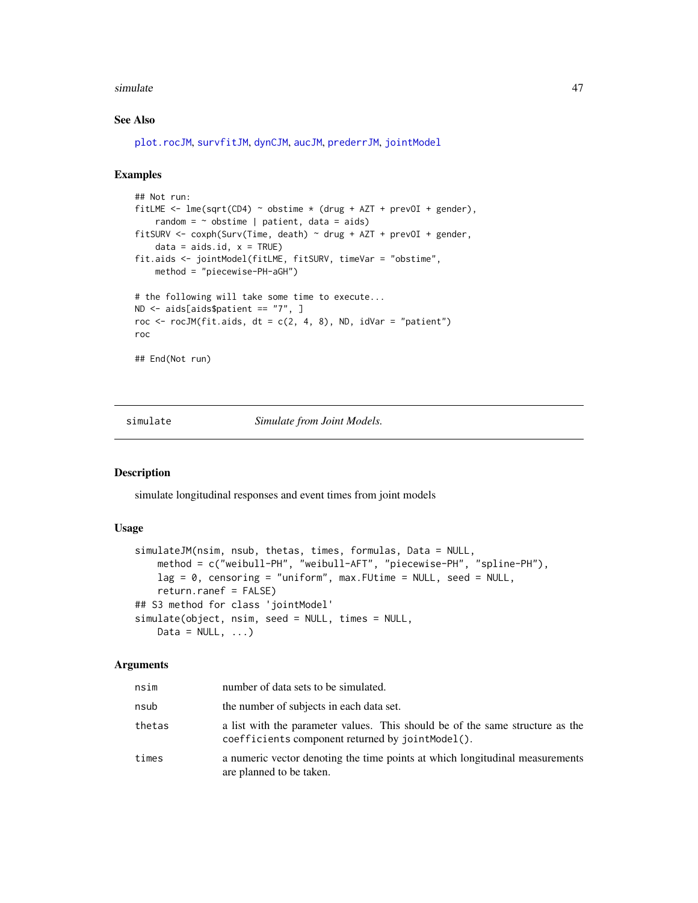### See Also

plot.rocJM, survfitJM, dynCJM, aucJM, prederrJM, jointModel

### Examples

```
## Not run:
fitLME <- lme(sqrt(CD4) ~ obstime * (drug + AZT + prevOI + gender),
    random = ~ obstime | patient, data = aids)
fitSURV <- coxph(Surv(Time, death) ~ drug + AZT + prevOI + gender,
    data = aids.id, x = TRUE)
fit.aids <- jointModel(fitLME, fitSURV, timeVar = "obstime",
    method = "piecewise-PH-aGH")

# the following will take some time to execute...
ND <- aids[aids$patient == "7", ]
roc <- rocJM(fit.aids, dt = c(2, 4, 8), ND, idVar = "patient")
roc

## End(Not run)
```

---

## simulate — *Simulate from Joint Models.*

### Description

simulate longitudinal responses and event times from joint models

### Usage

```
simulateJM(nsim, nsub, thetas, times, formulas, Data = NULL,
    method = c("weibull-PH", "weibull-AFT", "piecewise-PH", "spline-PH"),
    lag = 0, censoring = "uniform", max.FUtime = NULL, seed = NULL,
    return.ranef = FALSE)
## S3 method for class 'jointModel'
simulate(object, nsim, seed = NULL, times = NULL,
    Data = NULL, ...)
```

### Arguments

| | |
|---|---|
| nsim | number of data sets to be simulated. |
| nsub | the number of subjects in each data set. |
| thetas | a list with the parameter values. This should be of the same structure as the `coefficients` component returned by `jointModel()`. |
| times | a numeric vector denoting the time points at which longitudinal measurements are planned to be taken. |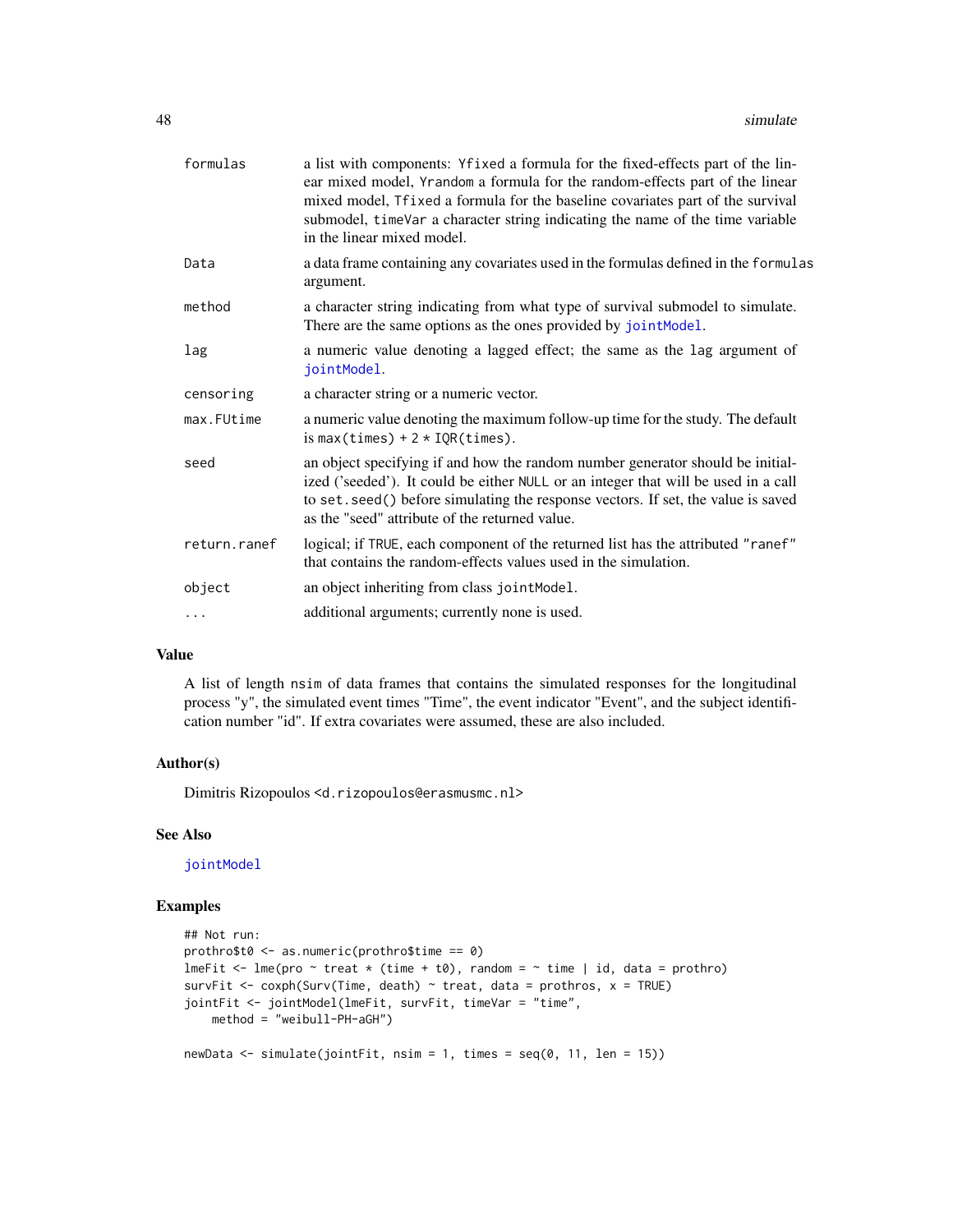| | |
|---|---|
| formulas | a list with components: Yfixed a formula for the fixed-effects part of the linear mixed model, Yrandom a formula for the random-effects part of the linear mixed model, Tfixed a formula for the baseline covariates part of the survival submodel, timeVar a character string indicating the name of the time variable in the linear mixed model. |
| Data | a data frame containing any covariates used in the formulas defined in the formulas argument. |
| method | a character string indicating from what type of survival submodel to simulate. There are the same options as the ones provided by jointModel. |
| lag | a numeric value denoting a lagged effect; the same as the lag argument of jointModel. |
| censoring | a character string or a numeric vector. |
| max.FUtime | a numeric value denoting the maximum follow-up time for the study. The default is max(times) + 2 * IQR(times). |
| seed | an object specifying if and how the random number generator should be initialized ('seeded'). It could be either NULL or an integer that will be used in a call to set.seed() before simulating the response vectors. If set, the value is saved as the "seed" attribute of the returned value. |
| return.ranef | logical; if TRUE, each component of the returned list has the attributed "ranef" that contains the random-effects values used in the simulation. |
| object | an object inheriting from class jointModel. |
| ... | additional arguments; currently none is used. |

## Value

A list of length nsim of data frames that contains the simulated responses for the longitudinal process "y", the simulated event times "Time", the event indicator "Event", and the subject identification number "id". If extra covariates were assumed, these are also included.

## Author(s)

Dimitris Rizopoulos <d.rizopoulos@erasmusmc.nl>

## See Also

jointModel

## Examples

```
## Not run:
prothro$t0 <- as.numeric(prothro$time == 0)
lmeFit <- lme(pro ~ treat * (time + t0), random = ~ time | id, data = prothro)
survFit <- coxph(Surv(Time, death) ~ treat, data = prothros, x = TRUE)
jointFit <- jointModel(lmeFit, survFit, timeVar = "time",
    method = "weibull-PH-aGH")

newData <- simulate(jointFit, nsim = 1, times = seq(0, 11, len = 15))
```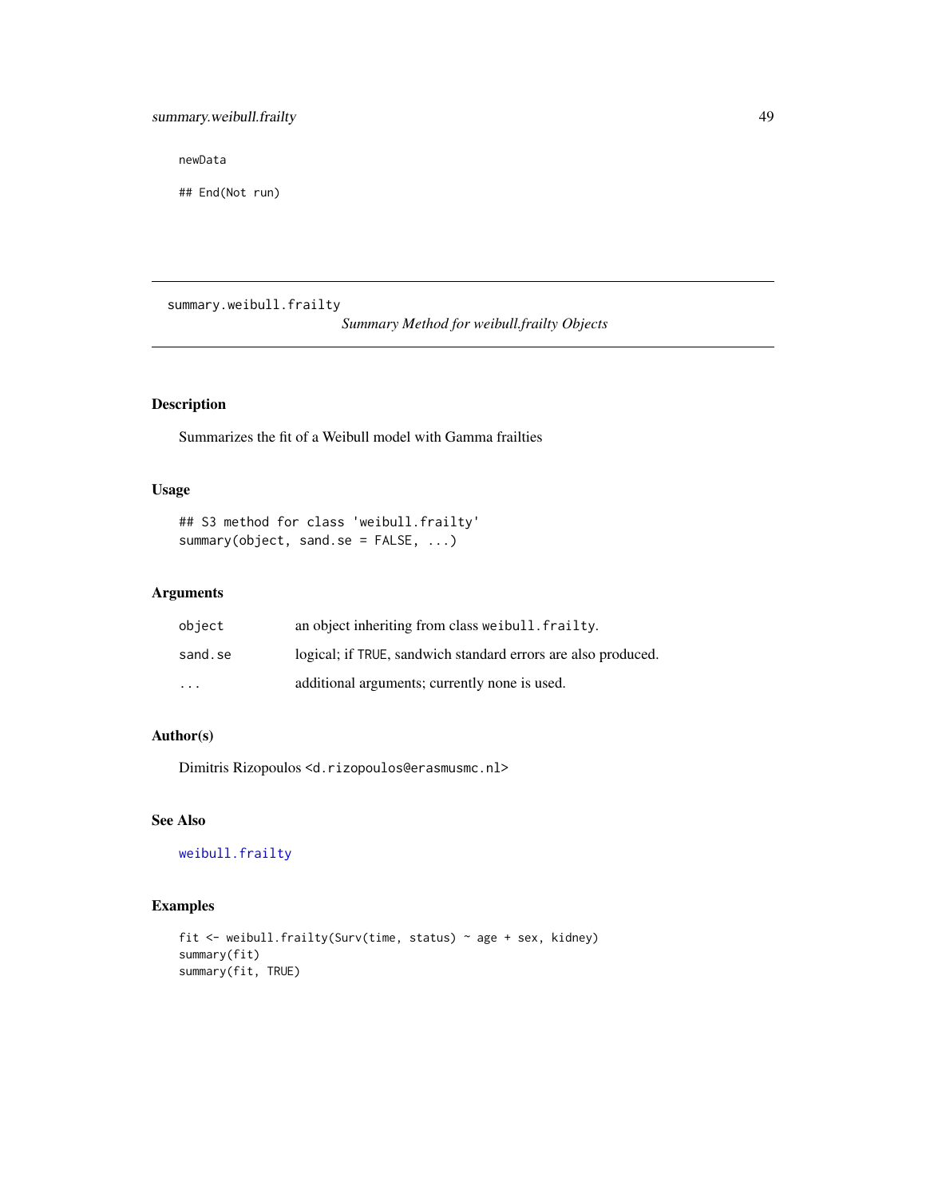```
newData

## End(Not run)
```

---

summary.weibull.frailty

*Summary Method for weibull.frailty Objects*

---

## Description

Summarizes the fit of a Weibull model with Gamma frailties

## Usage

```
## S3 method for class 'weibull.frailty'
summary(object, sand.se = FALSE, ...)
```

## Arguments

| | |
|---|---|
| `object` | an object inheriting from class `weibull.frailty`. |
| `sand.se` | logical; if `TRUE`, sandwich standard errors are also produced. |
| `...` | additional arguments; currently none is used. |

## Author(s)

Dimitris Rizopoulos <`d.rizopoulos@erasmusmc.nl`>

## See Also

`weibull.frailty`

## Examples

```
fit <- weibull.frailty(Surv(time, status) ~ age + sex, kidney)
summary(fit)
summary(fit, TRUE)
```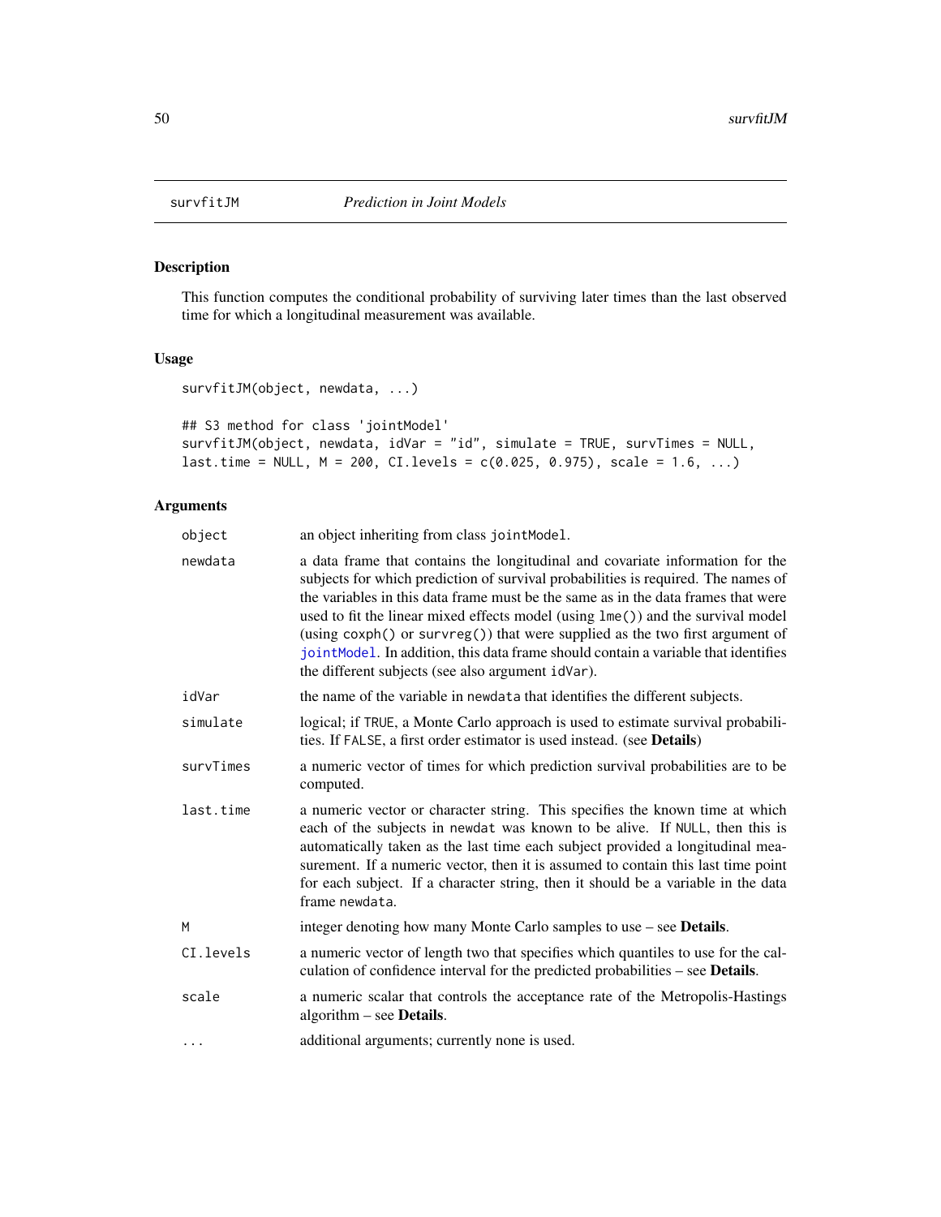## survfitJM — *Prediction in Joint Models*

### Description

This function computes the conditional probability of surviving later times than the last observed time for which a longitudinal measurement was available.

### Usage

```
survfitJM(object, newdata, ...)

## S3 method for class 'jointModel'
survfitJM(object, newdata, idVar = "id", simulate = TRUE, survTimes = NULL,
last.time = NULL, M = 200, CI.levels = c(0.025, 0.975), scale = 1.6, ...)
```

### Arguments

| Argument | Description |
|---|---|
| `object` | an object inheriting from class `jointModel`. |
| `newdata` | a data frame that contains the longitudinal and covariate information for the subjects for which prediction of survival probabilities is required. The names of the variables in this data frame must be the same as in the data frames that were used to fit the linear mixed effects model (using `lme()`) and the survival model (using `coxph()` or `survreg()`) that were supplied as the two first argument of `jointModel`. In addition, this data frame should contain a variable that identifies the different subjects (see also argument `idVar`). |
| `idVar` | the name of the variable in `newdata` that identifies the different subjects. |
| `simulate` | logical; if `TRUE`, a Monte Carlo approach is used to estimate survival probabilities. If `FALSE`, a first order estimator is used instead. (see **Details**) |
| `survTimes` | a numeric vector of times for which prediction survival probabilities are to be computed. |
| `last.time` | a numeric vector or character string. This specifies the known time at which each of the subjects in `newdat` was known to be alive. If `NULL`, then this is automatically taken as the last time each subject provided a longitudinal measurement. If a numeric vector, then it is assumed to contain this last time point for each subject. If a character string, then it should be a variable in the data frame `newdata`. |
| `M` | integer denoting how many Monte Carlo samples to use – see **Details**. |
| `CI.levels` | a numeric vector of length two that specifies which quantiles to use for the calculation of confidence interval for the predicted probabilities – see **Details**. |
| `scale` | a numeric scalar that controls the acceptance rate of the Metropolis-Hastings algorithm – see **Details**. |
| `...` | additional arguments; currently none is used. |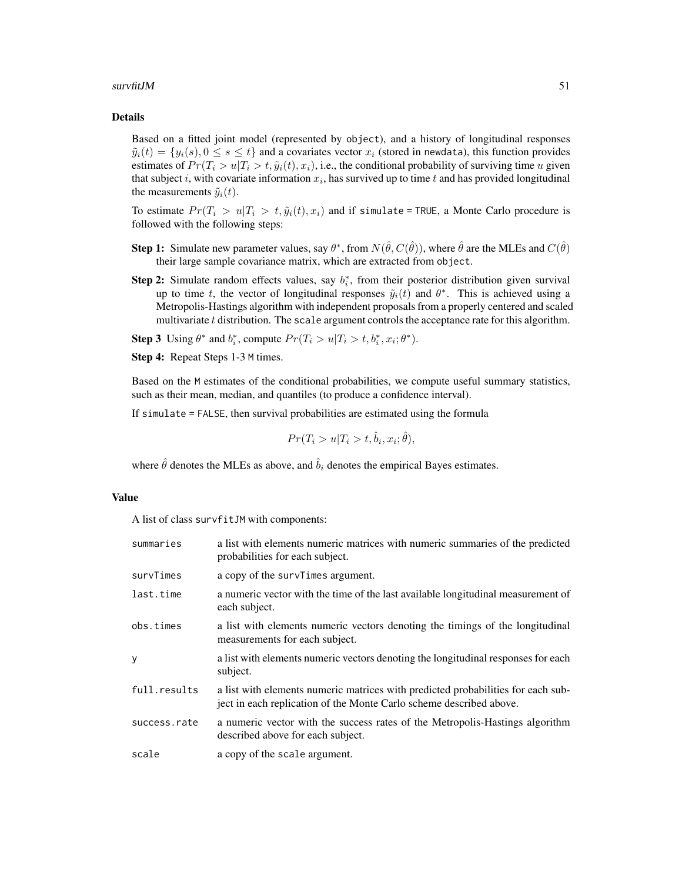## Details

Based on a fitted joint model (represented by `object`), and a history of longitudinal responses $\tilde{y}_i(t) = \{y_i(s), 0 \leq s \leq t\}$ and a covariates vector $x_i$ (stored in `newdata`), this function provides estimates of $Pr(T_i > u | T_i > t, \tilde{y}_i(t), x_i)$, i.e., the conditional probability of surviving time $u$ given that subject $i$, with covariate information $x_i$, has survived up to time $t$ and has provided longitudinal the measurements $\tilde{y}_i(t)$.

To estimate $Pr(T_i > u | T_i > t, \tilde{y}_i(t), x_i)$ and if `simulate = TRUE`, a Monte Carlo procedure is followed with the following steps:

**Step 1:** Simulate new parameter values, say $\theta^*$, from $N(\hat{\theta}, C(\hat{\theta}))$, where $\hat{\theta}$ are the MLEs and $C(\hat{\theta})$ their large sample covariance matrix, which are extracted from `object`.

**Step 2:** Simulate random effects values, say $b_i^*$, from their posterior distribution given survival up to time $t$, the vector of longitudinal responses $\tilde{y}_i(t)$ and $\theta^*$. This is achieved using a Metropolis-Hastings algorithm with independent proposals from a properly centered and scaled multivariate $t$ distribution. The `scale` argument controls the acceptance rate for this algorithm.

**Step 3** Using $\theta^*$ and $b_i^*$, compute $Pr(T_i > u | T_i > t, b_i^*, x_i; \theta^*)$.

**Step 4:** Repeat Steps 1-3 `M` times.

Based on the `M` estimates of the conditional probabilities, we compute useful summary statistics, such as their mean, median, and quantiles (to produce a confidence interval).

If `simulate = FALSE`, then survival probabilities are estimated using the formula

$$Pr(T_i > u | T_i > t, \hat{b}_i, x_i; \hat{\theta}),$$

where $\hat{\theta}$ denotes the MLEs as above, and $\hat{b}_i$ denotes the empirical Bayes estimates.

## Value

A list of class `survfitJM` with components:

| | |
|---|---|
| `summaries` | a list with elements numeric matrices with numeric summaries of the predicted probabilities for each subject. |
| `survTimes` | a copy of the `survTimes` argument. |
| `last.time` | a numeric vector with the time of the last available longitudinal measurement of each subject. |
| `obs.times` | a list with elements numeric vectors denoting the timings of the longitudinal measurements for each subject. |
| `y` | a list with elements numeric vectors denoting the longitudinal responses for each subject. |
| `full.results` | a list with elements numeric matrices with predicted probabilities for each subject in each replication of the Monte Carlo scheme described above. |
| `success.rate` | a numeric vector with the success rates of the Metropolis-Hastings algorithm described above for each subject. |
| `scale` | a copy of the `scale` argument. |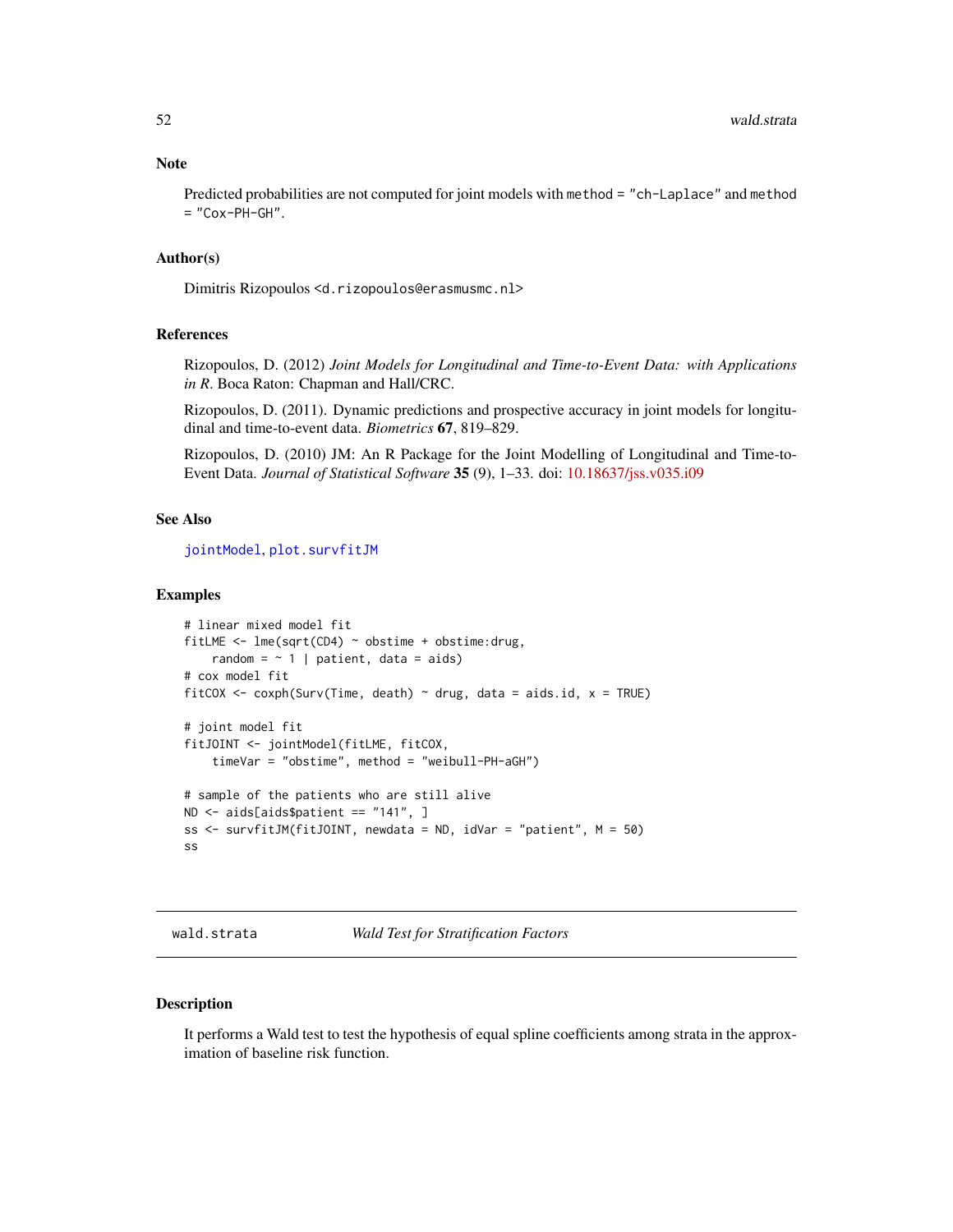### Note

Predicted probabilities are not computed for joint models with method = "ch-Laplace" and method = "Cox-PH-GH".

### Author(s)

Dimitris Rizopoulos <d.rizopoulos@erasmusmc.nl>

### References

Rizopoulos, D. (2012) *Joint Models for Longitudinal and Time-to-Event Data: with Applications in R*. Boca Raton: Chapman and Hall/CRC.

Rizopoulos, D. (2011). Dynamic predictions and prospective accuracy in joint models for longitudinal and time-to-event data. *Biometrics* **67**, 819–829.

Rizopoulos, D. (2010) JM: An R Package for the Joint Modelling of Longitudinal and Time-to-Event Data. *Journal of Statistical Software* **35** (9), 1–33. doi: 10.18637/jss.v035.i09

### See Also

jointModel, plot.survfitJM

### Examples

```
# linear mixed model fit
fitLME <- lme(sqrt(CD4) ~ obstime + obstime:drug,
    random = ~ 1 | patient, data = aids)
# cox model fit
fitCOX <- coxph(Surv(Time, death) ~ drug, data = aids.id, x = TRUE)

# joint model fit
fitJOINT <- jointModel(fitLME, fitCOX,
    timeVar = "obstime", method = "weibull-PH-aGH")

# sample of the patients who are still alive
ND <- aids[aids$patient == "141", ]
ss <- survfitJM(fitJOINT, newdata = ND, idVar = "patient", M = 50)
ss
```

---

## wald.strata — *Wald Test for Stratification Factors*

### Description

It performs a Wald test to test the hypothesis of equal spline coefficients among strata in the approximation of baseline risk function.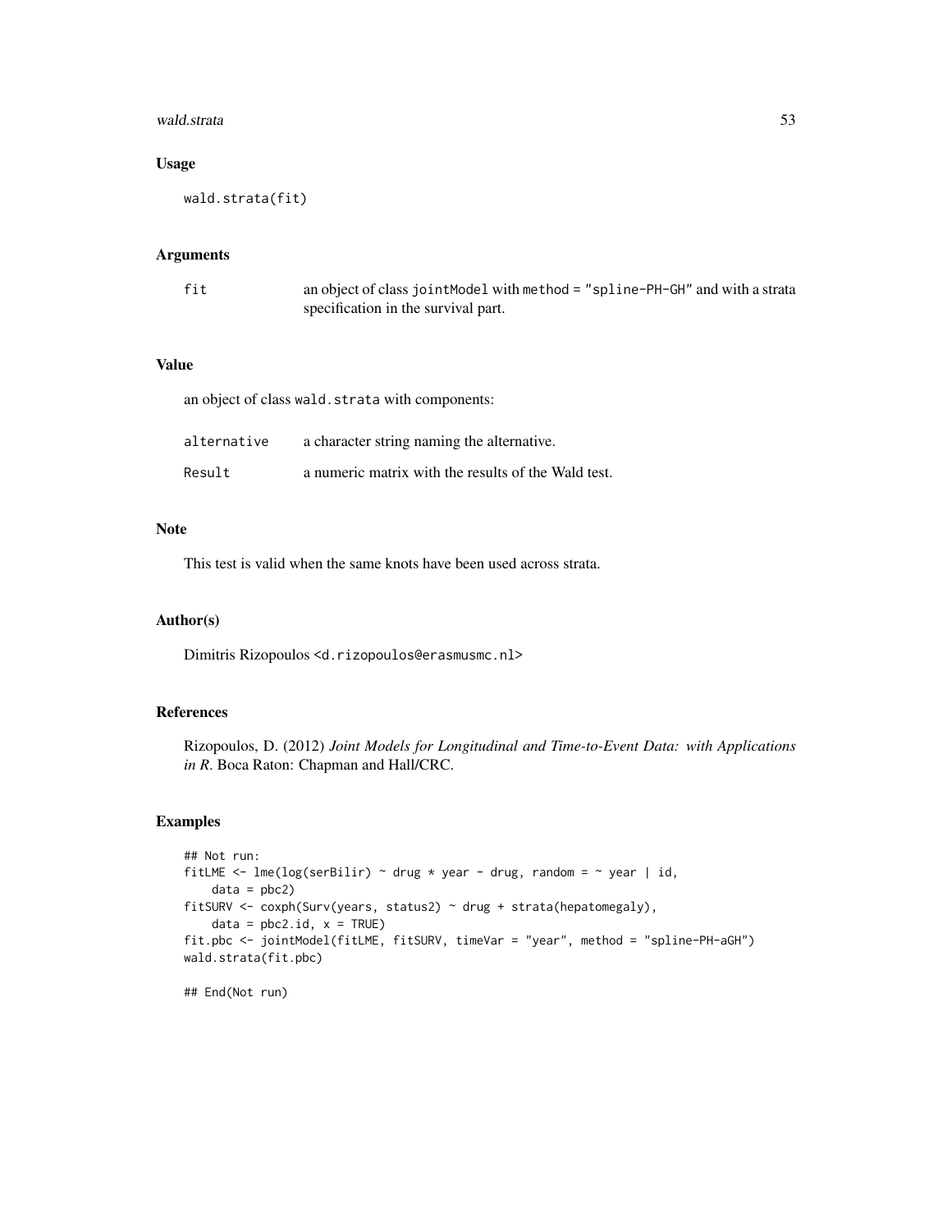### Usage

```
wald.strata(fit)
```

### Arguments

| | |
|---|---|
| fit | an object of class `jointModel` with `method = "spline-PH-GH"` and with a strata specification in the survival part. |

### Value

an object of class `wald.strata` with components:

| | |
|---|---|
| alternative | a character string naming the alternative. |
| Result | a numeric matrix with the results of the Wald test. |

### Note

This test is valid when the same knots have been used across strata.

### Author(s)

Dimitris Rizopoulos <d.rizopoulos@erasmusmc.nl>

### References

Rizopoulos, D. (2012) *Joint Models for Longitudinal and Time-to-Event Data: with Applications in R*. Boca Raton: Chapman and Hall/CRC.

### Examples

```
## Not run:
fitLME <- lme(log(serBilir) ~ drug * year - drug, random = ~ year | id,
    data = pbc2)
fitSURV <- coxph(Surv(years, status2) ~ drug + strata(hepatomegaly),
    data = pbc2.id, x = TRUE)
fit.pbc <- jointModel(fitLME, fitSURV, timeVar = "year", method = "spline-PH-aGH")
wald.strata(fit.pbc)

## End(Not run)
```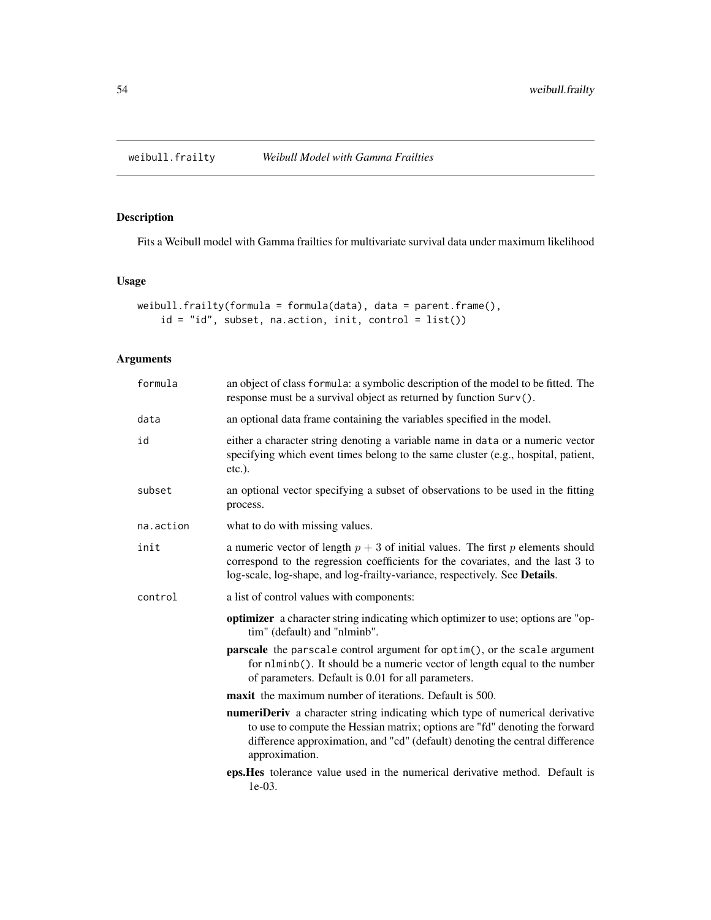# weibull.frailty — *Weibull Model with Gamma Frailties*

## Description

Fits a Weibull model with Gamma frailties for multivariate survival data under maximum likelihood

## Usage

```
weibull.frailty(formula = formula(data), data = parent.frame(),
    id = "id", subset, na.action, init, control = list())
```

## Arguments

| Argument | Description |
| --- | --- |
| formula | an object of class formula: a symbolic description of the model to be fitted. The response must be a survival object as returned by function Surv(). |
| data | an optional data frame containing the variables specified in the model. |
| id | either a character string denoting a variable name in data or a numeric vector specifying which event times belong to the same cluster (e.g., hospital, patient, etc.). |
| subset | an optional vector specifying a subset of observations to be used in the fitting process. |
| na.action | what to do with missing values. |
| init | a numeric vector of length $p + 3$ of initial values. The first $p$ elements should correspond to the regression coefficients for the covariates, and the last 3 to log-scale, log-shape, and log-frailty-variance, respectively. See **Details**. |
| control | a list of control values with components: |

**optimizer** a character string indicating which optimizer to use; options are "optim" (default) and "nlminb".

**parscale** the parscale control argument for optim(), or the scale argument for nlminb(). It should be a numeric vector of length equal to the number of parameters. Default is 0.01 for all parameters.

**maxit** the maximum number of iterations. Default is 500.

**numeriDeriv** a character string indicating which type of numerical derivative to use to compute the Hessian matrix; options are "fd" denoting the forward difference approximation, and "cd" (default) denoting the central difference approximation.

**eps.Hes** tolerance value used in the numerical derivative method. Default is 1e-03.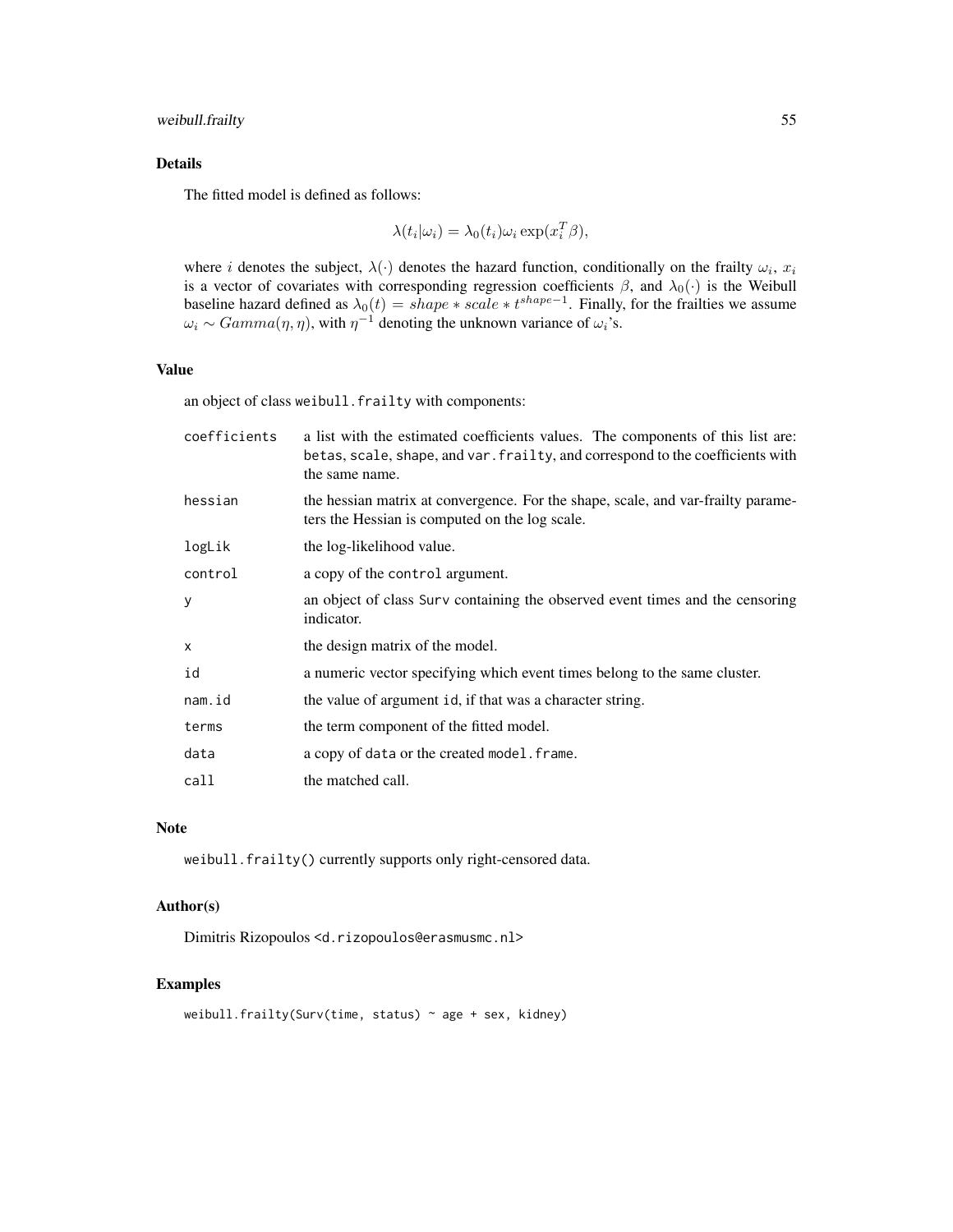## Details

The fitted model is defined as follows:

$$\lambda(t_i|\omega_i) = \lambda_0(t_i)\omega_i \exp(x_i^T \beta),$$

where $i$ denotes the subject, $\lambda(\cdot)$ denotes the hazard function, conditionally on the frailty $\omega_i$, $x_i$ is a vector of covariates with corresponding regression coefficients $\beta$, and $\lambda_0(\cdot)$ is the Weibull baseline hazard defined as $\lambda_0(t) = shape * scale * t^{shape-1}$. Finally, for the frailties we assume $\omega_i \sim Gamma(\eta, \eta)$, with $\eta^{-1}$ denoting the unknown variance of $\omega_i$'s.

## Value

an object of class `weibull.frailty` with components:

| | |
|---|---|
| `coefficients` | a list with the estimated coefficients values. The components of this list are: `betas`, `scale`, `shape`, and `var.frailty`, and correspond to the coefficients with the same name. |
| `hessian` | the hessian matrix at convergence. For the shape, scale, and var-frailty parameters the Hessian is computed on the log scale. |
| `logLik` | the log-likelihood value. |
| `control` | a copy of the `control` argument. |
| `y` | an object of class `Surv` containing the observed event times and the censoring indicator. |
| `x` | the design matrix of the model. |
| `id` | a numeric vector specifying which event times belong to the same cluster. |
| `nam.id` | the value of argument `id`, if that was a character string. |
| `terms` | the term component of the fitted model. |
| `data` | a copy of `data` or the created `model.frame`. |
| `call` | the matched call. |

## Note

`weibull.frailty()` currently supports only right-censored data.

## Author(s)

Dimitris Rizopoulos <`d.rizopoulos@erasmusmc.nl`>

## Examples

```
weibull.frailty(Surv(time, status) ~ age + sex, kidney)
```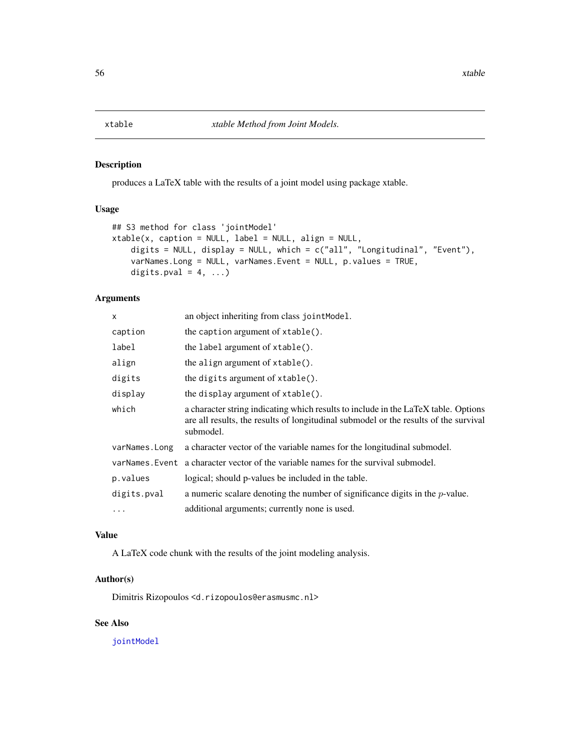# xtable — *xtable Method from Joint Models.*

## Description

produces a LaTeX table with the results of a joint model using package xtable.

## Usage

```
## S3 method for class 'jointModel'
xtable(x, caption = NULL, label = NULL, align = NULL,
    digits = NULL, display = NULL, which = c("all", "Longitudinal", "Event"),
    varNames.Long = NULL, varNames.Event = NULL, p.values = TRUE,
    digits.pval = 4, ...)
```

## Arguments

| | |
|---|---|
| `x` | an object inheriting from class `jointModel`. |
| `caption` | the `caption` argument of `xtable()`. |
| `label` | the `label` argument of `xtable()`. |
| `align` | the `align` argument of `xtable()`. |
| `digits` | the `digits` argument of `xtable()`. |
| `display` | the `display` argument of `xtable()`. |
| `which` | a character string indicating which results to include in the LaTeX table. Options are all results, the results of longitudinal submodel or the results of the survival submodel. |
| `varNames.Long` | a character vector of the variable names for the longitudinal submodel. |
| `varNames.Event` | a character vector of the variable names for the survival submodel. |
| `p.values` | logical; should p-values be included in the table. |
| `digits.pval` | a numeric scalare denoting the number of significance digits in the $p$-value. |
| `...` | additional arguments; currently none is used. |

## Value

A LaTeX code chunk with the results of the joint modeling analysis.

## Author(s)

Dimitris Rizopoulos <`d.rizopoulos@erasmusmc.nl`>

## See Also

`jointModel`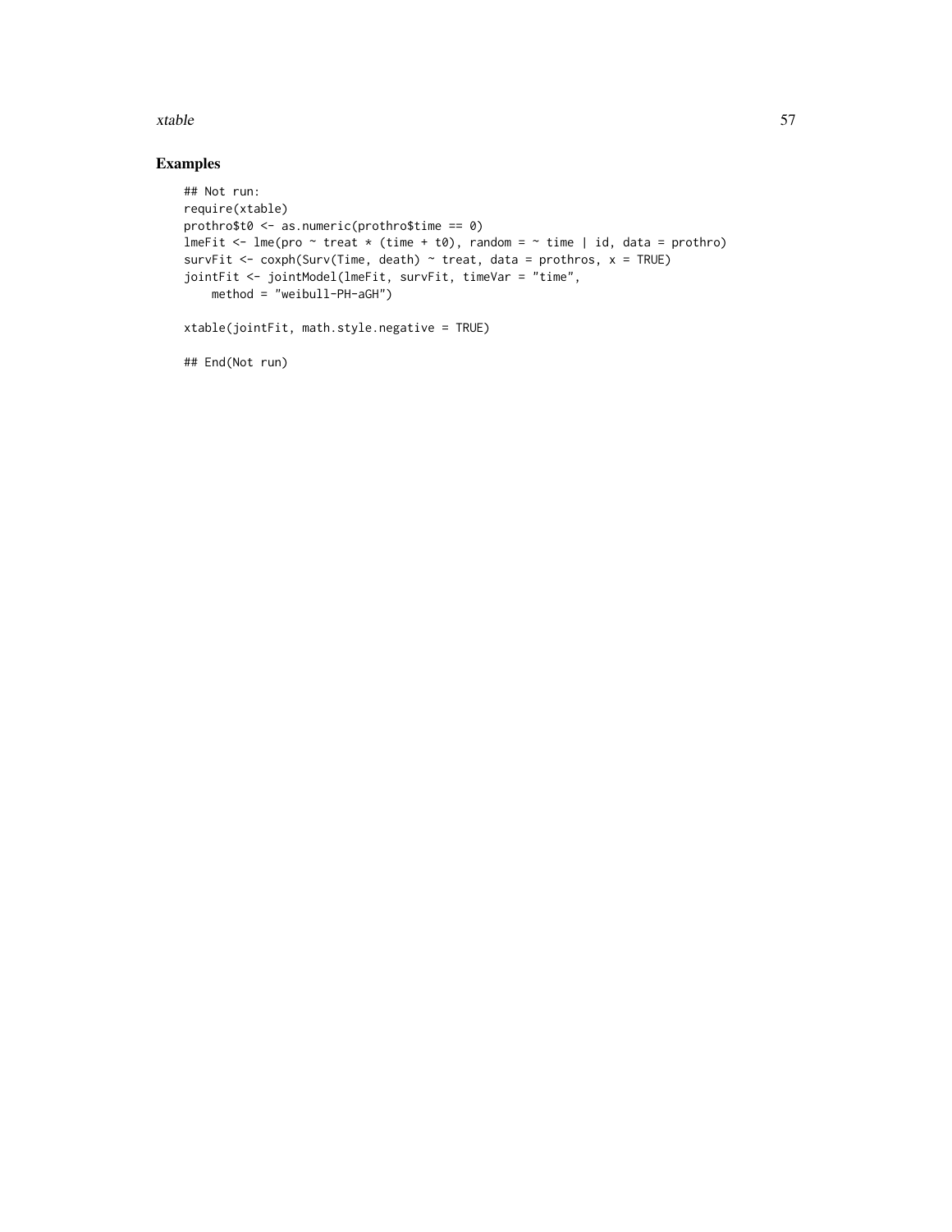# Examples

```
## Not run:
require(xtable)
prothro$t0 <- as.numeric(prothro$time == 0)
lmeFit <- lme(pro ~ treat * (time + t0), random = ~ time | id, data = prothro)
survFit <- coxph(Surv(Time, death) ~ treat, data = prothros, x = TRUE)
jointFit <- jointModel(lmeFit, survFit, timeVar = "time",
    method = "weibull-PH-aGH")

xtable(jointFit, math.style.negative = TRUE)

## End(Not run)
```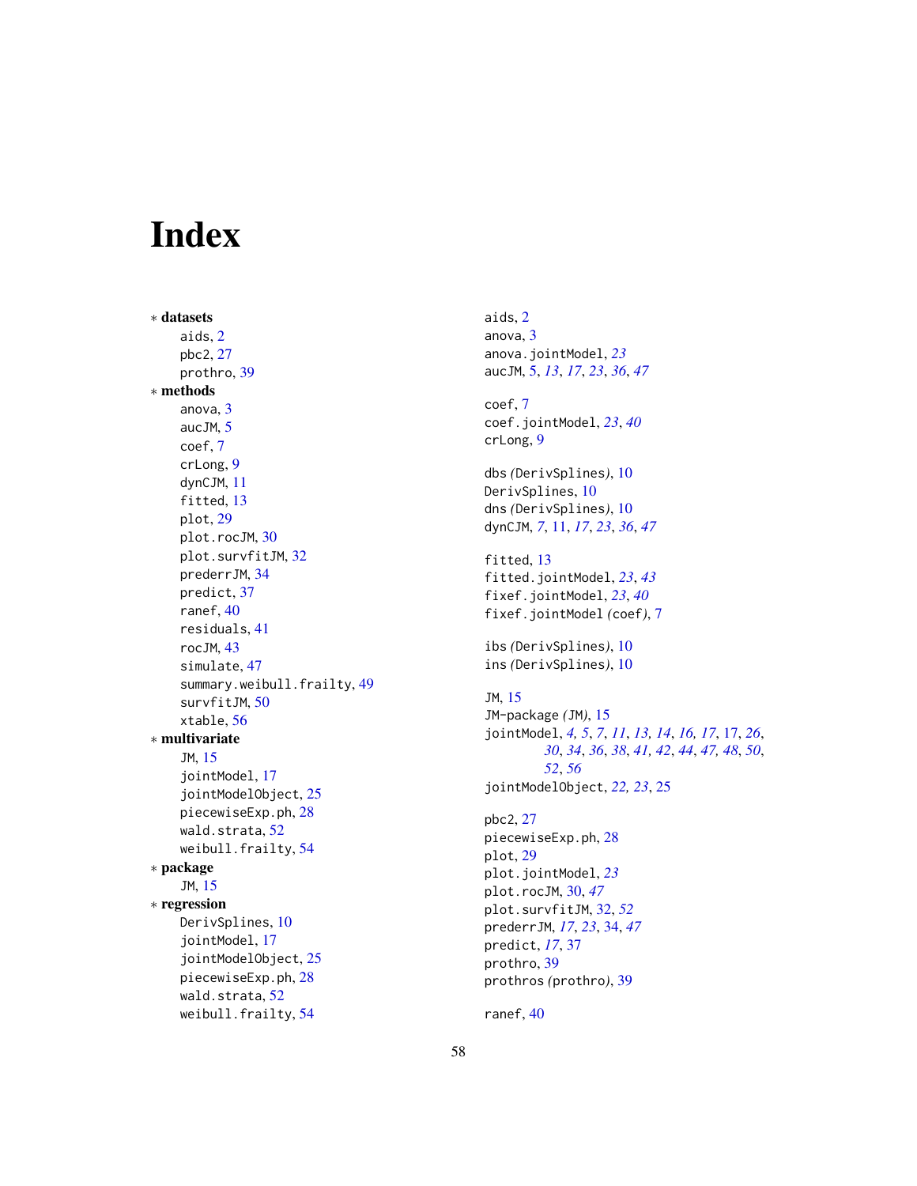# Index

* **datasets**
  - aids, 2
  - pbc2, 27
  - prothro, 39
* **methods**
  - anova, 3
  - aucJM, 5
  - coef, 7
  - crLong, 9
  - dynCJM, 11
  - fitted, 13
  - plot, 29
  - plot.rocJM, 30
  - plot.survfitJM, 32
  - prederrJM, 34
  - predict, 37
  - ranef, 40
  - residuals, 41
  - rocJM, 43
  - simulate, 47
  - summary.weibull.frailty, 49
  - survfitJM, 50
  - xtable, 56
* **multivariate**
  - JM, 15
  - jointModel, 17
  - jointModelObject, 25
  - piecewiseExp.ph, 28
  - wald.strata, 52
  - weibull.frailty, 54
* **package**
  - JM, 15
* **regression**
  - DerivSplines, 10
  - jointModel, 17
  - jointModelObject, 25
  - piecewiseExp.ph, 28
  - wald.strata, 52
  - weibull.frailty, 54

aids, 2
anova, 3
anova.jointModel, *23*
aucJM, 5, *13*, *17*, *23*, *36*, *47*

coef, 7
coef.jointModel, *23*, *40*
crLong, 9

dbs *(*DerivSplines*)*, 10
DerivSplines, 10
dns *(*DerivSplines*)*, 10
dynCJM, *7*, 11, *17*, *23*, *36*, *47*

fitted, 13
fitted.jointModel, *23*, *43*
fixef.jointModel, *23*, *40*
fixef.jointModel *(*coef*)*, 7

ibs *(*DerivSplines*)*, 10
ins *(*DerivSplines*)*, 10

JM, 15
JM-package *(*JM*)*, 15
jointModel, *4*, *5*, *7*, *11*, *13*, *14*, *16*, *17*, 17, *26*, *30*, *34*, *36*, *38*, *41*, *42*, *44*, *47*, *48*, *50*, *52*, *56*
jointModelObject, *22*, *23*, 25

pbc2, 27
piecewiseExp.ph, 28
plot, 29
plot.jointModel, *23*
plot.rocJM, 30, *47*
plot.survfitJM, 32, *52*
prederrJM, *17*, *23*, 34, *47*
predict, *17*, 37
prothro, 39
prothros *(*prothro*)*, 39

ranef, 40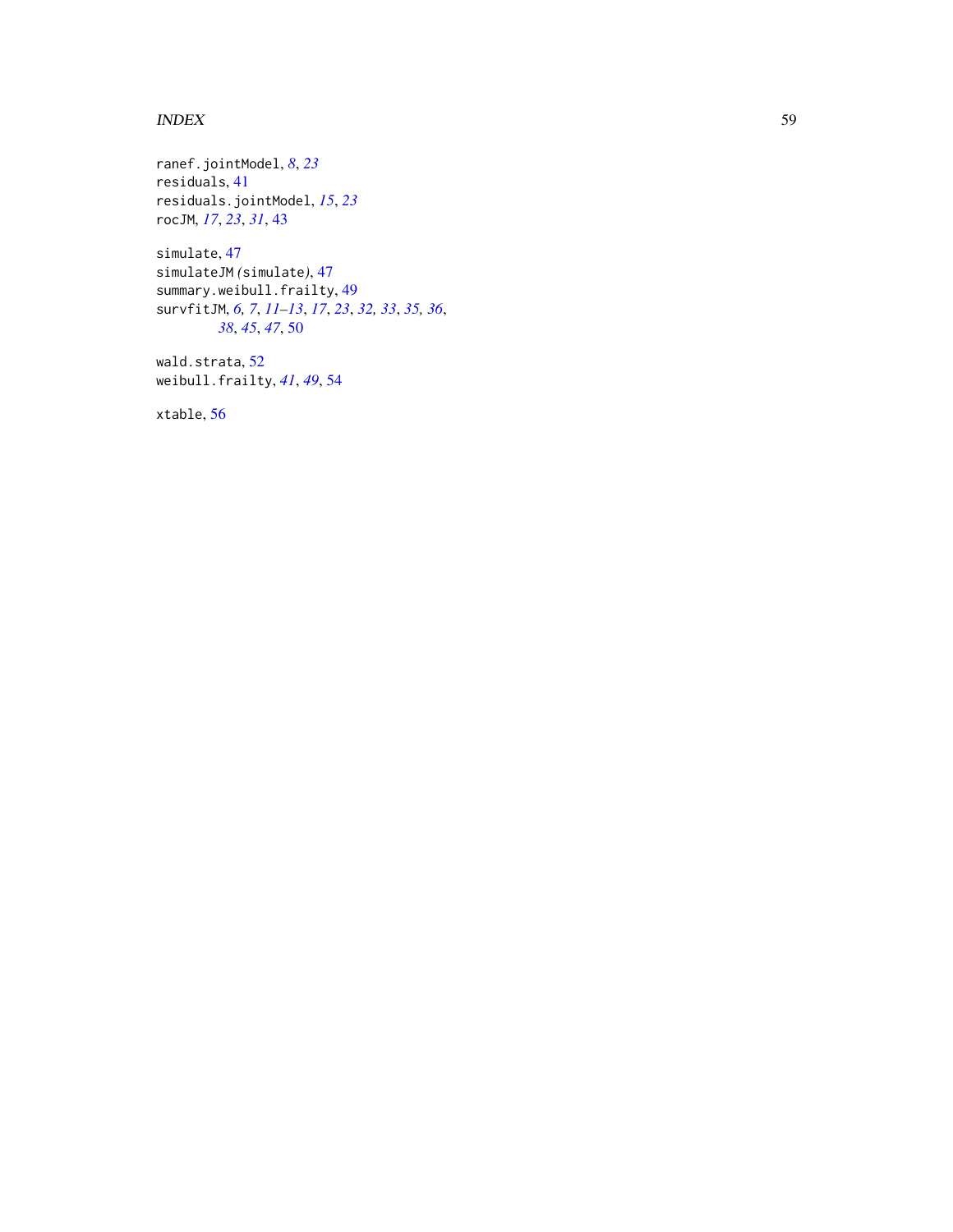ranef.jointModel, *8*, *23*
residuals, 41
residuals.jointModel, *15*, *23*
rocJM, *17*, *23*, *31*, 43

simulate, 47
simulateJM *(*simulate*)*, 47
summary.weibull.frailty, 49
survfitJM, *6, 7*, *11–13*, *17*, *23*, *32, 33*, *35, 36*, *38*, *45*, *47*, 50

wald.strata, 52
weibull.frailty, *41*, *49*, 54

xtable, 56